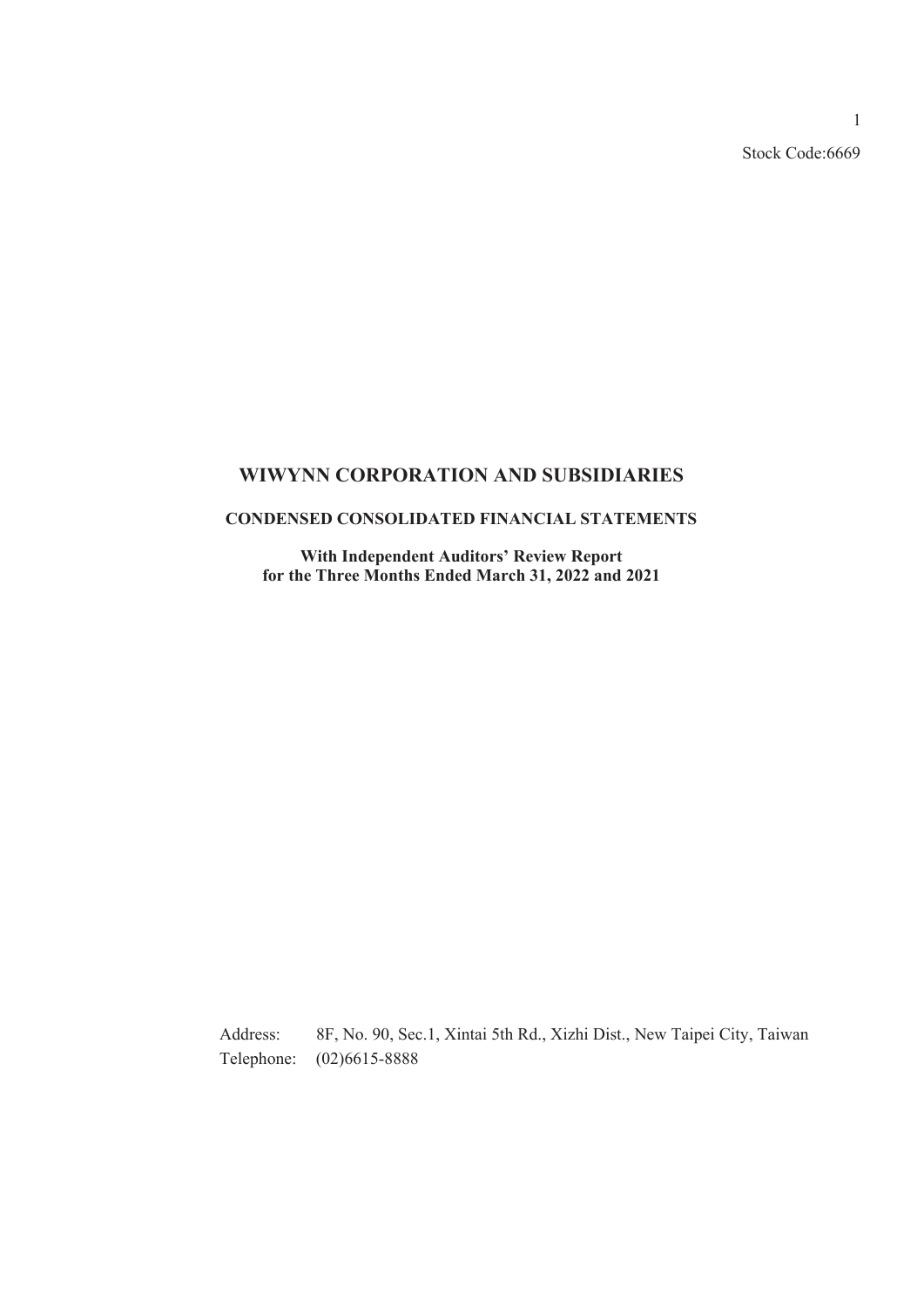Stock Code:6669

# WIWYNN CORPORATION AND SUBSIDIARIES

## CONDENSED CONSOLIDATED FINANCIAL STATEMENTS

**With Independent Auditors' Review Report for the Three Months Ended March 31, 2022 and 2021**

Address: 8F, No. 90, Sec.1, Xintai 5th Rd., Xizhi Dist., New Taipei City, Taiwan

Telephone: (02)6615-8888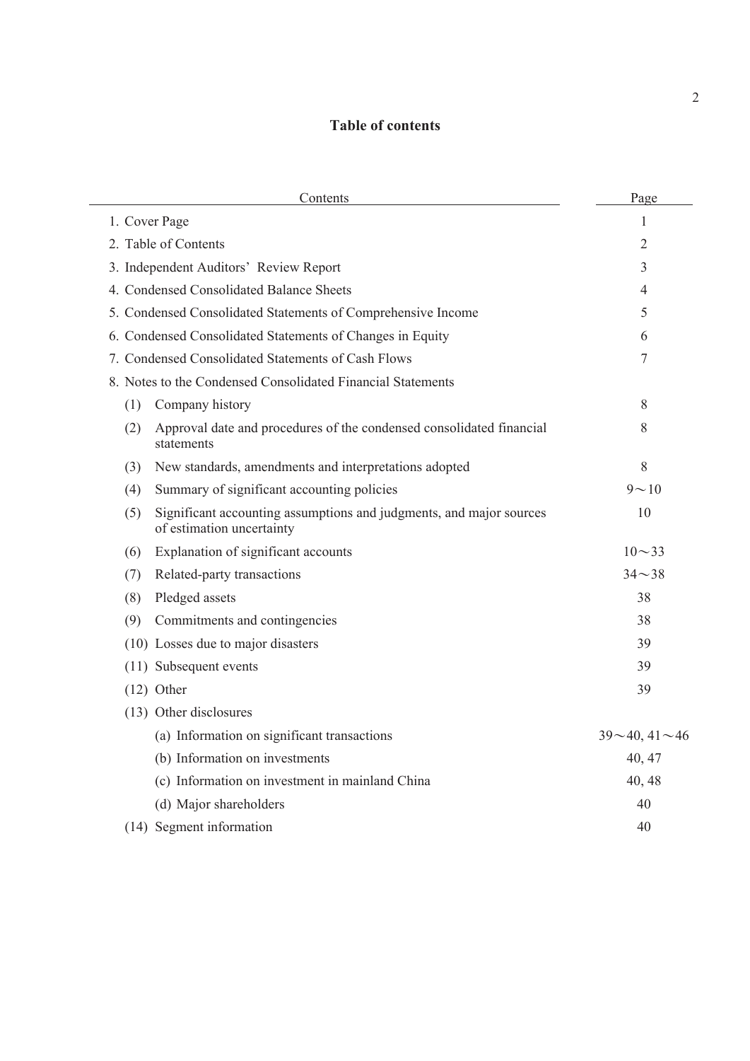# Table of contents

| Contents | Page |
|---|---|
| 1. Cover Page | 1 |
| 2. Table of Contents | 2 |
| 3. Independent Auditors' Review Report | 3 |
| 4. Condensed Consolidated Balance Sheets | 4 |
| 5. Condensed Consolidated Statements of Comprehensive Income | 5 |
| 6. Condensed Consolidated Statements of Changes in Equity | 6 |
| 7. Condensed Consolidated Statements of Cash Flows | 7 |
| 8. Notes to the Condensed Consolidated Financial Statements | |
| (1) Company history | 8 |
| (2) Approval date and procedures of the condensed consolidated financial statements | 8 |
| (3) New standards, amendments and interpretations adopted | 8 |
| (4) Summary of significant accounting policies | 9～10 |
| (5) Significant accounting assumptions and judgments, and major sources of estimation uncertainty | 10 |
| (6) Explanation of significant accounts | 10～33 |
| (7) Related-party transactions | 34～38 |
| (8) Pledged assets | 38 |
| (9) Commitments and contingencies | 38 |
| (10) Losses due to major disasters | 39 |
| (11) Subsequent events | 39 |
| (12) Other | 39 |
| (13) Other disclosures | |
| (a) Information on significant transactions | 39～40, 41～46 |
| (b) Information on investments | 40, 47 |
| (c) Information on investment in mainland China | 40, 48 |
| (d) Major shareholders | 40 |
| (14) Segment information | 40 |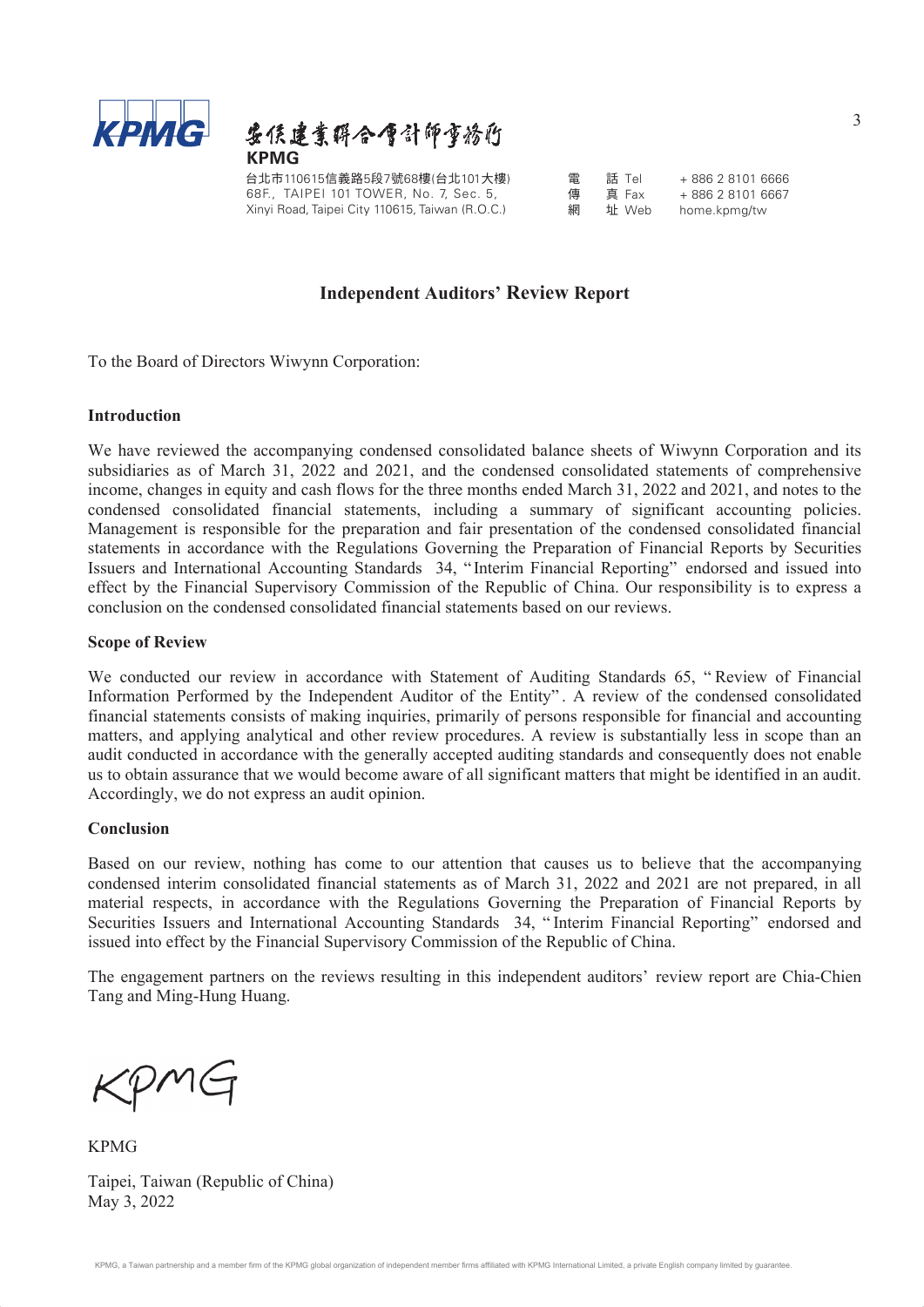安侯建業聯合會計師事務所
**KPMG**

台北市110615信義路5段7號68樓(台北101大樓)
68F., TAIPEI 101 TOWER, No. 7, Sec. 5,
Xinyi Road, Taipei City 110615, Taiwan (R.O.C.)

電 話 Tel + 886 2 8101 6666
傳 真 Fax + 886 2 8101 6667
網 址 Web home.kpmg/tw

## Independent Auditors' Review Report

To the Board of Directors Wiwynn Corporation:

### Introduction

We have reviewed the accompanying condensed consolidated balance sheets of Wiwynn Corporation and its subsidiaries as of March 31, 2022 and 2021, and the condensed consolidated statements of comprehensive income, changes in equity and cash flows for the three months ended March 31, 2022 and 2021, and notes to the condensed consolidated financial statements, including a summary of significant accounting policies. Management is responsible for the preparation and fair presentation of the condensed consolidated financial statements in accordance with the Regulations Governing the Preparation of Financial Reports by Securities Issuers and International Accounting Standards 34, "Interim Financial Reporting" endorsed and issued into effect by the Financial Supervisory Commission of the Republic of China. Our responsibility is to express a conclusion on the condensed consolidated financial statements based on our reviews.

### Scope of Review

We conducted our review in accordance with Statement of Auditing Standards 65, "Review of Financial Information Performed by the Independent Auditor of the Entity". A review of the condensed consolidated financial statements consists of making inquiries, primarily of persons responsible for financial and accounting matters, and applying analytical and other review procedures. A review is substantially less in scope than an audit conducted in accordance with the generally accepted auditing standards and consequently does not enable us to obtain assurance that we would become aware of all significant matters that might be identified in an audit. Accordingly, we do not express an audit opinion.

### Conclusion

Based on our review, nothing has come to our attention that causes us to believe that the accompanying condensed interim consolidated financial statements as of March 31, 2022 and 2021 are not prepared, in all material respects, in accordance with the Regulations Governing the Preparation of Financial Reports by Securities Issuers and International Accounting Standards 34, "Interim Financial Reporting" endorsed and issued into effect by the Financial Supervisory Commission of the Republic of China.

The engagement partners on the reviews resulting in this independent auditors' review report are Chia-Chien Tang and Ming-Hung Huang.

KPMG

Taipei, Taiwan (Republic of China)
May 3, 2022

KPMG, a Taiwan partnership and a member firm of the KPMG global organization of independent member firms affiliated with KPMG International Limited, a private English company limited by guarantee.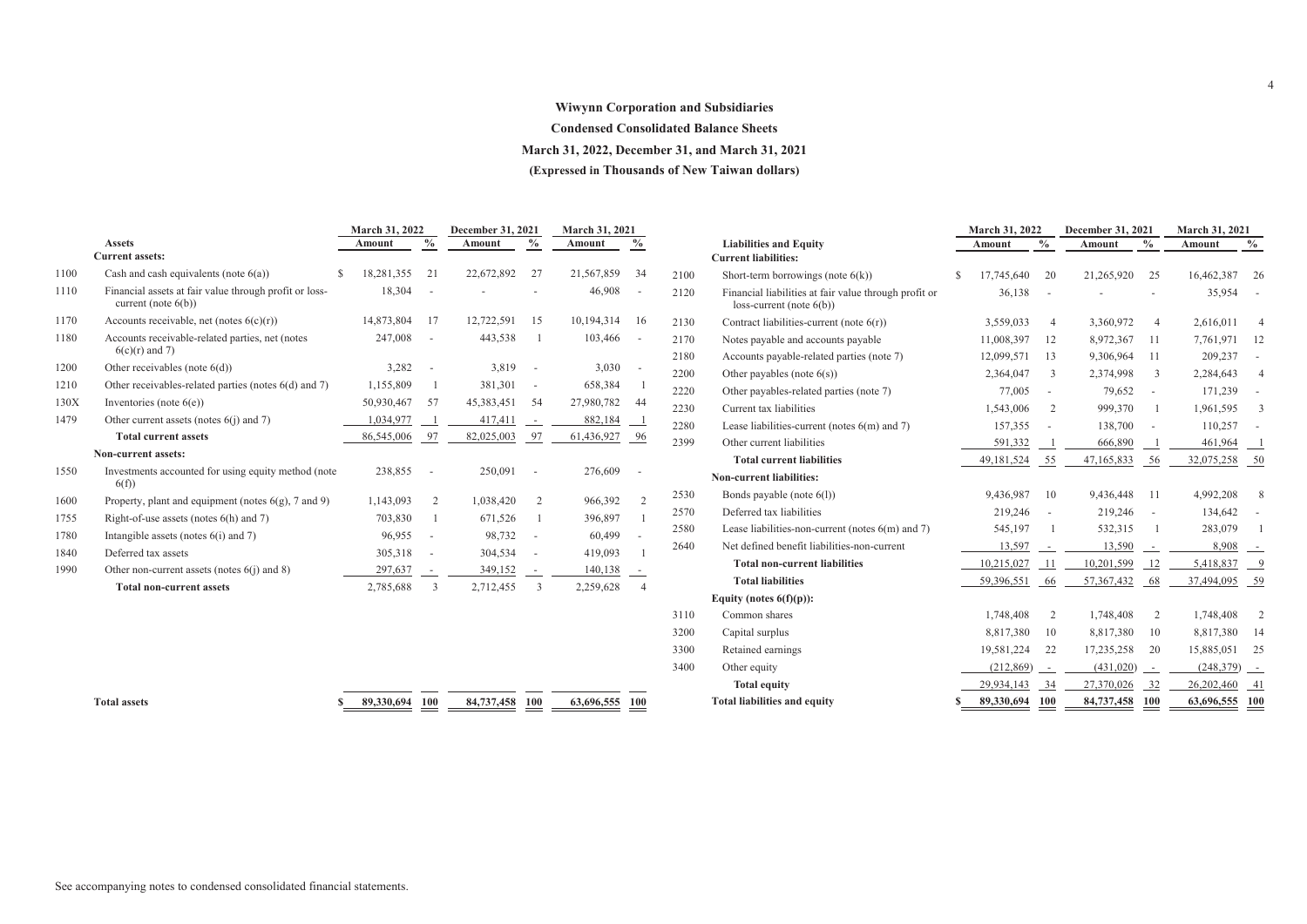# Wiwynn Corporation and Subsidiaries

## Condensed Consolidated Balance Sheets

### March 31, 2022, December 31, and March 31, 2021

### (Expressed in Thousands of New Taiwan dollars)

| | Assets | March 31, 2022 Amount | % | December 31, 2021 Amount | % | March 31, 2021 Amount | % |
|---|---|---|---|---|---|---|---|
| | **Current assets:** | | | | | | |
| 1100 | Cash and cash equivalents (note 6(a)) | $ 18,281,355 | 21 | 22,672,892 | 27 | 21,567,859 | 34 |
| 1110 | Financial assets at fair value through profit or loss-current (note 6(b)) | 18,304 | - | - | - | 46,908 | - |
| 1170 | Accounts receivable, net (notes 6(c)(r)) | 14,873,804 | 17 | 12,722,591 | 15 | 10,194,314 | 16 |
| 1180 | Accounts receivable-related parties, net (notes 6(c)(r) and 7) | 247,008 | - | 443,538 | 1 | 103,466 | - |
| 1200 | Other receivables (note 6(d)) | 3,282 | - | 3,819 | - | 3,030 | - |
| 1210 | Other receivables-related parties (notes 6(d) and 7) | 1,155,809 | 1 | 381,301 | - | 658,384 | 1 |
| 130X | Inventories (note 6(e)) | 50,930,467 | 57 | 45,383,451 | 54 | 27,980,782 | 44 |
| 1479 | Other current assets (notes 6(j) and 7) | 1,034,977 | 1 | 417,411 | - | 882,184 | 1 |
| | **Total current assets** | 86,545,006 | 97 | 82,025,003 | 97 | 61,436,927 | 96 |
| | **Non-current assets:** | | | | | | |
| 1550 | Investments accounted for using equity method (note 6(f)) | 238,855 | - | 250,091 | - | 276,609 | - |
| 1600 | Property, plant and equipment (notes 6(g), 7 and 9) | 1,143,093 | 2 | 1,038,420 | 2 | 966,392 | 2 |
| 1755 | Right-of-use assets (notes 6(h) and 7) | 703,830 | 1 | 671,526 | 1 | 396,897 | 1 |
| 1780 | Intangible assets (notes 6(i) and 7) | 96,955 | - | 98,732 | - | 60,499 | - |
| 1840 | Deferred tax assets | 305,318 | - | 304,534 | - | 419,093 | 1 |
| 1990 | Other non-current assets (notes 6(j) and 8) | 297,637 | - | 349,152 | - | 140,138 | - |
| | **Total non-current assets** | 2,785,688 | 3 | 2,712,455 | 3 | 2,259,628 | 4 |
| | **Total assets** | **$ 89,330,694** | **100** | **84,737,458** | **100** | **63,696,555** | **100** |

| | Liabilities and Equity | March 31, 2022 Amount | % | December 31, 2021 Amount | % | March 31, 2021 Amount | % |
|---|---|---|---|---|---|---|---|
| | **Current liabilities:** | | | | | | |
| 2100 | Short-term borrowings (note 6(k)) | $ 17,745,640 | 20 | 21,265,920 | 25 | 16,462,387 | 26 |
| 2120 | Financial liabilities at fair value through profit or loss-current (note 6(b)) | 36,138 | - | - | - | 35,954 | - |
| 2130 | Contract liabilities-current (note 6(r)) | 3,559,033 | 4 | 3,360,972 | 4 | 2,616,011 | 4 |
| 2170 | Notes payable and accounts payable | 11,008,397 | 12 | 8,972,367 | 11 | 7,761,971 | 12 |
| 2180 | Accounts payable-related parties (note 7) | 12,099,571 | 13 | 9,306,964 | 11 | 209,237 | - |
| 2200 | Other payables (note 6(s)) | 2,364,047 | 3 | 2,374,998 | 3 | 2,284,643 | 4 |
| 2220 | Other payables-related parties (note 7) | 77,005 | - | 79,652 | - | 171,239 | - |
| 2230 | Current tax liabilities | 1,543,006 | 2 | 999,370 | 1 | 1,961,595 | 3 |
| 2280 | Lease liabilities-current (notes 6(m) and 7) | 157,355 | - | 138,700 | - | 110,257 | - |
| 2399 | Other current liabilities | 591,332 | 1 | 666,890 | 1 | 461,964 | 1 |
| | **Total current liabilities** | 49,181,524 | 55 | 47,165,833 | 56 | 32,075,258 | 50 |
| | **Non-current liabilities:** | | | | | | |
| 2530 | Bonds payable (note 6(l)) | 9,436,987 | 10 | 9,436,448 | 11 | 4,992,208 | 8 |
| 2570 | Deferred tax liabilities | 219,246 | - | 219,246 | - | 134,642 | - |
| 2580 | Lease liabilities-non-current (notes 6(m) and 7) | 545,197 | 1 | 532,315 | 1 | 283,079 | 1 |
| 2640 | Net defined benefit liabilities-non-current | 13,597 | - | 13,590 | - | 8,908 | - |
| | **Total non-current liabilities** | 10,215,027 | 11 | 10,201,599 | 12 | 5,418,837 | 9 |
| | **Total liabilities** | 59,396,551 | 66 | 57,367,432 | 68 | 37,494,095 | 59 |
| | **Equity (notes 6(f)(p)):** | | | | | | |
| 3110 | Common shares | 1,748,408 | 2 | 1,748,408 | 2 | 1,748,408 | 2 |
| 3200 | Capital surplus | 8,817,380 | 10 | 8,817,380 | 10 | 8,817,380 | 14 |
| 3300 | Retained earnings | 19,581,224 | 22 | 17,235,258 | 20 | 15,885,051 | 25 |
| 3400 | Other equity | (212,869) | - | (431,020) | - | (248,379) | - |
| | **Total equity** | 29,934,143 | 34 | 27,370,026 | 32 | 26,202,460 | 41 |
| | **Total liabilities and equity** | **$ 89,330,694** | **100** | **84,737,458** | **100** | **63,696,555** | **100** |

See accompanying notes to condensed consolidated financial statements.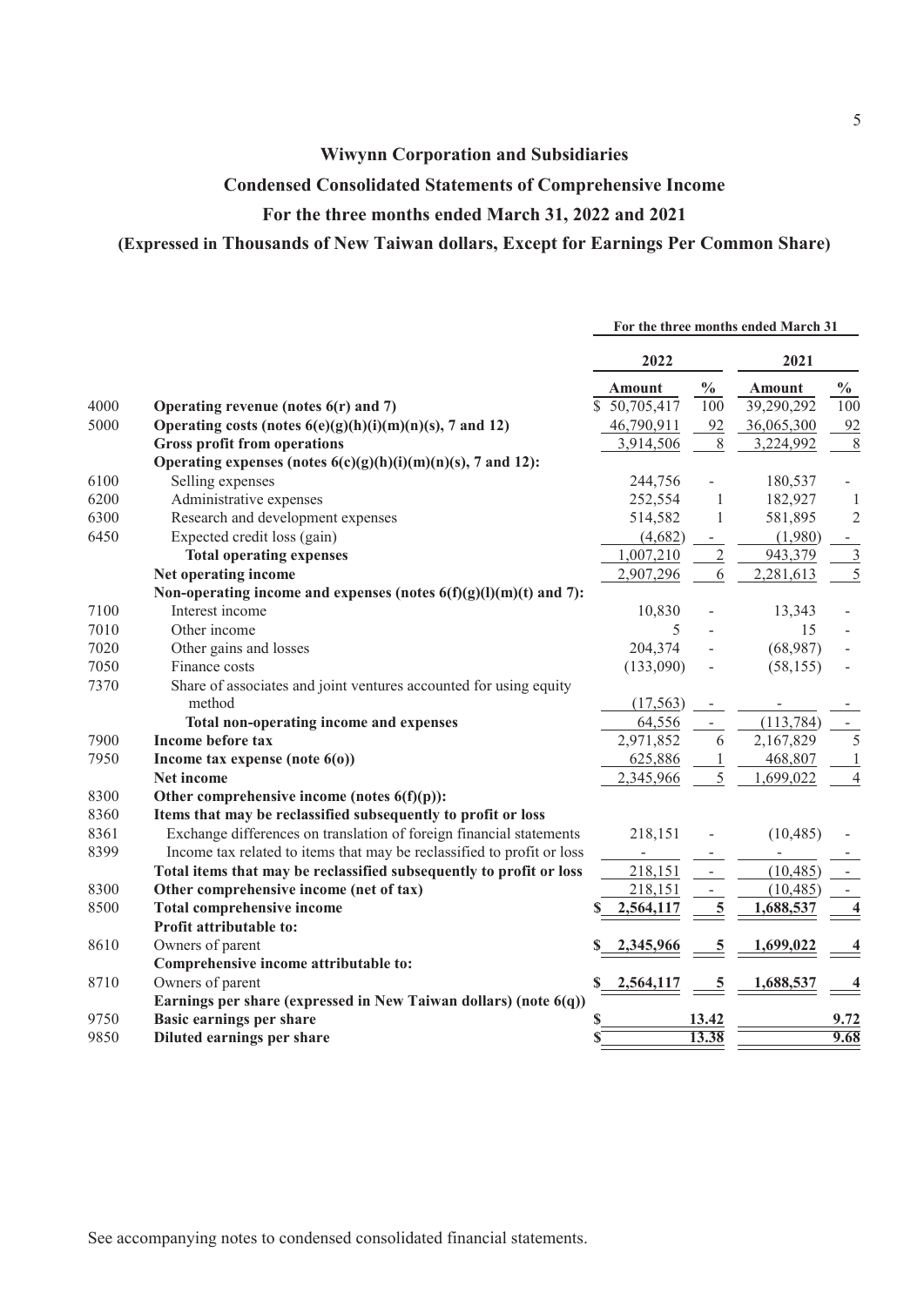# Wiwynn Corporation and Subsidiaries

## Condensed Consolidated Statements of Comprehensive Income

## For the three months ended March 31, 2022 and 2021

## (Expressed in Thousands of New Taiwan dollars, Except for Earnings Per Common Share)

| | | For the three months ended March 31 | | | |
|---|---|---|---|---|---|
| | | 2022 | | 2021 | |
| | | Amount | % | Amount | % |
| 4000 | **Operating revenue (notes 6(r) and 7)** | $ 50,705,417 | 100 | 39,290,292 | 100 |
| 5000 | **Operating costs (notes 6(e)(g)(h)(i)(m)(n)(s), 7 and 12)** | 46,790,911 | 92 | 36,065,300 | 92 |
| | **Gross profit from operations** | 3,914,506 | 8 | 3,224,992 | 8 |
| | **Operating expenses (notes 6(c)(g)(h)(i)(m)(n)(s), 7 and 12):** | | | | |
| 6100 | Selling expenses | 244,756 | - | 180,537 | - |
| 6200 | Administrative expenses | 252,554 | 1 | 182,927 | 1 |
| 6300 | Research and development expenses | 514,582 | 1 | 581,895 | 2 |
| 6450 | Expected credit loss (gain) | (4,682) | - | (1,980) | - |
| | **Total operating expenses** | 1,007,210 | 2 | 943,379 | 3 |
| | **Net operating income** | 2,907,296 | 6 | 2,281,613 | 5 |
| | **Non-operating income and expenses (notes 6(f)(g)(l)(m)(t) and 7):** | | | | |
| 7100 | Interest income | 10,830 | - | 13,343 | - |
| 7010 | Other income | 5 | - | 15 | - |
| 7020 | Other gains and losses | 204,374 | - | (68,987) | - |
| 7050 | Finance costs | (133,090) | - | (58,155) | - |
| 7370 | Share of associates and joint ventures accounted for using equity method | (17,563) | - | - | - |
| | **Total non-operating income and expenses** | 64,556 | - | (113,784) | - |
| 7900 | **Income before tax** | 2,971,852 | 6 | 2,167,829 | 5 |
| 7950 | **Income tax expense (note 6(o))** | 625,886 | 1 | 468,807 | 1 |
| | **Net income** | 2,345,966 | 5 | 1,699,022 | 4 |
| 8300 | **Other comprehensive income (notes 6(f)(p)):** | | | | |
| 8360 | **Items that may be reclassified subsequently to profit or loss** | | | | |
| 8361 | Exchange differences on translation of foreign financial statements | 218,151 | - | (10,485) | - |
| 8399 | Income tax related to items that may be reclassified to profit or loss | - | - | - | - |
| | **Total items that may be reclassified subsequently to profit or loss** | 218,151 | - | (10,485) | - |
| 8300 | **Other comprehensive income (net of tax)** | 218,151 | - | (10,485) | - |
| 8500 | **Total comprehensive income** | **$ 2,564,117** | **5** | **1,688,537** | **4** |
| | **Profit attributable to:** | | | | |
| 8610 | Owners of parent | **$ 2,345,966** | **5** | **1,699,022** | **4** |
| | **Comprehensive income attributable to:** | | | | |
| 8710 | Owners of parent | **$ 2,564,117** | **5** | **1,688,537** | **4** |
| | **Earnings per share (expressed in New Taiwan dollars) (note 6(q))** | | | | |
| 9750 | **Basic earnings per share** | **$** | **13.42** | | **9.72** |
| 9850 | **Diluted earnings per share** | **$** | **13.38** | | **9.68** |

See accompanying notes to condensed consolidated financial statements.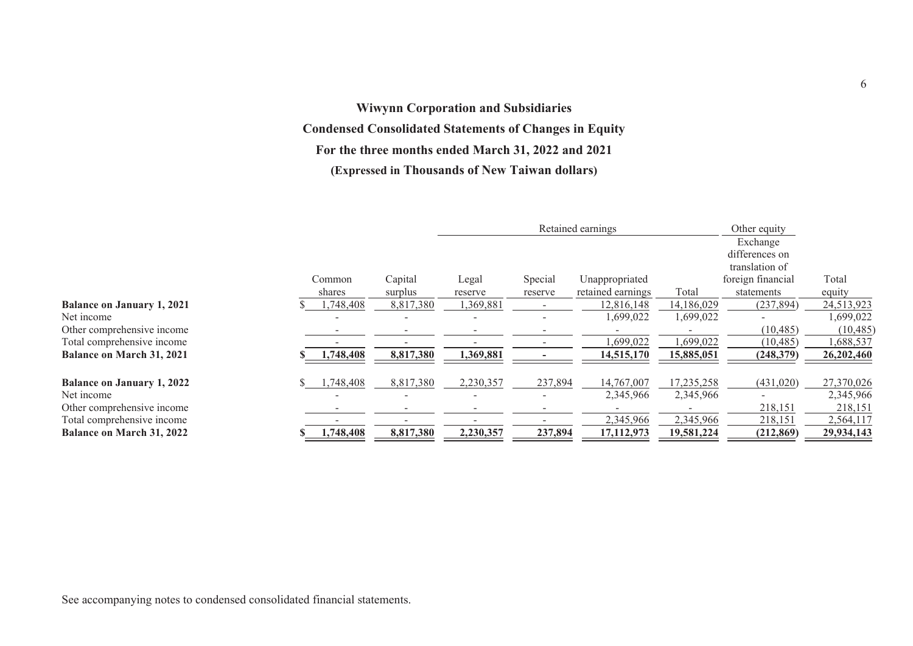**Wiwynn Corporation and Subsidiaries**

**Condensed Consolidated Statements of Changes in Equity**

**For the three months ended March 31, 2022 and 2021**

**(Expressed in Thousands of New Taiwan dollars)**

| | | | Retained earnings | | | | Other equity | |
|---|---|---|---|---|---|---|---|---|
| | Common shares | Capital surplus | Legal reserve | Special reserve | Unappropriated retained earnings | Total | Exchange differences on translation of foreign financial statements | Total equity |
| **Balance on January 1, 2021** | $ 1,748,408 | 8,817,380 | 1,369,881 | - | 12,816,148 | 14,186,029 | (237,894) | 24,513,923 |
| Net income | - | - | - | - | 1,699,022 | 1,699,022 | - | 1,699,022 |
| Other comprehensive income | - | - | - | - | - | - | (10,485) | (10,485) |
| Total comprehensive income | - | - | - | - | 1,699,022 | 1,699,022 | (10,485) | 1,688,537 |
| **Balance on March 31, 2021** | **$ 1,748,408** | **8,817,380** | **1,369,881** | **-** | **14,515,170** | **15,885,051** | **(248,379)** | **26,202,460** |
| | | | | | | | | |
| **Balance on January 1, 2022** | $ 1,748,408 | 8,817,380 | 2,230,357 | 237,894 | 14,767,007 | 17,235,258 | (431,020) | 27,370,026 |
| Net income | - | - | - | - | 2,345,966 | 2,345,966 | - | 2,345,966 |
| Other comprehensive income | - | - | - | - | - | - | 218,151 | 218,151 |
| Total comprehensive income | - | - | - | - | 2,345,966 | 2,345,966 | 218,151 | 2,564,117 |
| **Balance on March 31, 2022** | **$ 1,748,408** | **8,817,380** | **2,230,357** | **237,894** | **17,112,973** | **19,581,224** | **(212,869)** | **29,934,143** |

See accompanying notes to condensed consolidated financial statements.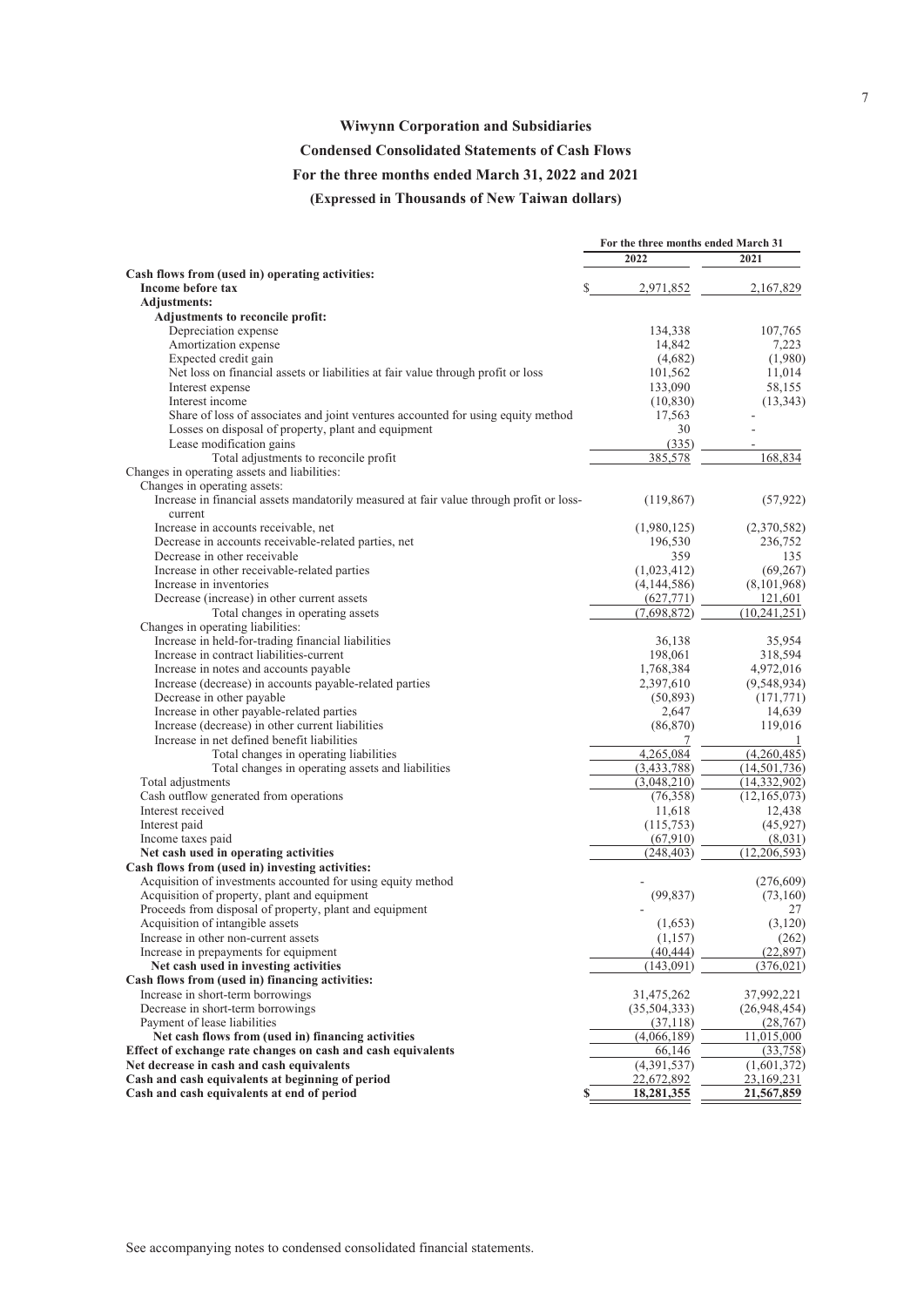# Wiwynn Corporation and Subsidiaries

## Condensed Consolidated Statements of Cash Flows

## For the three months ended March 31, 2022 and 2021

## (Expressed in Thousands of New Taiwan dollars)

| | For the three months ended March 31 | |
|---|---|---|
| | 2022 | 2021 |
| **Cash flows from (used in) operating activities:** | | |
| **Income before tax** | $ 2,971,852 | 2,167,829 |
| **Adjustments:** | | |
| **Adjustments to reconcile profit:** | | |
| Depreciation expense | 134,338 | 107,765 |
| Amortization expense | 14,842 | 7,223 |
| Expected credit gain | (4,682) | (1,980) |
| Net loss on financial assets or liabilities at fair value through profit or loss | 101,562 | 11,014 |
| Interest expense | 133,090 | 58,155 |
| Interest income | (10,830) | (13,343) |
| Share of loss of associates and joint ventures accounted for using equity method | 17,563 | - |
| Losses on disposal of property, plant and equipment | 30 | - |
| Lease modification gains | (335) | - |
| Total adjustments to reconcile profit | 385,578 | 168,834 |
| Changes in operating assets and liabilities: | | |
| Changes in operating assets: | | |
| Increase in financial assets mandatorily measured at fair value through profit or loss-current | (119,867) | (57,922) |
| Increase in accounts receivable, net | (1,980,125) | (2,370,582) |
| Decrease in accounts receivable-related parties, net | 196,530 | 236,752 |
| Decrease in other receivable | 359 | 135 |
| Increase in other receivable-related parties | (1,023,412) | (69,267) |
| Increase in inventories | (4,144,586) | (8,101,968) |
| Decrease (increase) in other current assets | (627,771) | 121,601 |
| Total changes in operating assets | (7,698,872) | (10,241,251) |
| Changes in operating liabilities: | | |
| Increase in held-for-trading financial liabilities | 36,138 | 35,954 |
| Increase in contract liabilities-current | 198,061 | 318,594 |
| Increase in notes and accounts payable | 1,768,384 | 4,972,016 |
| Increase (decrease) in accounts payable-related parties | 2,397,610 | (9,548,934) |
| Decrease in other payable | (50,893) | (171,771) |
| Increase in other payable-related parties | 2,647 | 14,639 |
| Increase (decrease) in other current liabilities | (86,870) | 119,016 |
| Increase in net defined benefit liabilities | 7 | 1 |
| Total changes in operating liabilities | 4,265,084 | (4,260,485) |
| Total changes in operating assets and liabilities | (3,433,788) | (14,501,736) |
| Total adjustments | (3,048,210) | (14,332,902) |
| Cash outflow generated from operations | (76,358) | (12,165,073) |
| Interest received | 11,618 | 12,438 |
| Interest paid | (115,753) | (45,927) |
| Income taxes paid | (67,910) | (8,031) |
| **Net cash used in operating activities** | (248,403) | (12,206,593) |
| **Cash flows from (used in) investing activities:** | | |
| Acquisition of investments accounted for using equity method | - | (276,609) |
| Acquisition of property, plant and equipment | (99,837) | (73,160) |
| Proceeds from disposal of property, plant and equipment | - | 27 |
| Acquisition of intangible assets | (1,653) | (3,120) |
| Increase in other non-current assets | (1,157) | (262) |
| Increase in prepayments for equipment | (40,444) | (22,897) |
| **Net cash used in investing activities** | (143,091) | (376,021) |
| **Cash flows from (used in) financing activities:** | | |
| Increase in short-term borrowings | 31,475,262 | 37,992,221 |
| Decrease in short-term borrowings | (35,504,333) | (26,948,454) |
| Payment of lease liabilities | (37,118) | (28,767) |
| **Net cash flows from (used in) financing activities** | (4,066,189) | 11,015,000 |
| **Effect of exchange rate changes on cash and cash equivalents** | 66,146 | (33,758) |
| **Net decrease in cash and cash equivalents** | (4,391,537) | (1,601,372) |
| **Cash and cash equivalents at beginning of period** | 22,672,892 | 23,169,231 |
| **Cash and cash equivalents at end of period** | $ 18,281,355 | 21,567,859 |

See accompanying notes to condensed consolidated financial statements.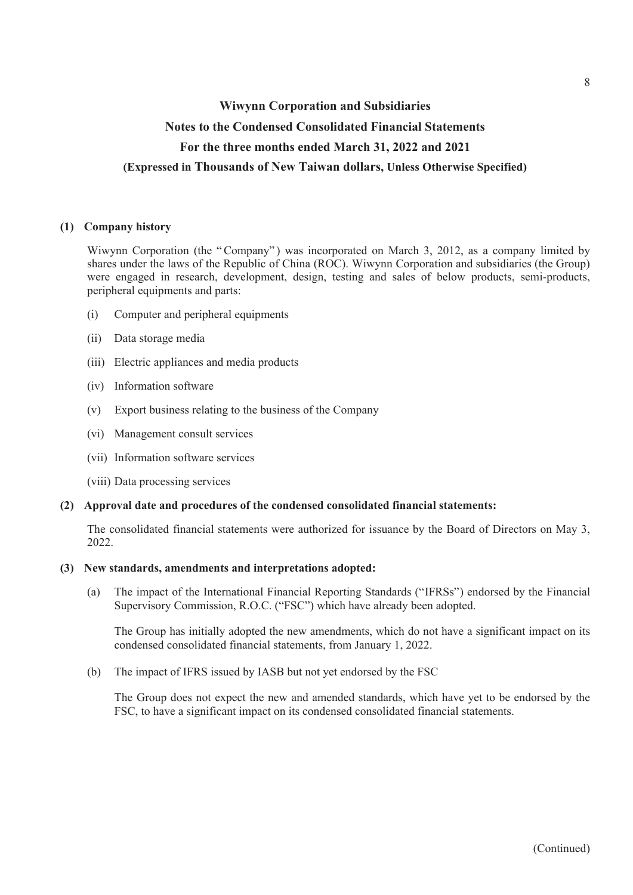# Wiwynn Corporation and Subsidiaries

## Notes to the Condensed Consolidated Financial Statements

## For the three months ended March 31, 2022 and 2021

### (Expressed in Thousands of New Taiwan dollars, Unless Otherwise Specified)

**(1) Company history**

Wiwynn Corporation (the "Company") was incorporated on March 3, 2012, as a company limited by shares under the laws of the Republic of China (ROC). Wiwynn Corporation and subsidiaries (the Group) were engaged in research, development, design, testing and sales of below products, semi-products, peripheral equipments and parts:

(i) Computer and peripheral equipments

(ii) Data storage media

(iii) Electric appliances and media products

(iv) Information software

(v) Export business relating to the business of the Company

(vi) Management consult services

(vii) Information software services

(viii) Data processing services

**(2) Approval date and procedures of the condensed consolidated financial statements:**

The consolidated financial statements were authorized for issuance by the Board of Directors on May 3, 2022.

**(3) New standards, amendments and interpretations adopted:**

(a) The impact of the International Financial Reporting Standards ("IFRSs") endorsed by the Financial Supervisory Commission, R.O.C. ("FSC") which have already been adopted.

The Group has initially adopted the new amendments, which do not have a significant impact on its condensed consolidated financial statements, from January 1, 2022.

(b) The impact of IFRS issued by IASB but not yet endorsed by the FSC

The Group does not expect the new and amended standards, which have yet to be endorsed by the FSC, to have a significant impact on its condensed consolidated financial statements.

(Continued)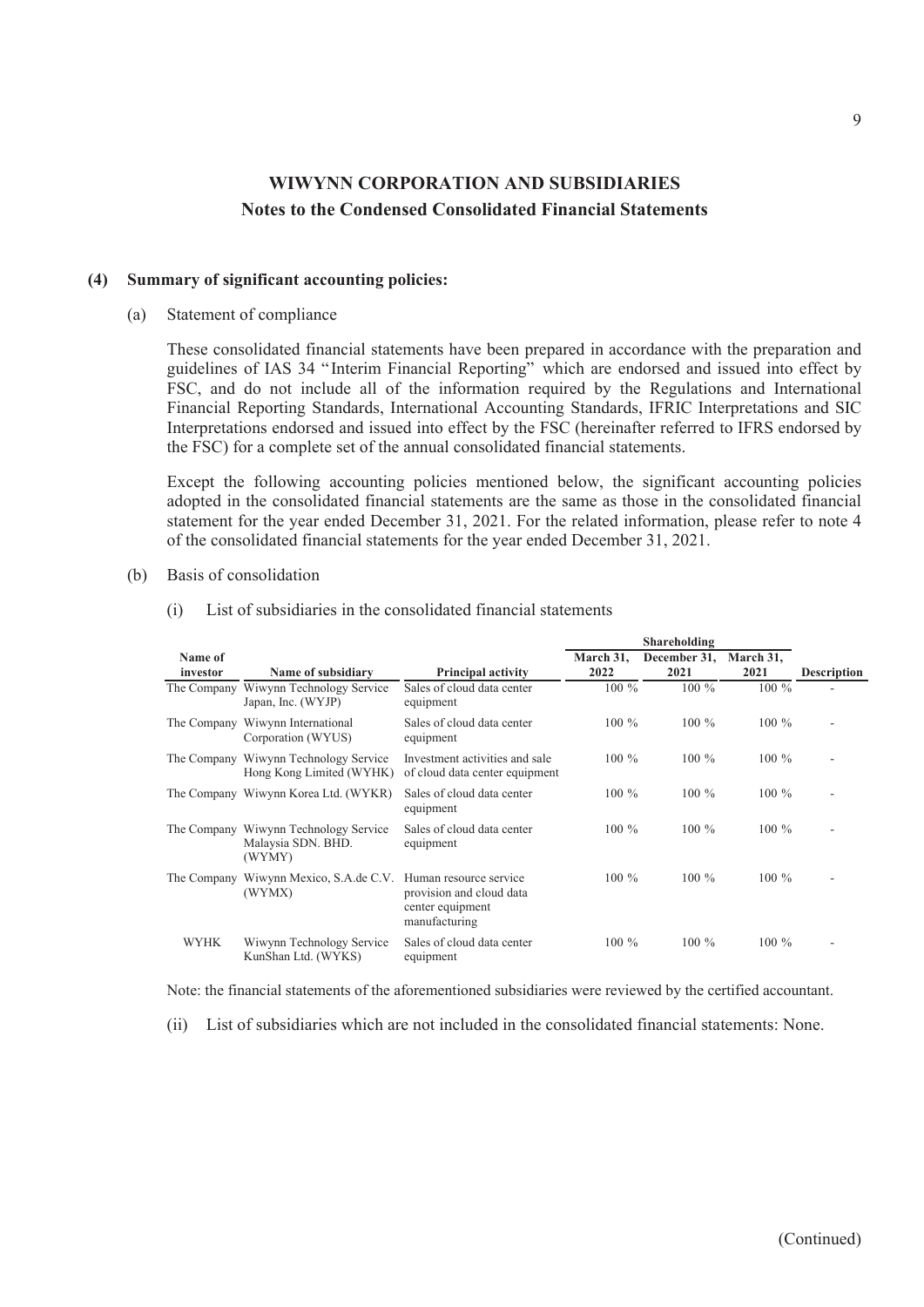## WIWYNN CORPORATION AND SUBSIDIARIES
### Notes to the Condensed Consolidated Financial Statements

**(4) Summary of significant accounting policies:**

(a) Statement of compliance

These consolidated financial statements have been prepared in accordance with the preparation and guidelines of IAS 34 "Interim Financial Reporting" which are endorsed and issued into effect by FSC, and do not include all of the information required by the Regulations and International Financial Reporting Standards, International Accounting Standards, IFRIC Interpretations and SIC Interpretations endorsed and issued into effect by the FSC (hereinafter referred to IFRS endorsed by the FSC) for a complete set of the annual consolidated financial statements.

Except the following accounting policies mentioned below, the significant accounting policies adopted in the consolidated financial statements are the same as those in the consolidated financial statement for the year ended December 31, 2021. For the related information, please refer to note 4 of the consolidated financial statements for the year ended December 31, 2021.

(b) Basis of consolidation

(i) List of subsidiaries in the consolidated financial statements

| Name of investor | Name of subsidiary | Principal activity | Shareholding March 31, 2022 | Shareholding December 31, 2021 | Shareholding March 31, 2021 | Description |
|---|---|---|---|---|---|---|
| The Company | Wiwynn Technology Service Japan, Inc. (WYJP) | Sales of cloud data center equipment | 100 % | 100 % | 100 % | - |
| The Company | Wiwynn International Corporation (WYUS) | Sales of cloud data center equipment | 100 % | 100 % | 100 % | - |
| The Company | Wiwynn Technology Service Hong Kong Limited (WYHK) | Investment activities and sale of cloud data center equipment | 100 % | 100 % | 100 % | - |
| The Company | Wiwynn Korea Ltd. (WYKR) | Sales of cloud data center equipment | 100 % | 100 % | 100 % | - |
| The Company | Wiwynn Technology Service Malaysia SDN. BHD. (WYMY) | Sales of cloud data center equipment | 100 % | 100 % | 100 % | - |
| The Company | Wiwynn Mexico, S.A.de C.V. (WYMX) | Human resource service provision and cloud data center equipment manufacturing | 100 % | 100 % | 100 % | - |
| WYHK | Wiwynn Technology Service KunShan Ltd. (WYKS) | Sales of cloud data center equipment | 100 % | 100 % | 100 % | - |

Note: the financial statements of the aforementioned subsidiaries were reviewed by the certified accountant.

(ii) List of subsidiaries which are not included in the consolidated financial statements: None.

(Continued)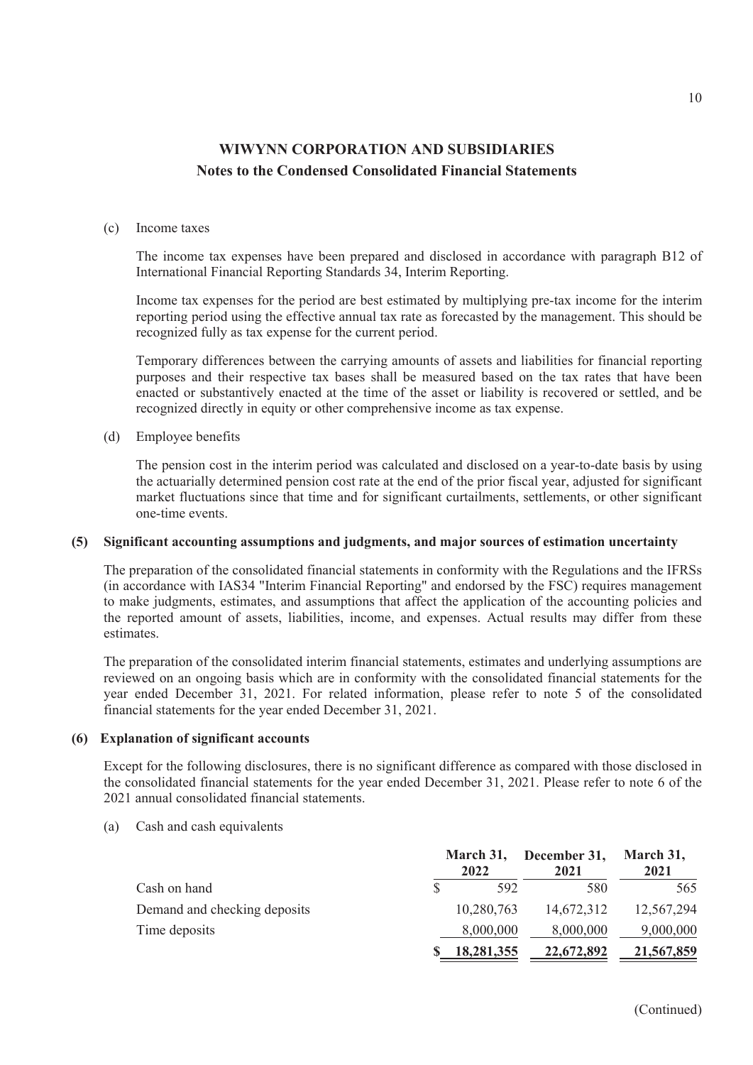## WIWYNN CORPORATION AND SUBSIDIARIES
## Notes to the Condensed Consolidated Financial Statements

(c) Income taxes

The income tax expenses have been prepared and disclosed in accordance with paragraph B12 of International Financial Reporting Standards 34, Interim Reporting.

Income tax expenses for the period are best estimated by multiplying pre-tax income for the interim reporting period using the effective annual tax rate as forecasted by the management. This should be recognized fully as tax expense for the current period.

Temporary differences between the carrying amounts of assets and liabilities for financial reporting purposes and their respective tax bases shall be measured based on the tax rates that have been enacted or substantively enacted at the time of the asset or liability is recovered or settled, and be recognized directly in equity or other comprehensive income as tax expense.

(d) Employee benefits

The pension cost in the interim period was calculated and disclosed on a year-to-date basis by using the actuarially determined pension cost rate at the end of the prior fiscal year, adjusted for significant market fluctuations since that time and for significant curtailments, settlements, or other significant one-time events.

### (5) Significant accounting assumptions and judgments, and major sources of estimation uncertainty

The preparation of the consolidated financial statements in conformity with the Regulations and the IFRSs (in accordance with IAS34 "Interim Financial Reporting" and endorsed by the FSC) requires management to make judgments, estimates, and assumptions that affect the application of the accounting policies and the reported amount of assets, liabilities, income, and expenses. Actual results may differ from these estimates.

The preparation of the consolidated interim financial statements, estimates and underlying assumptions are reviewed on an ongoing basis which are in conformity with the consolidated financial statements for the year ended December 31, 2021. For related information, please refer to note 5 of the consolidated financial statements for the year ended December 31, 2021.

### (6) Explanation of significant accounts

Except for the following disclosures, there is no significant difference as compared with those disclosed in the consolidated financial statements for the year ended December 31, 2021. Please refer to note 6 of the 2021 annual consolidated financial statements.

(a) Cash and cash equivalents

| | March 31, 2022 | December 31, 2021 | March 31, 2021 |
|---|---|---|---|
| Cash on hand | $ 592 | 580 | 565 |
| Demand and checking deposits | 10,280,763 | 14,672,312 | 12,567,294 |
| Time deposits | 8,000,000 | 8,000,000 | 9,000,000 |
| | $ 18,281,355 | 22,672,892 | 21,567,859 |

(Continued)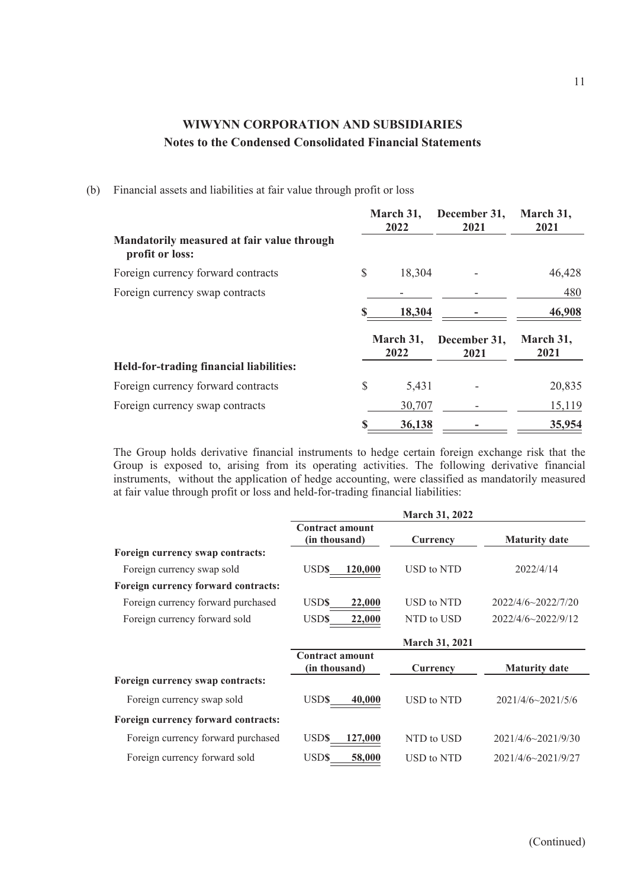## WIWYNN CORPORATION AND SUBSIDIARIES
### Notes to the Condensed Consolidated Financial Statements

(b) Financial assets and liabilities at fair value through profit or loss

| | March 31, 2022 | December 31, 2021 | March 31, 2021 |
|---|---|---|---|
| **Mandatorily measured at fair value through profit or loss:** | | | |
| Foreign currency forward contracts | $ 18,304 | - | 46,428 |
| Foreign currency swap contracts | - | - | 480 |
| | **$ 18,304** | **-** | **46,908** |

| | March 31, 2022 | December 31, 2021 | March 31, 2021 |
|---|---|---|---|
| **Held-for-trading financial liabilities:** | | | |
| Foreign currency forward contracts | $ 5,431 | - | 20,835 |
| Foreign currency swap contracts | 30,707 | - | 15,119 |
| | **$ 36,138** | **-** | **35,954** |

The Group holds derivative financial instruments to hedge certain foreign exchange risk that the Group is exposed to, arising from its operating activities. The following derivative financial instruments, without the application of hedge accounting, were classified as mandatorily measured at fair value through profit or loss and held-for-trading financial liabilities:

| | March 31, 2022 | | |
|---|---|---|---|
| | **Contract amount (in thousand)** | **Currency** | **Maturity date** |
| **Foreign currency swap contracts:** | | | |
| Foreign currency swap sold | USD$ 120,000 | USD to NTD | 2022/4/14 |
| **Foreign currency forward contracts:** | | | |
| Foreign currency forward purchased | USD$ 22,000 | USD to NTD | 2022/4/6~2022/7/20 |
| Foreign currency forward sold | USD$ 22,000 | NTD to USD | 2022/4/6~2022/9/12 |

| | March 31, 2021 | | |
|---|---|---|---|
| | **Contract amount (in thousand)** | **Currency** | **Maturity date** |
| **Foreign currency swap contracts:** | | | |
| Foreign currency swap sold | USD$ 40,000 | USD to NTD | 2021/4/6~2021/5/6 |
| **Foreign currency forward contracts:** | | | |
| Foreign currency forward purchased | USD$ 127,000 | NTD to USD | 2021/4/6~2021/9/30 |
| Foreign currency forward sold | USD$ 58,000 | USD to NTD | 2021/4/6~2021/9/27 |

(Continued)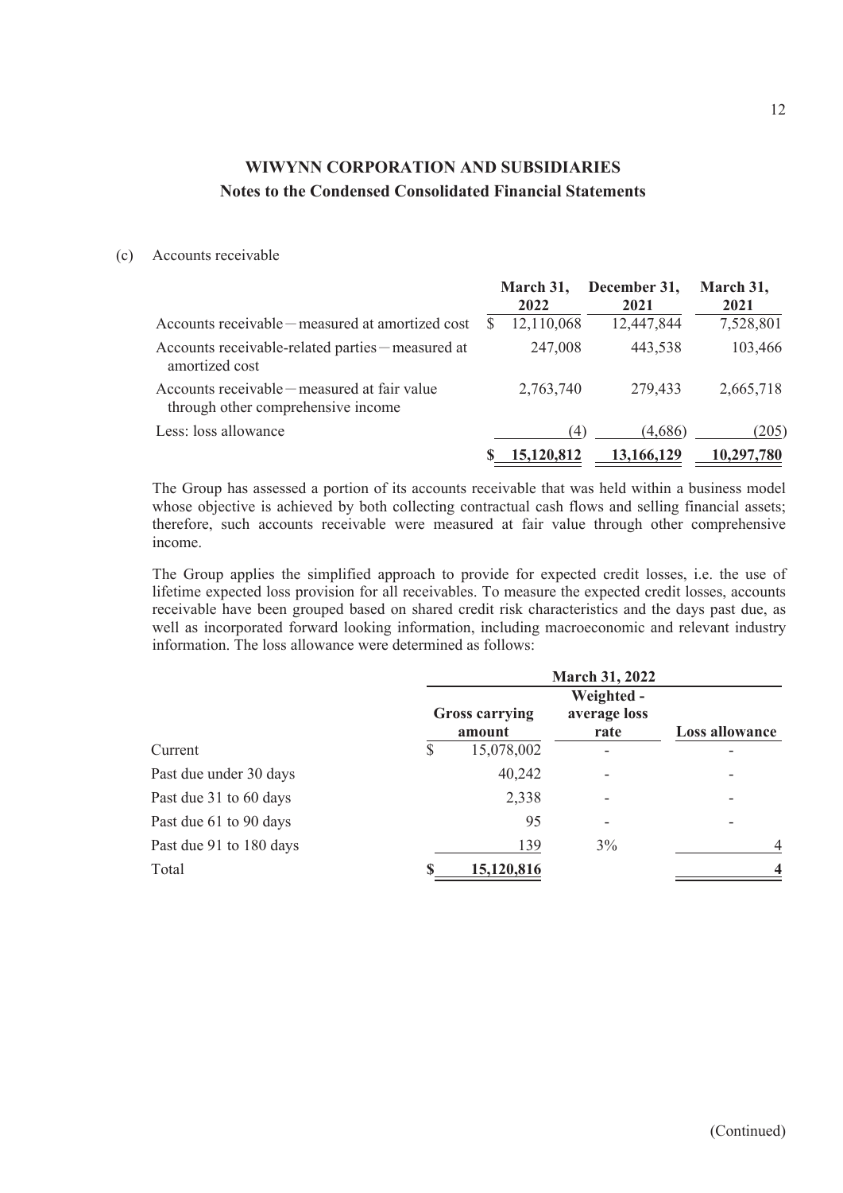## WIWYNN CORPORATION AND SUBSIDIARIES

### Notes to the Condensed Consolidated Financial Statements

(c) Accounts receivable

| | March 31, 2022 | December 31, 2021 | March 31, 2021 |
|---|---|---|---|
| Accounts receivable－measured at amortized cost | $ 12,110,068 | 12,447,844 | 7,528,801 |
| Accounts receivable-related parties－measured at amortized cost | 247,008 | 443,538 | 103,466 |
| Accounts receivable－measured at fair value through other comprehensive income | 2,763,740 | 279,433 | 2,665,718 |
| Less: loss allowance | (4) | (4,686) | (205) |
| | $ 15,120,812 | 13,166,129 | 10,297,780 |

The Group has assessed a portion of its accounts receivable that was held within a business model whose objective is achieved by both collecting contractual cash flows and selling financial assets; therefore, such accounts receivable were measured at fair value through other comprehensive income.

The Group applies the simplified approach to provide for expected credit losses, i.e. the use of lifetime expected loss provision for all receivables. To measure the expected credit losses, accounts receivable have been grouped based on shared credit risk characteristics and the days past due, as well as incorporated forward looking information, including macroeconomic and relevant industry information. The loss allowance were determined as follows:

| | March 31, 2022 | | |
|---|---|---|---|
| | Gross carrying amount | Weighted - average loss rate | Loss allowance |
| Current | $ 15,078,002 | - | - |
| Past due under 30 days | 40,242 | - | - |
| Past due 31 to 60 days | 2,338 | - | - |
| Past due 61 to 90 days | 95 | - | - |
| Past due 91 to 180 days | 139 | 3% | 4 |
| Total | $ 15,120,816 | | 4 |

(Continued)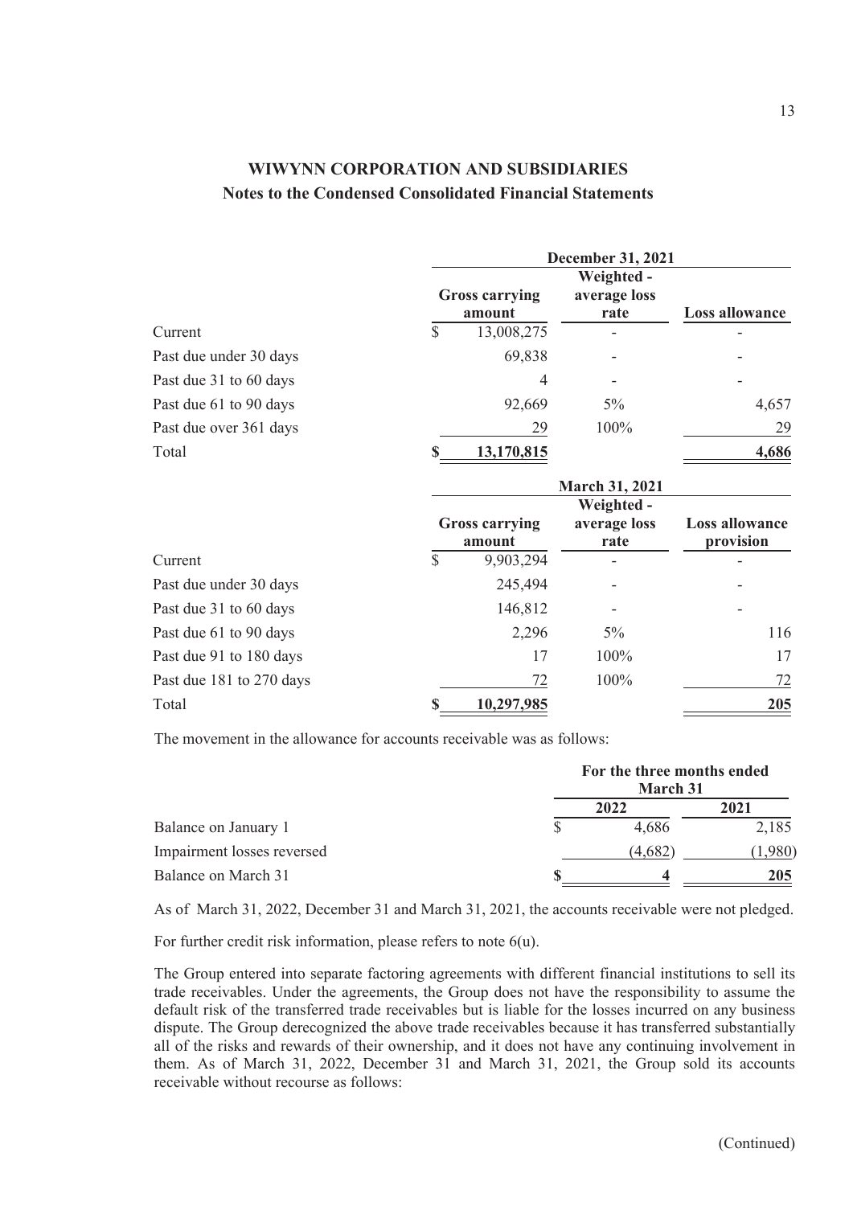**WIWYNN CORPORATION AND SUBSIDIARIES**
**Notes to the Condensed Consolidated Financial Statements**

| | December 31, 2021 | | |
|---|---|---|---|
| | Gross carrying amount | Weighted - average loss rate | Loss allowance |
| Current | $ 13,008,275 | - | - |
| Past due under 30 days | 69,838 | - | - |
| Past due 31 to 60 days | 4 | - | - |
| Past due 61 to 90 days | 92,669 | 5% | 4,657 |
| Past due over 361 days | 29 | 100% | 29 |
| Total | **$ 13,170,815** | | **4,686** |

| | March 31, 2021 | | |
|---|---|---|---|
| | Gross carrying amount | Weighted - average loss rate | Loss allowance provision |
| Current | $ 9,903,294 | - | - |
| Past due under 30 days | 245,494 | - | - |
| Past due 31 to 60 days | 146,812 | - | - |
| Past due 61 to 90 days | 2,296 | 5% | 116 |
| Past due 91 to 180 days | 17 | 100% | 17 |
| Past due 181 to 270 days | 72 | 100% | 72 |
| Total | **$ 10,297,985** | | **205** |

The movement in the allowance for accounts receivable was as follows:

| | For the three months ended March 31 | |
|---|---|---|
| | 2022 | 2021 |
| Balance on January 1 | $ 4,686 | 2,185 |
| Impairment losses reversed | (4,682) | (1,980) |
| Balance on March 31 | **$ 4** | **205** |

As of March 31, 2022, December 31 and March 31, 2021, the accounts receivable were not pledged.

For further credit risk information, please refers to note 6(u).

The Group entered into separate factoring agreements with different financial institutions to sell its trade receivables. Under the agreements, the Group does not have the responsibility to assume the default risk of the transferred trade receivables but is liable for the losses incurred on any business dispute. The Group derecognized the above trade receivables because it has transferred substantially all of the risks and rewards of their ownership, and it does not have any continuing involvement in them. As of March 31, 2022, December 31 and March 31, 2021, the Group sold its accounts receivable without recourse as follows:

(Continued)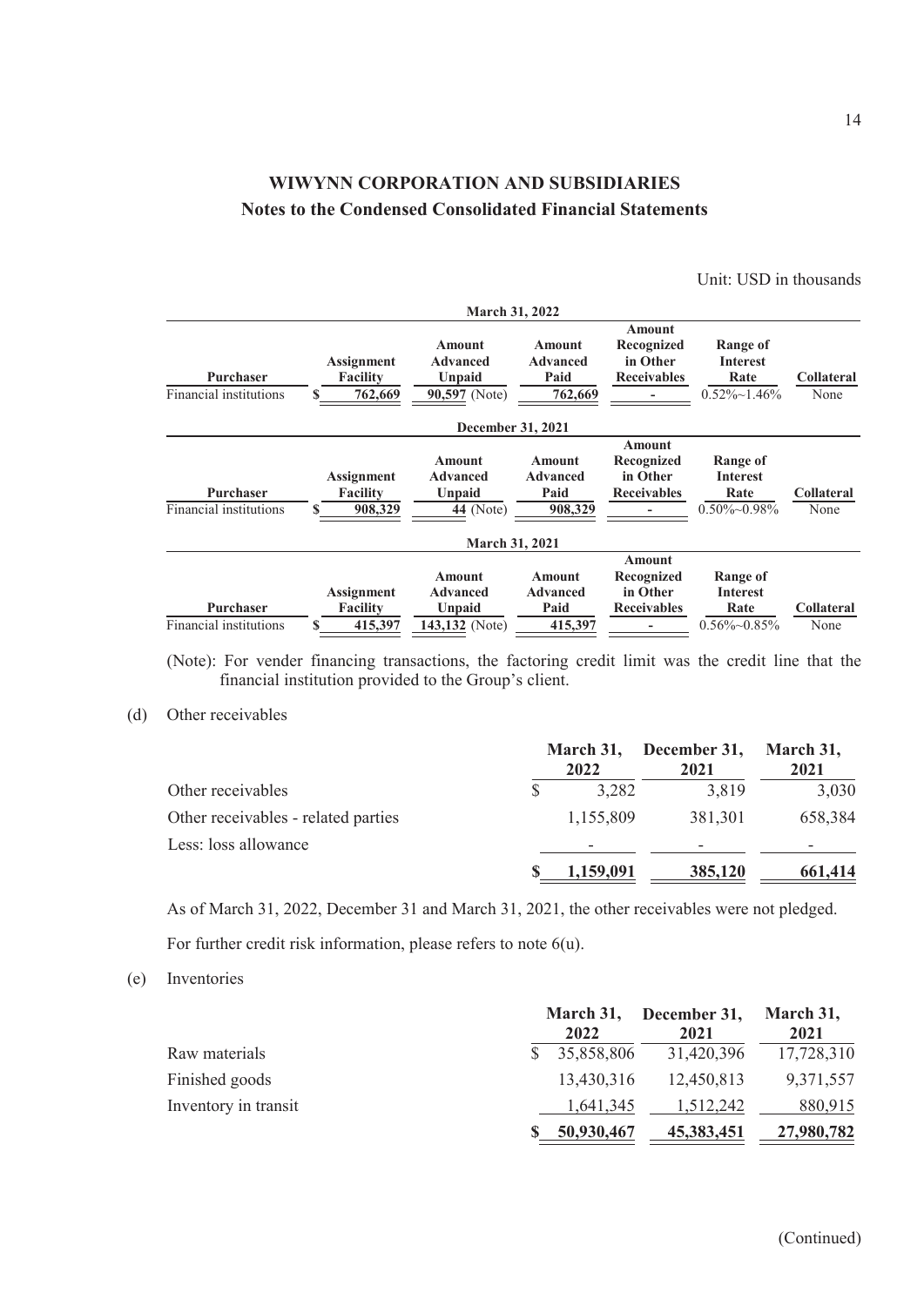# WIWYNN CORPORATION AND SUBSIDIARIES

## Notes to the Condensed Consolidated Financial Statements

Unit: USD in thousands

| March 31, 2022 | | | | | | |
|---|---|---|---|---|---|---|
| Purchaser | Assignment Facility | Amount Advanced Unpaid | Amount Advanced Paid | Amount Recognized in Other Receivables | Range of Interest Rate | Collateral |
| Financial institutions | $ 762,669 | 90,597 (Note) | 762,669 | - | 0.52%~1.46% | None |

| December 31, 2021 | | | | | | |
|---|---|---|---|---|---|---|
| Purchaser | Assignment Facility | Amount Advanced Unpaid | Amount Advanced Paid | Amount Recognized in Other Receivables | Range of Interest Rate | Collateral |
| Financial institutions | $ 908,329 | 44 (Note) | 908,329 | - | 0.50%~0.98% | None |

| March 31, 2021 | | | | | | |
|---|---|---|---|---|---|---|
| Purchaser | Assignment Facility | Amount Advanced Unpaid | Amount Advanced Paid | Amount Recognized in Other Receivables | Range of Interest Rate | Collateral |
| Financial institutions | $ 415,397 | 143,132 (Note) | 415,397 | - | 0.56%~0.85% | None |

(Note): For vender financing transactions, the factoring credit limit was the credit line that the financial institution provided to the Group's client.

(d) Other receivables

| | March 31, 2022 | December 31, 2021 | March 31, 2021 |
|---|---|---|---|
| Other receivables | $ 3,282 | 3,819 | 3,030 |
| Other receivables - related parties | 1,155,809 | 381,301 | 658,384 |
| Less: loss allowance | - | - | - |
| | $ 1,159,091 | 385,120 | 661,414 |

As of March 31, 2022, December 31 and March 31, 2021, the other receivables were not pledged.

For further credit risk information, please refers to note 6(u).

(e) Inventories

| | March 31, 2022 | December 31, 2021 | March 31, 2021 |
|---|---|---|---|
| Raw materials | $ 35,858,806 | 31,420,396 | 17,728,310 |
| Finished goods | 13,430,316 | 12,450,813 | 9,371,557 |
| Inventory in transit | 1,641,345 | 1,512,242 | 880,915 |
| | $ 50,930,467 | 45,383,451 | 27,980,782 |

(Continued)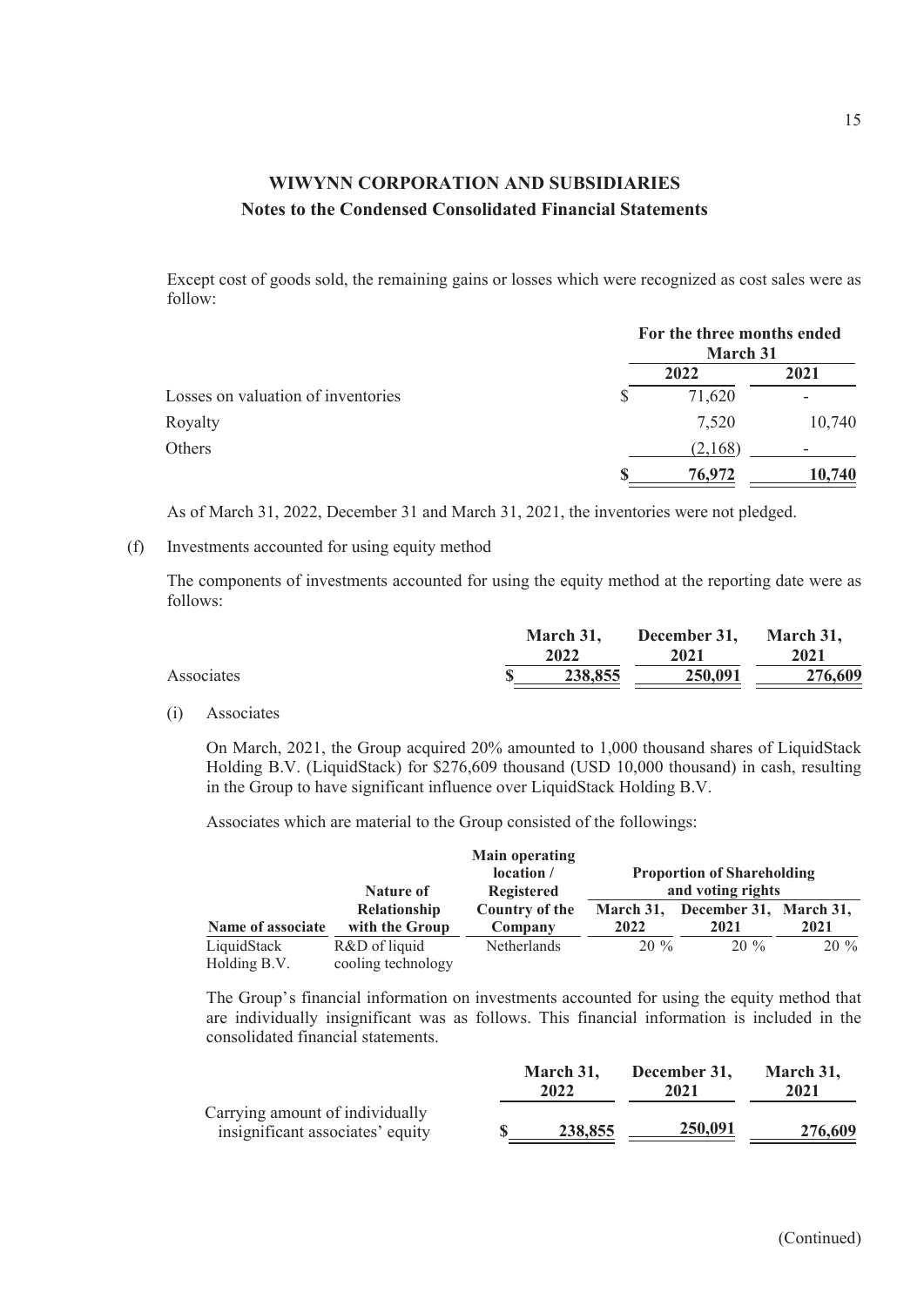Except cost of goods sold, the remaining gains or losses which were recognized as cost sales were as follow:

| | For the three months ended March 31 | |
|---|---|---|
| | 2022 | 2021 |
| Losses on valuation of inventories | $ 71,620 | - |
| Royalty | 7,520 | 10,740 |
| Others | (2,168) | - |
| | $ 76,972 | 10,740 |

As of March 31, 2022, December 31 and March 31, 2021, the inventories were not pledged.

(f) Investments accounted for using equity method

The components of investments accounted for using the equity method at the reporting date were as follows:

| | March 31, 2022 | December 31, 2021 | March 31, 2021 |
|---|---|---|---|
| Associates | $ 238,855 | 250,091 | 276,609 |

(i) Associates

On March, 2021, the Group acquired 20% amounted to 1,000 thousand shares of LiquidStack Holding B.V. (LiquidStack) for $276,609 thousand (USD 10,000 thousand) in cash, resulting in the Group to have significant influence over LiquidStack Holding B.V.

Associates which are material to the Group consisted of the followings:

| Name of associate | Nature of Relationship with the Group | Main operating location / Registered Country of the Company | Proportion of Shareholding and voting rights | | |
|---|---|---|---|---|---|
| | | | March 31, 2022 | December 31, 2021 | March 31, 2021 |
| LiquidStack Holding B.V. | R&D of liquid cooling technology | Netherlands | 20 % | 20 % | 20 % |

The Group's financial information on investments accounted for using the equity method that are individually insignificant was as follows. This financial information is included in the consolidated financial statements.

| | March 31, 2022 | December 31, 2021 | March 31, 2021 |
|---|---|---|---|
| Carrying amount of individually insignificant associates' equity | $ 238,855 | 250,091 | 276,609 |

(Continued)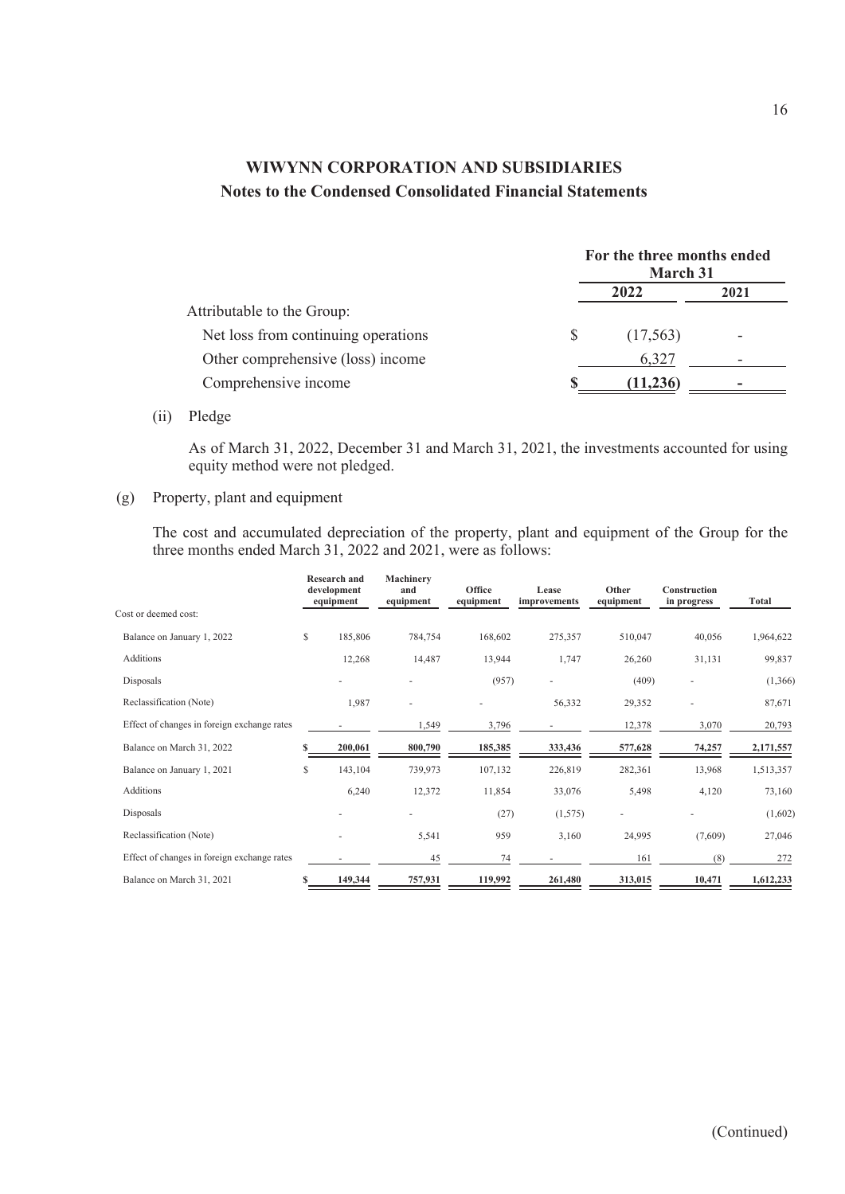| | For the three months ended March 31 | |
|---|---|---|
| | 2022 | 2021 |
| Attributable to the Group: | | |
| Net loss from continuing operations | $ (17,563) | - |
| Other comprehensive (loss) income | 6,327 | - |
| Comprehensive income | $ (11,236) | - |

(ii) Pledge

As of March 31, 2022, December 31 and March 31, 2021, the investments accounted for using equity method were not pledged.

(g) Property, plant and equipment

The cost and accumulated depreciation of the property, plant and equipment of the Group for the three months ended March 31, 2022 and 2021, were as follows:

| | Research and development equipment | Machinery and equipment | Office equipment | Lease improvements | Other equipment | Construction in progress | Total |
|---|---|---|---|---|---|---|---|
| Cost or deemed cost: | | | | | | | |
| Balance on January 1, 2022 | $ 185,806 | 784,754 | 168,602 | 275,357 | 510,047 | 40,056 | 1,964,622 |
| Additions | 12,268 | 14,487 | 13,944 | 1,747 | 26,260 | 31,131 | 99,837 |
| Disposals | - | - | (957) | - | (409) | - | (1,366) |
| Reclassification (Note) | 1,987 | - | - | 56,332 | 29,352 | - | 87,671 |
| Effect of changes in foreign exchange rates | - | 1,549 | 3,796 | - | 12,378 | 3,070 | 20,793 |
| Balance on March 31, 2022 | $ 200,061 | 800,790 | 185,385 | 333,436 | 577,628 | 74,257 | 2,171,557 |
| Balance on January 1, 2021 | $ 143,104 | 739,973 | 107,132 | 226,819 | 282,361 | 13,968 | 1,513,357 |
| Additions | 6,240 | 12,372 | 11,854 | 33,076 | 5,498 | 4,120 | 73,160 |
| Disposals | - | - | (27) | (1,575) | - | - | (1,602) |
| Reclassification (Note) | - | 5,541 | 959 | 3,160 | 24,995 | (7,609) | 27,046 |
| Effect of changes in foreign exchange rates | - | 45 | 74 | - | 161 | (8) | 272 |
| Balance on March 31, 2021 | $ 149,344 | 757,931 | 119,992 | 261,480 | 313,015 | 10,471 | 1,612,233 |

(Continued)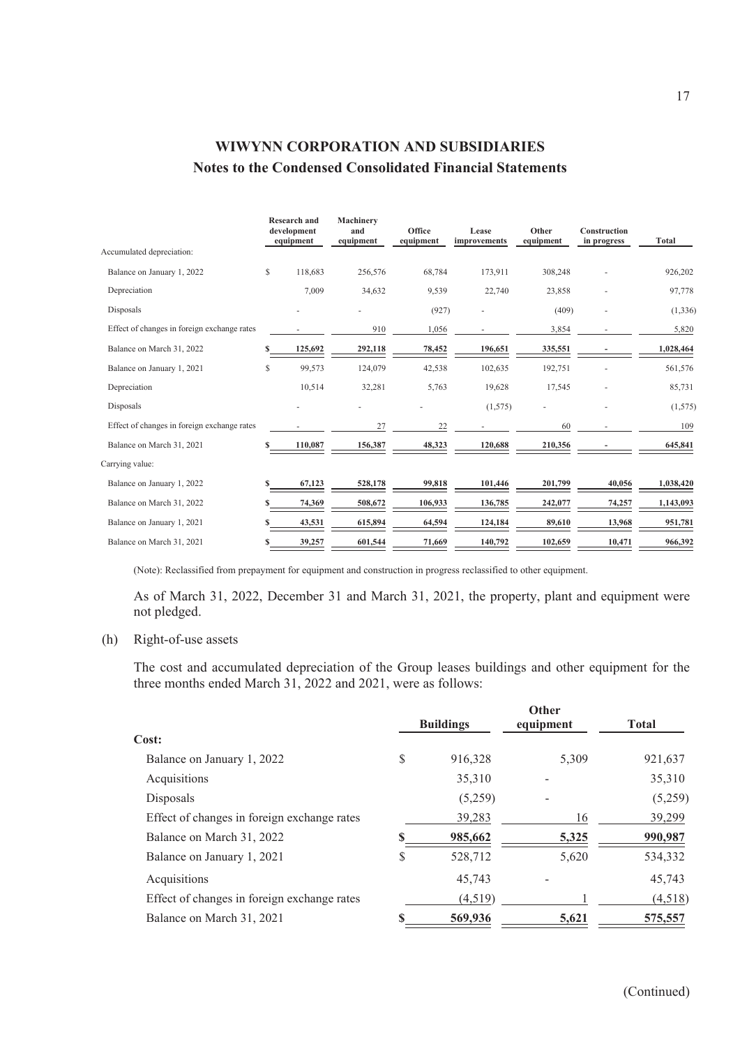# WIWYNN CORPORATION AND SUBSIDIARIES

## Notes to the Condensed Consolidated Financial Statements

| | Research and development equipment | Machinery and equipment | Office equipment | Lease improvements | Other equipment | Construction in progress | Total |
|---|---|---|---|---|---|---|---|
| Accumulated depreciation: | | | | | | | |
| Balance on January 1, 2022 | $ 118,683 | 256,576 | 68,784 | 173,911 | 308,248 | - | 926,202 |
| Depreciation | 7,009 | 34,632 | 9,539 | 22,740 | 23,858 | - | 97,778 |
| Disposals | - | - | (927) | - | (409) | - | (1,336) |
| Effect of changes in foreign exchange rates | - | 910 | 1,056 | - | 3,854 | - | 5,820 |
| Balance on March 31, 2022 | **$ 125,692** | **292,118** | **78,452** | **196,651** | **335,551** | **-** | **1,028,464** |
| Balance on January 1, 2021 | $ 99,573 | 124,079 | 42,538 | 102,635 | 192,751 | - | 561,576 |
| Depreciation | 10,514 | 32,281 | 5,763 | 19,628 | 17,545 | - | 85,731 |
| Disposals | - | - | - | (1,575) | - | - | (1,575) |
| Effect of changes in foreign exchange rates | - | 27 | 22 | - | 60 | - | 109 |
| Balance on March 31, 2021 | **$ 110,087** | **156,387** | **48,323** | **120,688** | **210,356** | **-** | **645,841** |
| Carrying value: | | | | | | | |
| Balance on January 1, 2022 | **$ 67,123** | **528,178** | **99,818** | **101,446** | **201,799** | **40,056** | **1,038,420** |
| Balance on March 31, 2022 | **$ 74,369** | **508,672** | **106,933** | **136,785** | **242,077** | **74,257** | **1,143,093** |
| Balance on January 1, 2021 | **$ 43,531** | **615,894** | **64,594** | **124,184** | **89,610** | **13,968** | **951,781** |
| Balance on March 31, 2021 | **$ 39,257** | **601,544** | **71,669** | **140,792** | **102,659** | **10,471** | **966,392** |

(Note): Reclassified from prepayment for equipment and construction in progress reclassified to other equipment.

As of March 31, 2022, December 31 and March 31, 2021, the property, plant and equipment were not pledged.

(h) Right-of-use assets

The cost and accumulated depreciation of the Group leases buildings and other equipment for the three months ended March 31, 2022 and 2021, were as follows:

| | Buildings | Other equipment | Total |
|---|---|---|---|
| **Cost:** | | | |
| Balance on January 1, 2022 | $ 916,328 | 5,309 | 921,637 |
| Acquisitions | 35,310 | - | 35,310 |
| Disposals | (5,259) | - | (5,259) |
| Effect of changes in foreign exchange rates | 39,283 | 16 | 39,299 |
| Balance on March 31, 2022 | **$ 985,662** | **5,325** | **990,987** |
| Balance on January 1, 2021 | $ 528,712 | 5,620 | 534,332 |
| Acquisitions | 45,743 | - | 45,743 |
| Effect of changes in foreign exchange rates | (4,519) | 1 | (4,518) |
| Balance on March 31, 2021 | **$ 569,936** | **5,621** | **575,557** |

(Continued)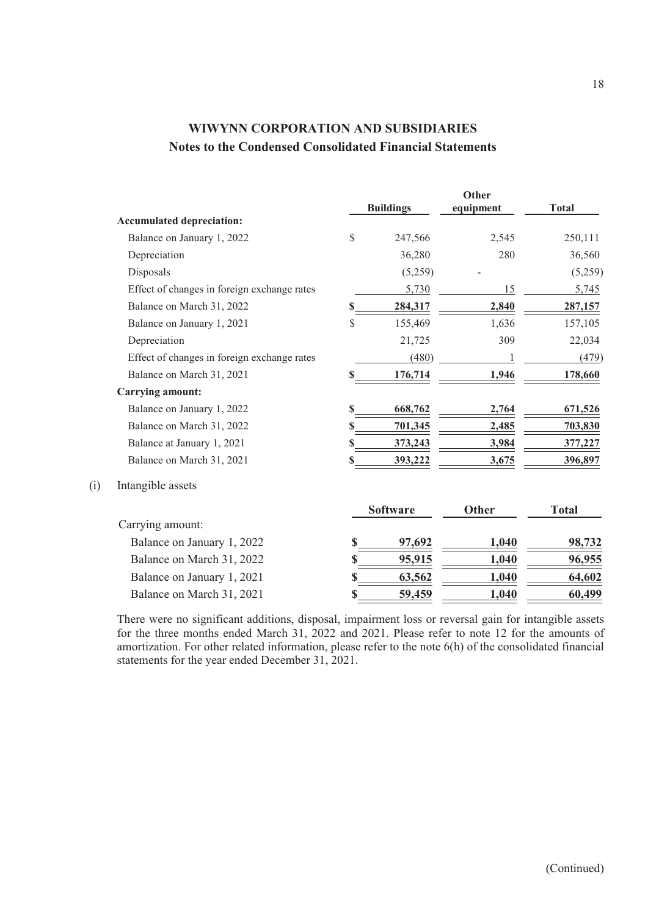# WIWYNN CORPORATION AND SUBSIDIARIES
## Notes to the Condensed Consolidated Financial Statements

| | Buildings | Other equipment | Total |
|---|---|---|---|
| **Accumulated depreciation:** | | | |
| Balance on January 1, 2022 | $ 247,566 | 2,545 | 250,111 |
| Depreciation | 36,280 | 280 | 36,560 |
| Disposals | (5,259) | - | (5,259) |
| Effect of changes in foreign exchange rates | 5,730 | 15 | 5,745 |
| Balance on March 31, 2022 | **$ 284,317** | **2,840** | **287,157** |
| Balance on January 1, 2021 | $ 155,469 | 1,636 | 157,105 |
| Depreciation | 21,725 | 309 | 22,034 |
| Effect of changes in foreign exchange rates | (480) | 1 | (479) |
| Balance on March 31, 2021 | **$ 176,714** | **1,946** | **178,660** |
| **Carrying amount:** | | | |
| Balance on January 1, 2022 | **$ 668,762** | **2,764** | **671,526** |
| Balance on March 31, 2022 | **$ 701,345** | **2,485** | **703,830** |
| Balance at January 1, 2021 | **$ 373,243** | **3,984** | **377,227** |
| Balance on March 31, 2021 | **$ 393,222** | **3,675** | **396,897** |

(i) Intangible assets

| | Software | Other | Total |
|---|---|---|---|
| Carrying amount: | | | |
| Balance on January 1, 2022 | **$ 97,692** | **1,040** | **98,732** |
| Balance on March 31, 2022 | **$ 95,915** | **1,040** | **96,955** |
| Balance on January 1, 2021 | **$ 63,562** | **1,040** | **64,602** |
| Balance on March 31, 2021 | **$ 59,459** | **1,040** | **60,499** |

There were no significant additions, disposal, impairment loss or reversal gain for intangible assets for the three months ended March 31, 2022 and 2021. Please refer to note 12 for the amounts of amortization. For other related information, please refer to the note 6(h) of the consolidated financial statements for the year ended December 31, 2021.

(Continued)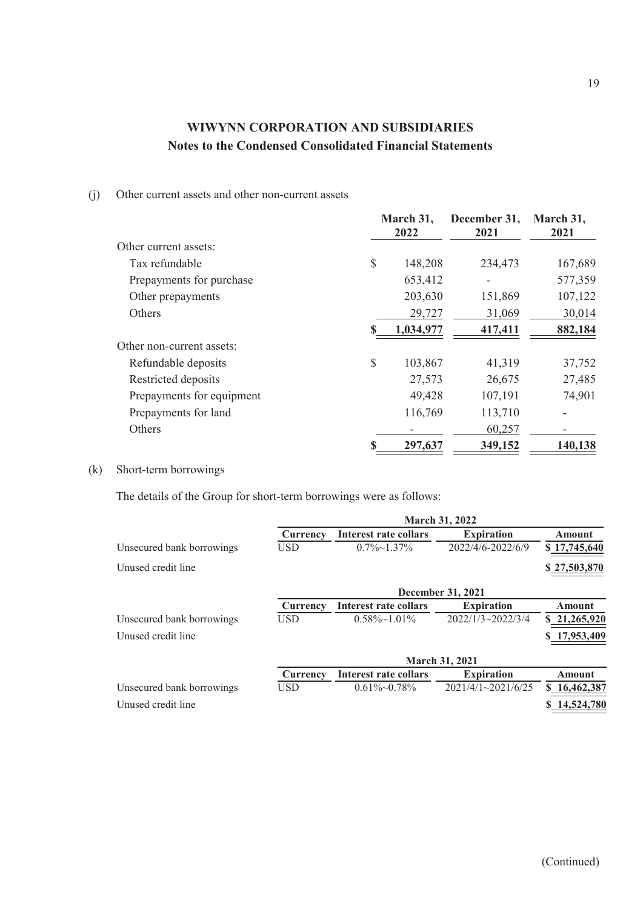# WIWYNN CORPORATION AND SUBSIDIARIES
## Notes to the Condensed Consolidated Financial Statements

(j) Other current assets and other non-current assets

| | March 31, 2022 | December 31, 2021 | March 31, 2021 |
|---|---|---|---|
| Other current assets: | | | |
| Tax refundable | $ 148,208 | 234,473 | 167,689 |
| Prepayments for purchase | 653,412 | - | 577,359 |
| Other prepayments | 203,630 | 151,869 | 107,122 |
| Others | 29,727 | 31,069 | 30,014 |
| | $ 1,034,977 | 417,411 | 882,184 |
| Other non-current assets: | | | |
| Refundable deposits | $ 103,867 | 41,319 | 37,752 |
| Restricted deposits | 27,573 | 26,675 | 27,485 |
| Prepayments for equipment | 49,428 | 107,191 | 74,901 |
| Prepayments for land | 116,769 | 113,710 | - |
| Others | - | 60,257 | - |
| | $ 297,637 | 349,152 | 140,138 |

(k) Short-term borrowings

The details of the Group for short-term borrowings were as follows:

| | March 31, 2022 | | | |
|---|---|---|---|---|
| | Currency | Interest rate collars | Expiration | Amount |
| Unsecured bank borrowings | USD | 0.7%~1.37% | 2022/4/6-2022/6/9 | $ 17,745,640 |
| Unused credit line | | | | $ 27,503,870 |

| | December 31, 2021 | | | |
|---|---|---|---|---|
| | Currency | Interest rate collars | Expiration | Amount |
| Unsecured bank borrowings | USD | 0.58%~1.01% | 2022/1/3~2022/3/4 | $ 21,265,920 |
| Unused credit line | | | | $ 17,953,409 |

| | March 31, 2021 | | | |
|---|---|---|---|---|
| | Currency | Interest rate collars | Expiration | Amount |
| Unsecured bank borrowings | USD | 0.61%~0.78% | 2021/4/1~2021/6/25 | $ 16,462,387 |
| Unused credit line | | | | $ 14,524,780 |

(Continued)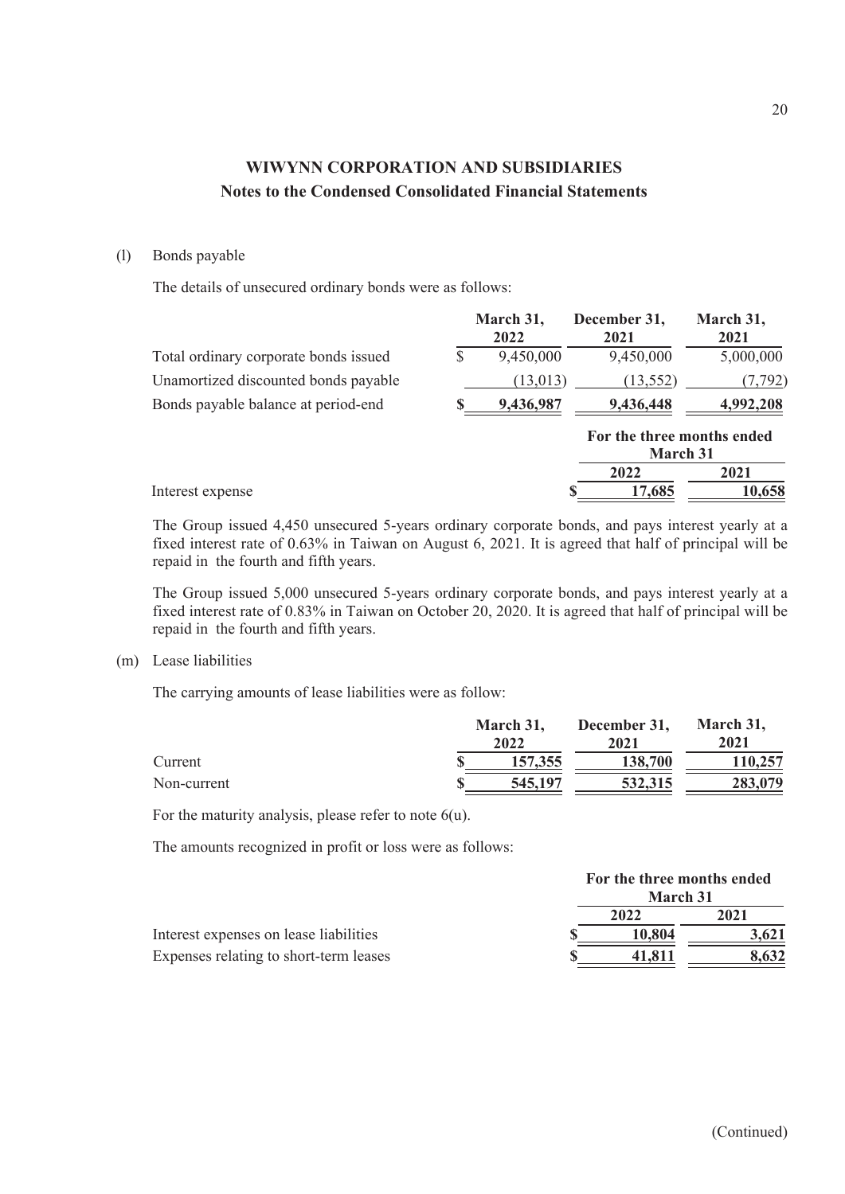# WIWYNN CORPORATION AND SUBSIDIARIES
## Notes to the Condensed Consolidated Financial Statements

(l) Bonds payable

The details of unsecured ordinary bonds were as follows:

| | March 31, 2022 | December 31, 2021 | March 31, 2021 |
|---|---|---|---|
| Total ordinary corporate bonds issued | $ 9,450,000 | 9,450,000 | 5,000,000 |
| Unamortized discounted bonds payable | (13,013) | (13,552) | (7,792) |
| Bonds payable balance at period-end | $ 9,436,987 | 9,436,448 | 4,992,208 |

| | For the three months ended March 31 | |
|---|---|---|
| | 2022 | 2021 |
| Interest expense | $ 17,685 | 10,658 |

The Group issued 4,450 unsecured 5-years ordinary corporate bonds, and pays interest yearly at a fixed interest rate of 0.63% in Taiwan on August 6, 2021. It is agreed that half of principal will be repaid in the fourth and fifth years.

The Group issued 5,000 unsecured 5-years ordinary corporate bonds, and pays interest yearly at a fixed interest rate of 0.83% in Taiwan on October 20, 2020. It is agreed that half of principal will be repaid in the fourth and fifth years.

(m) Lease liabilities

The carrying amounts of lease liabilities were as follow:

| | March 31, 2022 | December 31, 2021 | March 31, 2021 |
|---|---|---|---|
| Current | $ 157,355 | 138,700 | 110,257 |
| Non-current | $ 545,197 | 532,315 | 283,079 |

For the maturity analysis, please refer to note 6(u).

The amounts recognized in profit or loss were as follows:

| | For the three months ended March 31 | |
|---|---|---|
| | 2022 | 2021 |
| Interest expenses on lease liabilities | $ 10,804 | 3,621 |
| Expenses relating to short-term leases | $ 41,811 | 8,632 |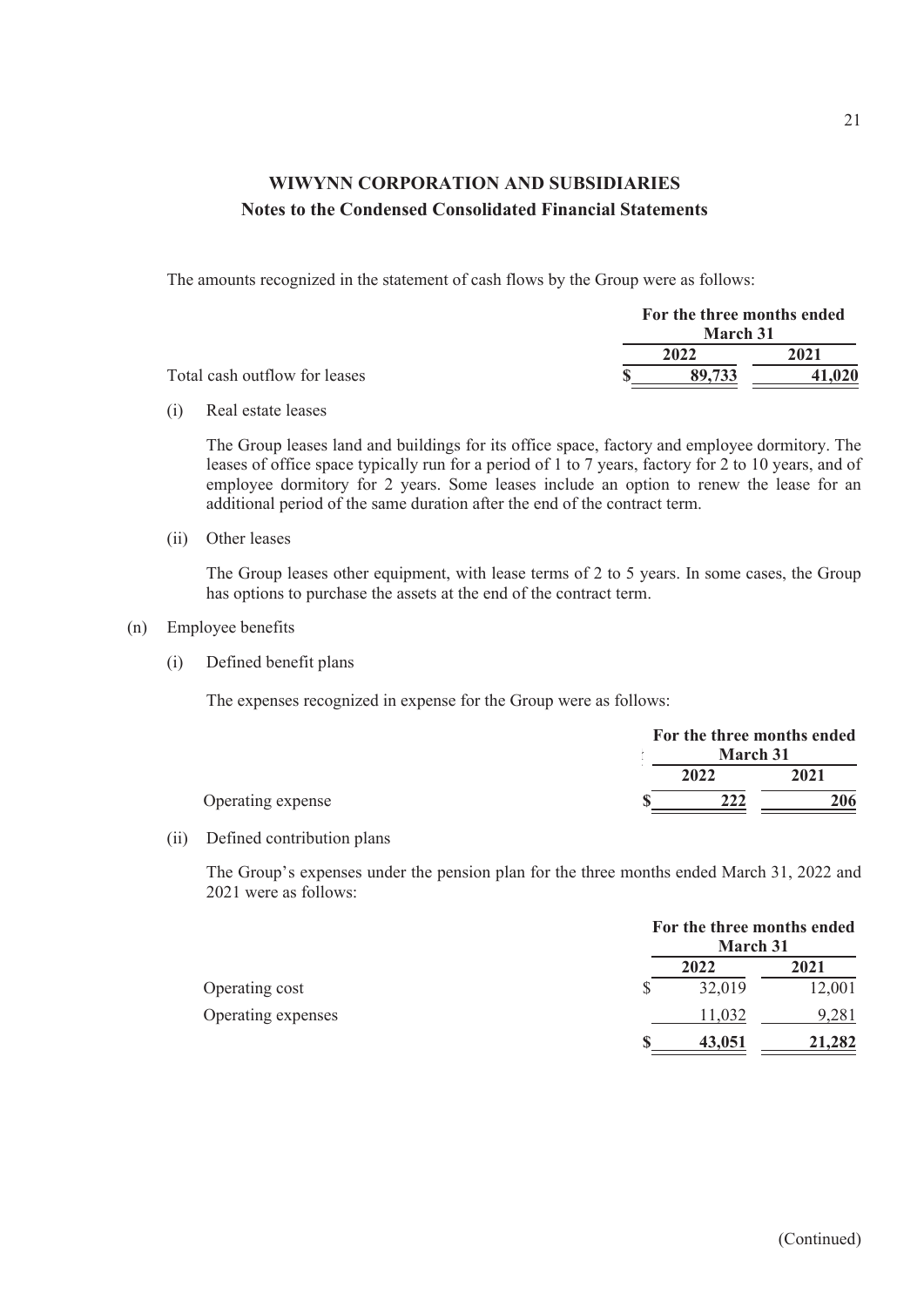**WIWYNN CORPORATION AND SUBSIDIARIES**
**Notes to the Condensed Consolidated Financial Statements**

The amounts recognized in the statement of cash flows by the Group were as follows:

| | For the three months ended March 31 | |
|---|---|---|
| | 2022 | 2021 |
| Total cash outflow for leases | $ 89,733 | 41,020 |

(i) Real estate leases

The Group leases land and buildings for its office space, factory and employee dormitory. The leases of office space typically run for a period of 1 to 7 years, factory for 2 to 10 years, and of employee dormitory for 2 years. Some leases include an option to renew the lease for an additional period of the same duration after the end of the contract term.

(ii) Other leases

The Group leases other equipment, with lease terms of 2 to 5 years. In some cases, the Group has options to purchase the assets at the end of the contract term.

(n) Employee benefits

(i) Defined benefit plans

The expenses recognized in expense for the Group were as follows:

| | For the three months ended March 31 | |
|---|---|---|
| | 2022 | 2021 |
| Operating expense | $ 222 | 206 |

(ii) Defined contribution plans

The Group's expenses under the pension plan for the three months ended March 31, 2022 and 2021 were as follows:

| | For the three months ended March 31 | |
|---|---|---|
| | 2022 | 2021 |
| Operating cost | $ 32,019 | 12,001 |
| Operating expenses | 11,032 | 9,281 |
| | $ 43,051 | 21,282 |

(Continued)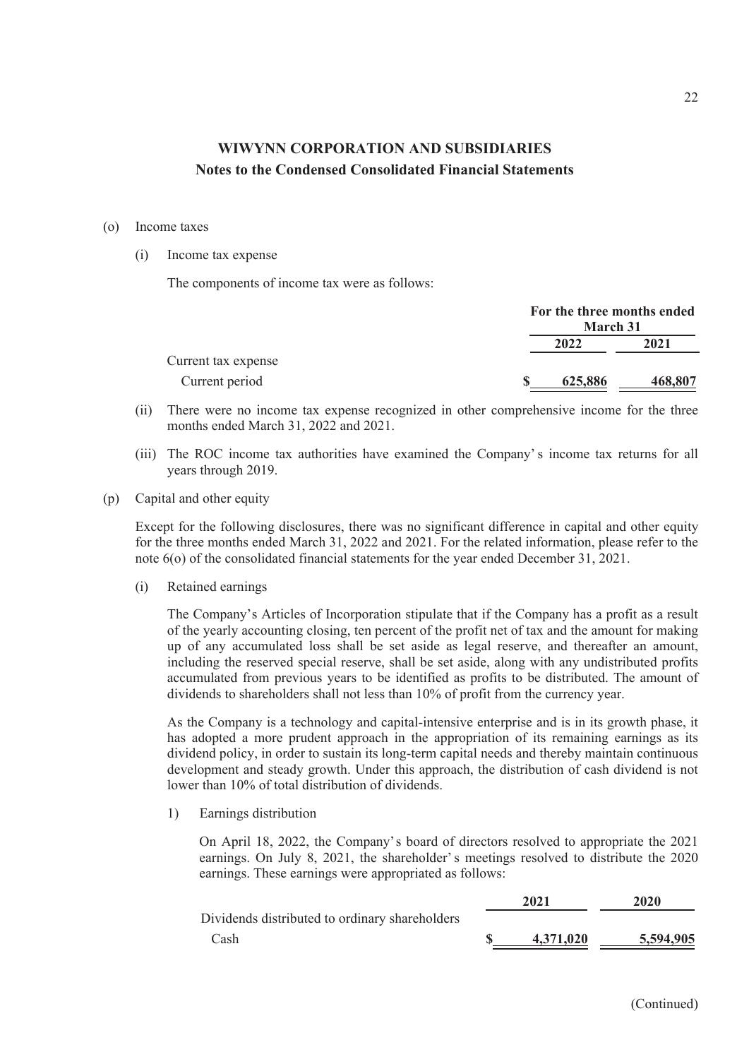## WIWYNN CORPORATION AND SUBSIDIARIES
### Notes to the Condensed Consolidated Financial Statements

(o) Income taxes

(i) Income tax expense

The components of income tax were as follows:

| | For the three months ended March 31 | |
|---|---|---|
| | 2022 | 2021 |
| Current tax expense | | |
| Current period | $ 625,886 | 468,807 |

(ii) There were no income tax expense recognized in other comprehensive income for the three months ended March 31, 2022 and 2021.

(iii) The ROC income tax authorities have examined the Company's income tax returns for all years through 2019.

(p) Capital and other equity

Except for the following disclosures, there was no significant difference in capital and other equity for the three months ended March 31, 2022 and 2021. For the related information, please refer to the note 6(o) of the consolidated financial statements for the year ended December 31, 2021.

(i) Retained earnings

The Company's Articles of Incorporation stipulate that if the Company has a profit as a result of the yearly accounting closing, ten percent of the profit net of tax and the amount for making up of any accumulated loss shall be set aside as legal reserve, and thereafter an amount, including the reserved special reserve, shall be set aside, along with any undistributed profits accumulated from previous years to be identified as profits to be distributed. The amount of dividends to shareholders shall not less than 10% of profit from the currency year.

As the Company is a technology and capital-intensive enterprise and is in its growth phase, it has adopted a more prudent approach in the appropriation of its remaining earnings as its dividend policy, in order to sustain its long-term capital needs and thereby maintain continuous development and steady growth. Under this approach, the distribution of cash dividend is not lower than 10% of total distribution of dividends.

1) Earnings distribution

On April 18, 2022, the Company's board of directors resolved to appropriate the 2021 earnings. On July 8, 2021, the shareholder's meetings resolved to distribute the 2020 earnings. These earnings were appropriated as follows:

| | 2021 | 2020 |
|---|---|---|
| Dividends distributed to ordinary shareholders | | |
| Cash | $ 4,371,020 | 5,594,905 |

(Continued)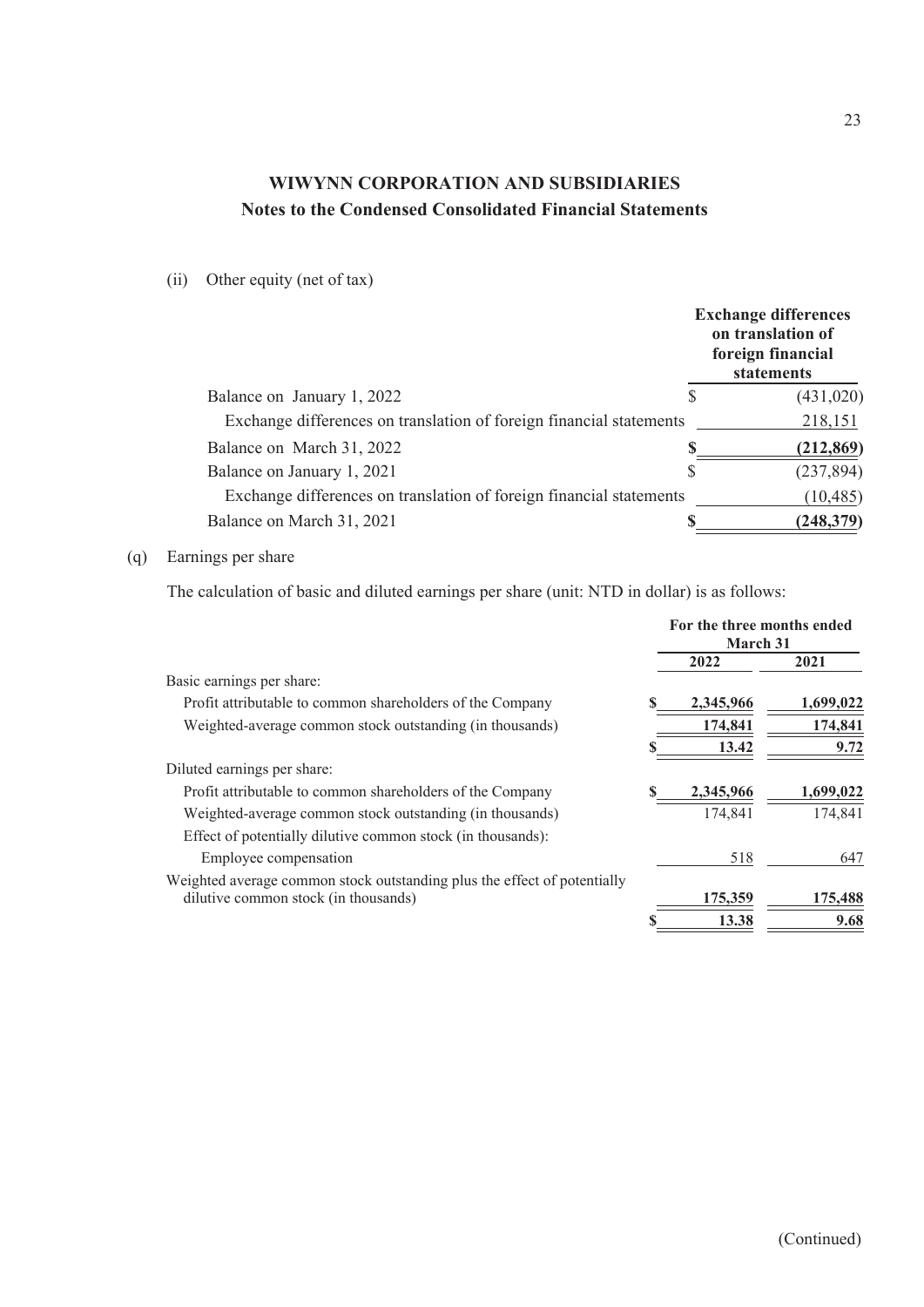# WIWYNN CORPORATION AND SUBSIDIARIES

## Notes to the Condensed Consolidated Financial Statements

(ii) Other equity (net of tax)

| | Exchange differences on translation of foreign financial statements |
|---|---|
| Balance on January 1, 2022 | $ (431,020) |
| Exchange differences on translation of foreign financial statements | 218,151 |
| Balance on March 31, 2022 | **$ (212,869)** |
| Balance on January 1, 2021 | $ (237,894) |
| Exchange differences on translation of foreign financial statements | (10,485) |
| Balance on March 31, 2021 | **$ (248,379)** |

(q) Earnings per share

The calculation of basic and diluted earnings per share (unit: NTD in dollar) is as follows:

| | For the three months ended March 31 | |
|---|---|---|
| | 2022 | 2021 |
| Basic earnings per share: | | |
| Profit attributable to common shareholders of the Company | **$ 2,345,966** | **1,699,022** |
| Weighted-average common stock outstanding (in thousands) | **174,841** | **174,841** |
| | **$ 13.42** | **9.72** |
| Diluted earnings per share: | | |
| Profit attributable to common shareholders of the Company | **$ 2,345,966** | **1,699,022** |
| Weighted-average common stock outstanding (in thousands) | 174,841 | 174,841 |
| Effect of potentially dilutive common stock (in thousands): | | |
| Employee compensation | 518 | 647 |
| Weighted average common stock outstanding plus the effect of potentially dilutive common stock (in thousands) | **175,359** | **175,488** |
| | **$ 13.38** | **9.68** |

(Continued)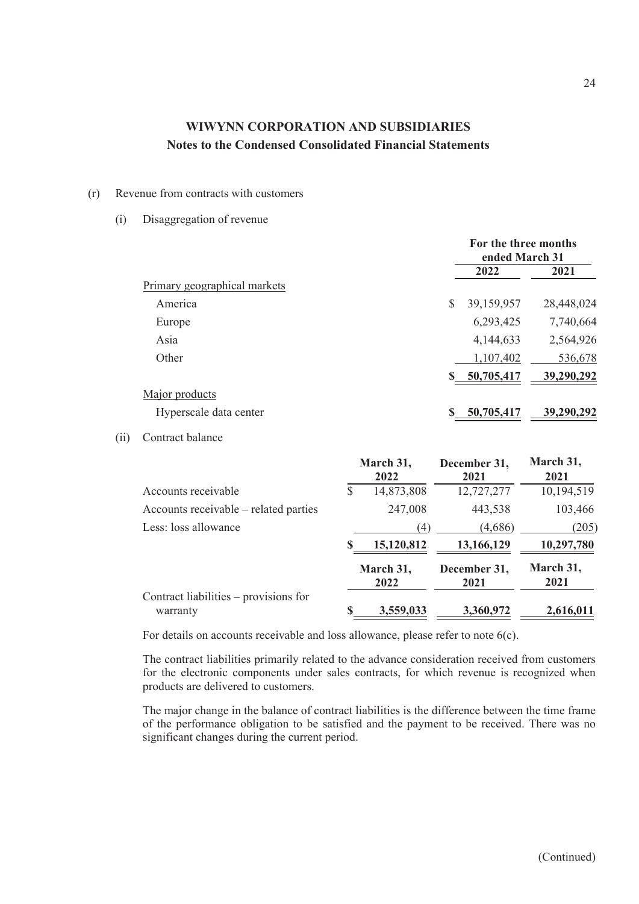**WIWYNN CORPORATION AND SUBSIDIARIES**
**Notes to the Condensed Consolidated Financial Statements**

(r) Revenue from contracts with customers

(i) Disaggregation of revenue

| | For the three months ended March 31 | |
|---|---|---|
| | **2022** | **2021** |
| Primary geographical markets | | |
| America | $ 39,159,957 | 28,448,024 |
| Europe | 6,293,425 | 7,740,664 |
| Asia | 4,144,633 | 2,564,926 |
| Other | 1,107,402 | 536,678 |
| | **$ 50,705,417** | **39,290,292** |
| Major products | | |
| Hyperscale data center | **$ 50,705,417** | **39,290,292** |

(ii) Contract balance

| | March 31, 2022 | December 31, 2021 | March 31, 2021 |
|---|---|---|---|
| Accounts receivable | $ 14,873,808 | 12,727,277 | 10,194,519 |
| Accounts receivable – related parties | 247,008 | 443,538 | 103,466 |
| Less: loss allowance | (4) | (4,686) | (205) |
| | **$ 15,120,812** | **13,166,129** | **10,297,780** |

| | March 31, 2022 | December 31, 2021 | March 31, 2021 |
|---|---|---|---|
| Contract liabilities – provisions for warranty | **$ 3,559,033** | **3,360,972** | **2,616,011** |

For details on accounts receivable and loss allowance, please refer to note 6(c).

The contract liabilities primarily related to the advance consideration received from customers for the electronic components under sales contracts, for which revenue is recognized when products are delivered to customers.

The major change in the balance of contract liabilities is the difference between the time frame of the performance obligation to be satisfied and the payment to be received. There was no significant changes during the current period.

(Continued)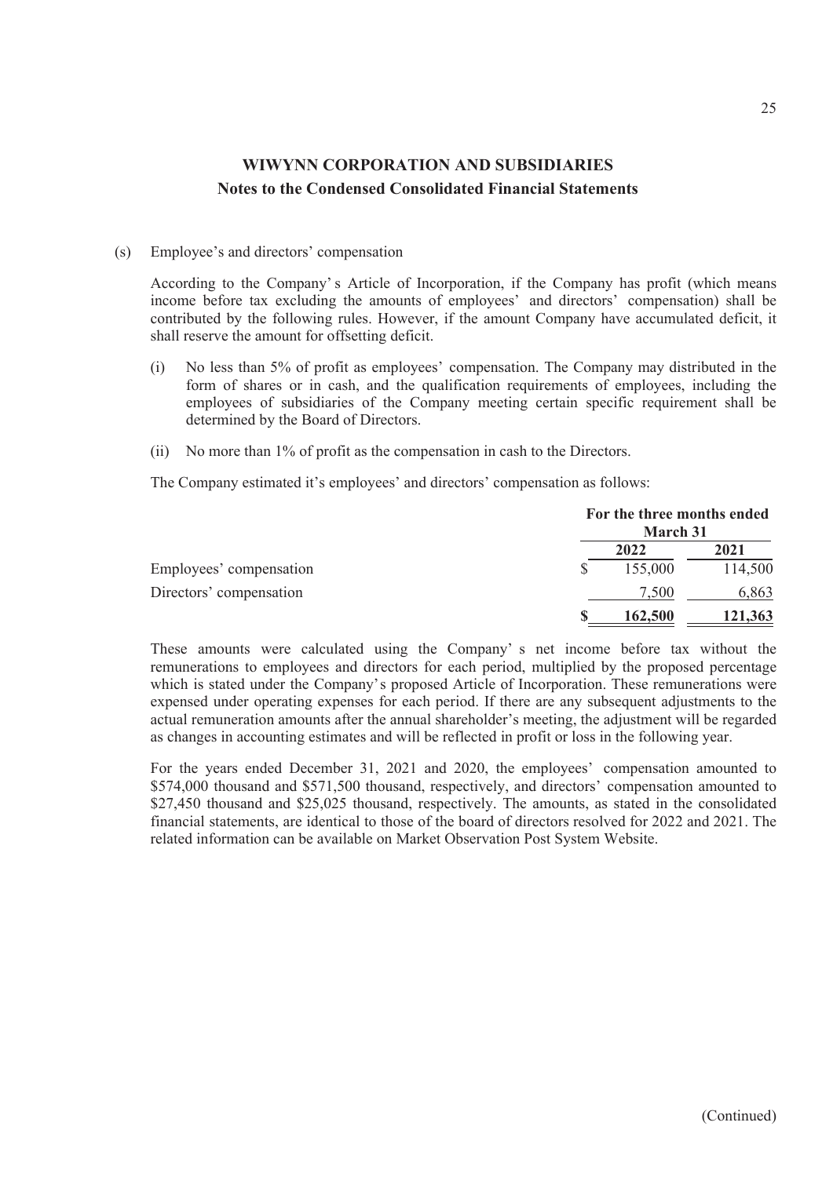## WIWYNN CORPORATION AND SUBSIDIARIES

### Notes to the Condensed Consolidated Financial Statements

(s) Employee's and directors' compensation

According to the Company' s Article of Incorporation, if the Company has profit (which means income before tax excluding the amounts of employees' and directors' compensation) shall be contributed by the following rules. However, if the amount Company have accumulated deficit, it shall reserve the amount for offsetting deficit.

(i) No less than 5% of profit as employees' compensation. The Company may distributed in the form of shares or in cash, and the qualification requirements of employees, including the employees of subsidiaries of the Company meeting certain specific requirement shall be determined by the Board of Directors.

(ii) No more than 1% of profit as the compensation in cash to the Directors.

The Company estimated it's employees' and directors' compensation as follows:

| | For the three months ended March 31 | |
|---|---|---|
| | 2022 | 2021 |
| Employees' compensation | $ 155,000 | 114,500 |
| Directors' compensation | 7,500 | 6,863 |
| | **$ 162,500** | **121,363** |

These amounts were calculated using the Company' s net income before tax without the remunerations to employees and directors for each period, multiplied by the proposed percentage which is stated under the Company's proposed Article of Incorporation. These remunerations were expensed under operating expenses for each period. If there are any subsequent adjustments to the actual remuneration amounts after the annual shareholder's meeting, the adjustment will be regarded as changes in accounting estimates and will be reflected in profit or loss in the following year.

For the years ended December 31, 2021 and 2020, the employees' compensation amounted to \$574,000 thousand and \$571,500 thousand, respectively, and directors' compensation amounted to \$27,450 thousand and \$25,025 thousand, respectively. The amounts, as stated in the consolidated financial statements, are identical to those of the board of directors resolved for 2022 and 2021. The related information can be available on Market Observation Post System Website.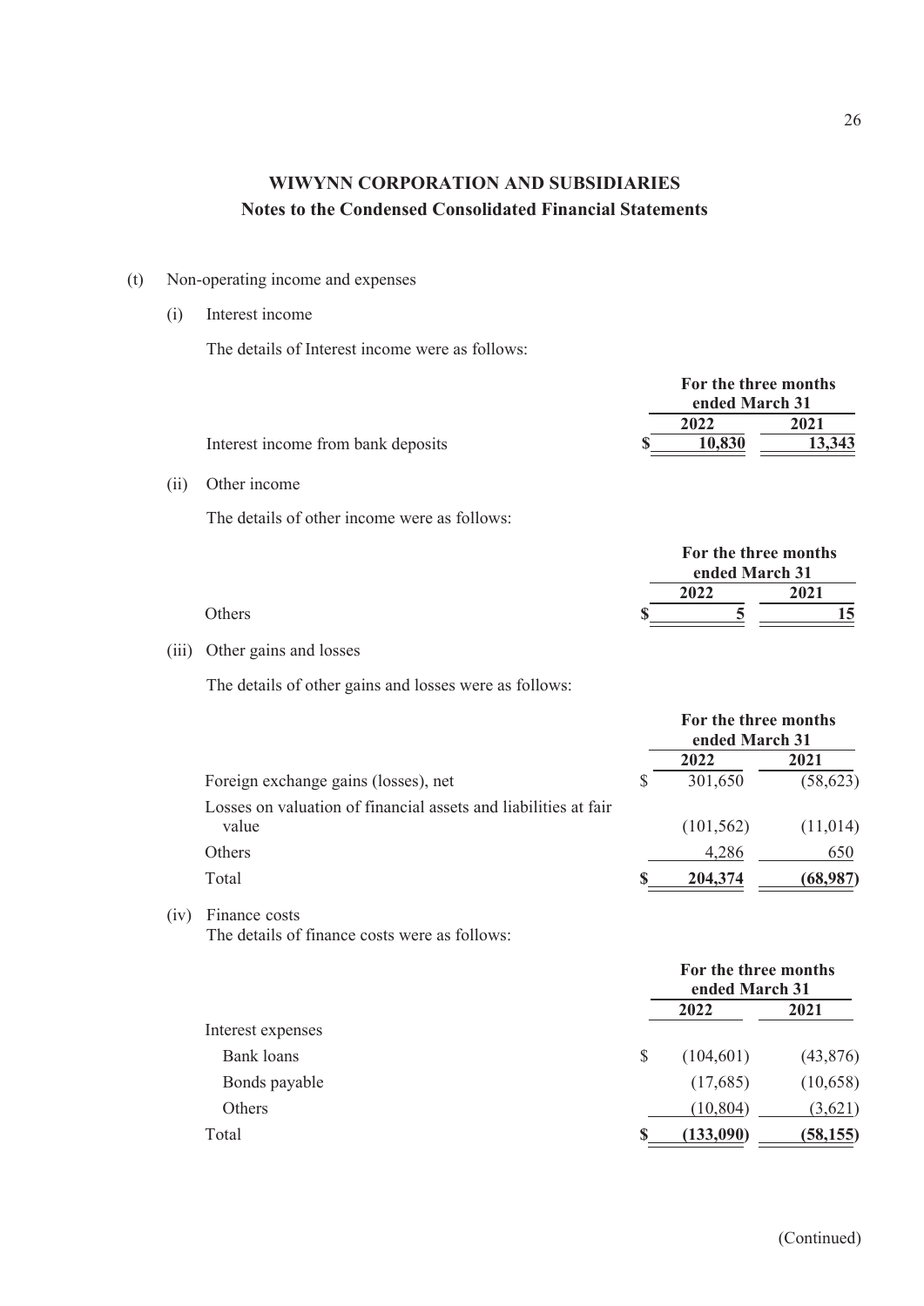**WIWYNN CORPORATION AND SUBSIDIARIES**
**Notes to the Condensed Consolidated Financial Statements**

(t) Non-operating income and expenses

(i) Interest income

The details of Interest income were as follows:

| | For the three months ended March 31 | |
|---|---|---|
| | **2022** | **2021** |
| Interest income from bank deposits | **$ 10,830** | **13,343** |

(ii) Other income

The details of other income were as follows:

| | For the three months ended March 31 | |
|---|---|---|
| | **2022** | **2021** |
| Others | **$ 5** | **15** |

(iii) Other gains and losses

The details of other gains and losses were as follows:

| | For the three months ended March 31 | |
|---|---|---|
| | **2022** | **2021** |
| Foreign exchange gains (losses), net | $ 301,650 | (58,623) |
| Losses on valuation of financial assets and liabilities at fair value | (101,562) | (11,014) |
| Others | 4,286 | 650 |
| Total | **$ 204,374** | **(68,987)** |

(iv) Finance costs

The details of finance costs were as follows:

| | For the three months ended March 31 | |
|---|---|---|
| | **2022** | **2021** |
| Interest expenses | | |
| Bank loans | $ (104,601) | (43,876) |
| Bonds payable | (17,685) | (10,658) |
| Others | (10,804) | (3,621) |
| Total | **$ (133,090)** | **(58,155)** |

(Continued)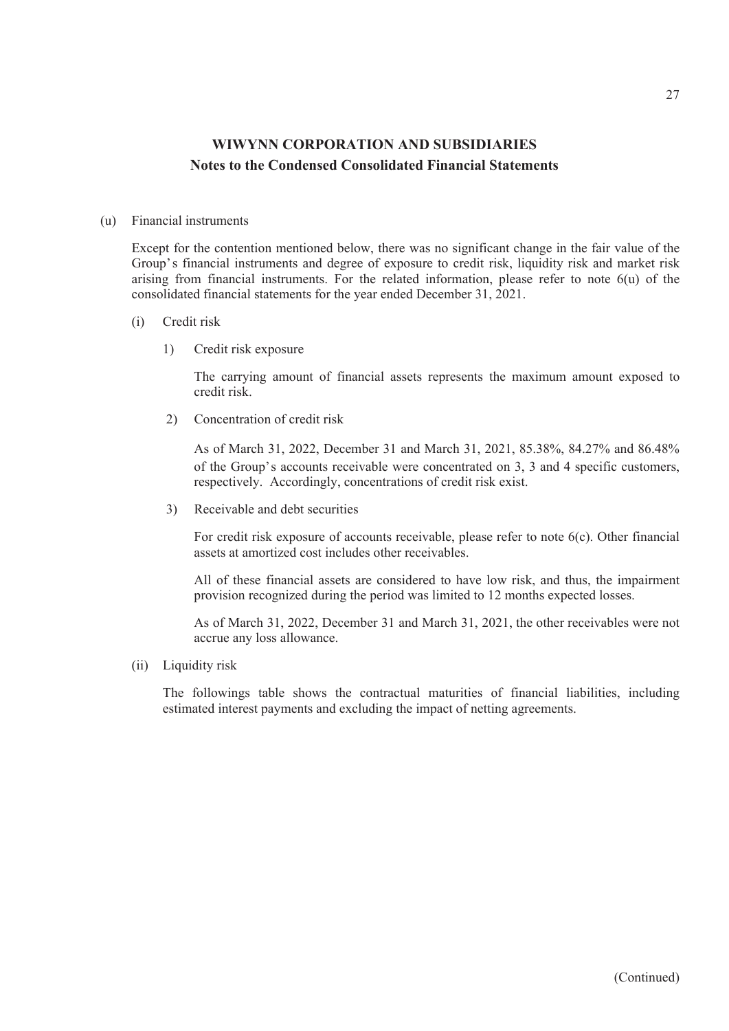## WIWYNN CORPORATION AND SUBSIDIARIES

### Notes to the Condensed Consolidated Financial Statements

(u) Financial instruments

Except for the contention mentioned below, there was no significant change in the fair value of the Group's financial instruments and degree of exposure to credit risk, liquidity risk and market risk arising from financial instruments. For the related information, please refer to note 6(u) of the consolidated financial statements for the year ended December 31, 2021.

(i) Credit risk

1) Credit risk exposure

The carrying amount of financial assets represents the maximum amount exposed to credit risk.

2) Concentration of credit risk

As of March 31, 2022, December 31 and March 31, 2021, 85.38%, 84.27% and 86.48% of the Group's accounts receivable were concentrated on 3, 3 and 4 specific customers, respectively. Accordingly, concentrations of credit risk exist.

3) Receivable and debt securities

For credit risk exposure of accounts receivable, please refer to note 6(c). Other financial assets at amortized cost includes other receivables.

All of these financial assets are considered to have low risk, and thus, the impairment provision recognized during the period was limited to 12 months expected losses.

As of March 31, 2022, December 31 and March 31, 2021, the other receivables were not accrue any loss allowance.

(ii) Liquidity risk

The followings table shows the contractual maturities of financial liabilities, including estimated interest payments and excluding the impact of netting agreements.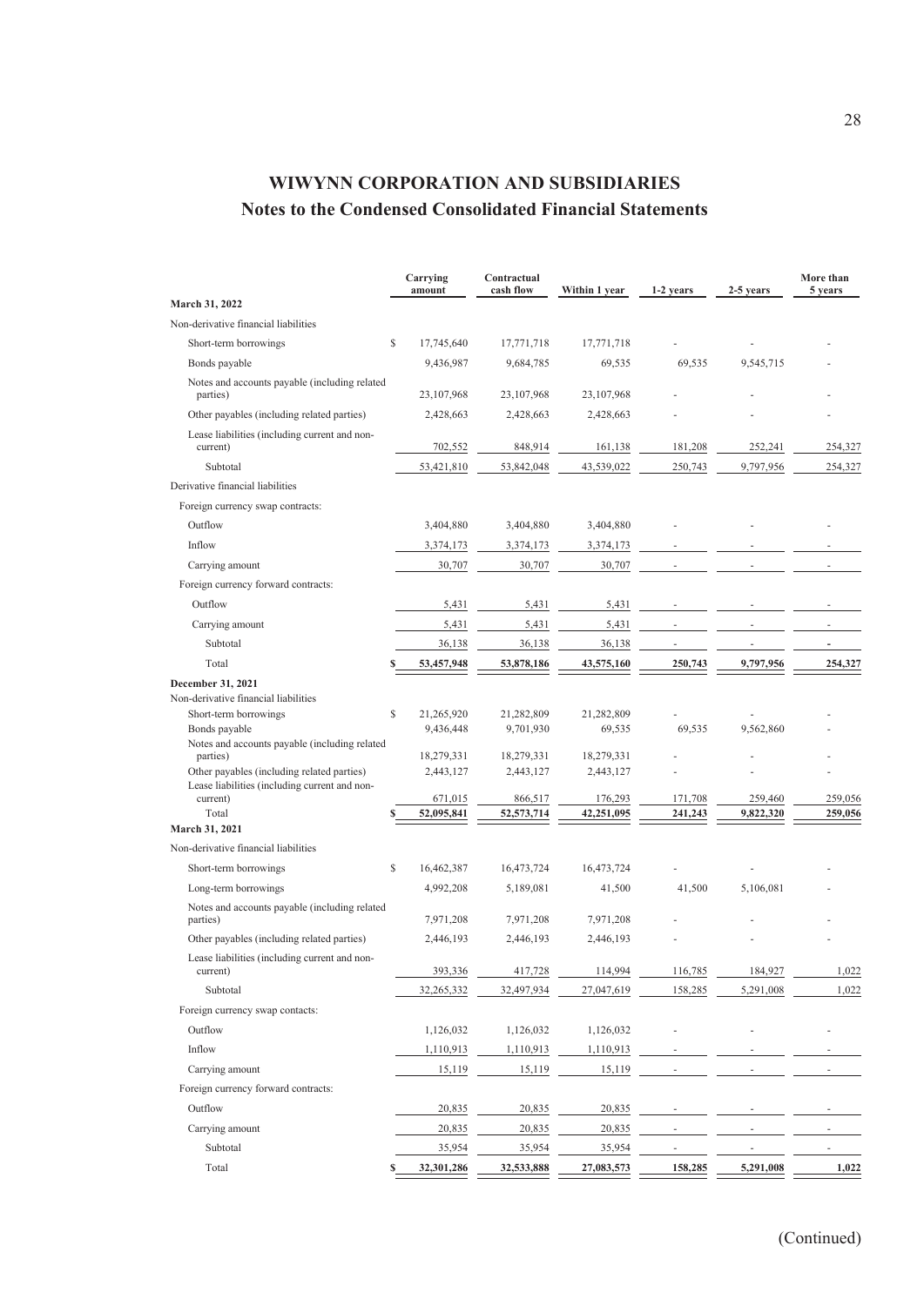# WIWYNN CORPORATION AND SUBSIDIARIES

## Notes to the Condensed Consolidated Financial Statements

| | Carrying amount | Contractual cash flow | Within 1 year | 1-2 years | 2-5 years | More than 5 years |
|---|---|---|---|---|---|---|
| **March 31, 2022** | | | | | | |
| Non-derivative financial liabilities | | | | | | |
| Short-term borrowings | $ 17,745,640 | 17,771,718 | 17,771,718 | - | - | - |
| Bonds payable | 9,436,987 | 9,684,785 | 69,535 | 69,535 | 9,545,715 | - |
| Notes and accounts payable (including related parties) | 23,107,968 | 23,107,968 | 23,107,968 | - | - | - |
| Other payables (including related parties) | 2,428,663 | 2,428,663 | 2,428,663 | - | - | - |
| Lease liabilities (including current and non-current) | 702,552 | 848,914 | 161,138 | 181,208 | 252,241 | 254,327 |
| Subtotal | 53,421,810 | 53,842,048 | 43,539,022 | 250,743 | 9,797,956 | 254,327 |
| Derivative financial liabilities | | | | | | |
| Foreign currency swap contracts: | | | | | | |
| Outflow | 3,404,880 | 3,404,880 | 3,404,880 | - | - | - |
| Inflow | 3,374,173 | 3,374,173 | 3,374,173 | - | - | - |
| Carrying amount | 30,707 | 30,707 | 30,707 | - | - | - |
| Foreign currency forward contracts: | | | | | | |
| Outflow | 5,431 | 5,431 | 5,431 | - | - | - |
| Carrying amount | 5,431 | 5,431 | 5,431 | - | - | - |
| Subtotal | 36,138 | 36,138 | 36,138 | - | - | - |
| Total | **$ 53,457,948** | **53,878,186** | **43,575,160** | **250,743** | **9,797,956** | **254,327** |
| **December 31, 2021** | | | | | | |
| Non-derivative financial liabilities | | | | | | |
| Short-term borrowings | $ 21,265,920 | 21,282,809 | 21,282,809 | - | - | - |
| Bonds payable | 9,436,448 | 9,701,930 | 69,535 | 69,535 | 9,562,860 | - |
| Notes and accounts payable (including related parties) | 18,279,331 | 18,279,331 | 18,279,331 | - | - | - |
| Other payables (including related parties) | 2,443,127 | 2,443,127 | 2,443,127 | - | - | - |
| Lease liabilities (including current and non-current) | 671,015 | 866,517 | 176,293 | 171,708 | 259,460 | 259,056 |
| Total | **$ 52,095,841** | **52,573,714** | **42,251,095** | **241,243** | **9,822,320** | **259,056** |
| **March 31, 2021** | | | | | | |
| Non-derivative financial liabilities | | | | | | |
| Short-term borrowings | $ 16,462,387 | 16,473,724 | 16,473,724 | - | - | - |
| Long-term borrowings | 4,992,208 | 5,189,081 | 41,500 | 41,500 | 5,106,081 | - |
| Notes and accounts payable (including related parties) | 7,971,208 | 7,971,208 | 7,971,208 | - | - | - |
| Other payables (including related parties) | 2,446,193 | 2,446,193 | 2,446,193 | - | - | - |
| Lease liabilities (including current and non-current) | 393,336 | 417,728 | 114,994 | 116,785 | 184,927 | 1,022 |
| Subtotal | 32,265,332 | 32,497,934 | 27,047,619 | 158,285 | 5,291,008 | 1,022 |
| Foreign currency swap contacts: | | | | | | |
| Outflow | 1,126,032 | 1,126,032 | 1,126,032 | - | - | - |
| Inflow | 1,110,913 | 1,110,913 | 1,110,913 | - | - | - |
| Carrying amount | 15,119 | 15,119 | 15,119 | - | - | - |
| Foreign currency forward contracts: | | | | | | |
| Outflow | 20,835 | 20,835 | 20,835 | - | - | - |
| Carrying amount | 20,835 | 20,835 | 20,835 | - | - | - |
| Subtotal | 35,954 | 35,954 | 35,954 | - | - | - |
| Total | **$ 32,301,286** | **32,533,888** | **27,083,573** | **158,285** | **5,291,008** | **1,022** |

(Continued)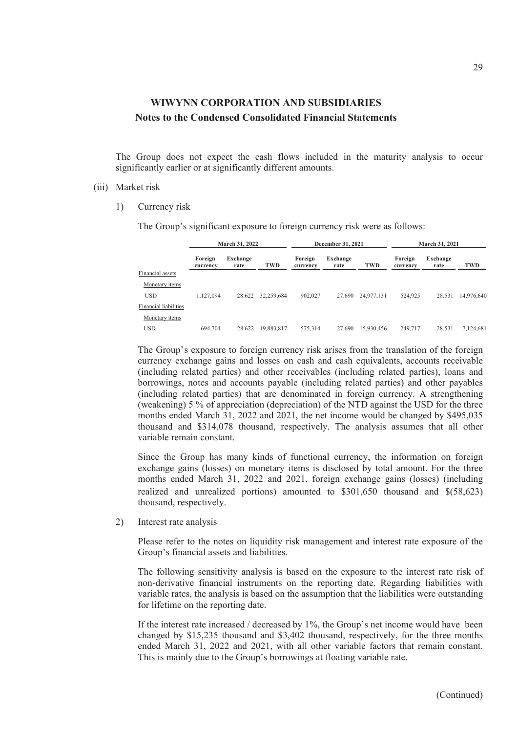The Group does not expect the cash flows included in the maturity analysis to occur significantly earlier or at significantly different amounts.

(iii) Market risk

1) Currency risk

The Group's significant exposure to foreign currency risk were as follows:

| | March 31, 2022 | | | December 31, 2021 | | | March 31, 2021 | | |
|---|---|---|---|---|---|---|---|---|---|
| | Foreign currency | Exchange rate | TWD | Foreign currency | Exchange rate | TWD | Foreign currency | Exchange rate | TWD |
| Financial assets | | | | | | | | | |
| Monetary items | | | | | | | | | |
| USD | 1,127,094 | 28.622 | 32,259,684 | 902,027 | 27.690 | 24,977,131 | 524,925 | 28.531 | 14,976,640 |
| Financial liabilities | | | | | | | | | |
| Monetary items | | | | | | | | | |
| USD | 694,704 | 28.622 | 19,883,817 | 575,314 | 27.690 | 15,930,456 | 249,717 | 28.531 | 7,124,681 |

The Group's exposure to foreign currency risk arises from the translation of the foreign currency exchange gains and losses on cash and cash equivalents, accounts receivable (including related parties) and other receivables (including related parties), loans and borrowings, notes and accounts payable (including related parties) and other payables (including related parties) that are denominated in foreign currency. A strengthening (weakening) 5 % of appreciation (depreciation) of the NTD against the USD for the three months ended March 31, 2022 and 2021, the net income would be changed by $495,035 thousand and $314,078 thousand, respectively. The analysis assumes that all other variable remain constant.

Since the Group has many kinds of functional currency, the information on foreign exchange gains (losses) on monetary items is disclosed by total amount. For the three months ended March 31, 2022 and 2021, foreign exchange gains (losses) (including realized and unrealized portions) amounted to $301,650 thousand and $(58,623) thousand, respectively.

2) Interest rate analysis

Please refer to the notes on liquidity risk management and interest rate exposure of the Group's financial assets and liabilities.

The following sensitivity analysis is based on the exposure to the interest rate risk of non-derivative financial instruments on the reporting date. Regarding liabilities with variable rates, the analysis is based on the assumption that the liabilities were outstanding for lifetime on the reporting date.

If the interest rate increased / decreased by 1%, the Group's net income would have been changed by $15,235 thousand and $3,402 thousand, respectively, for the three months ended March 31, 2022 and 2021, with all other variable factors that remain constant. This is mainly due to the Group's borrowings at floating variable rate.

(Continued)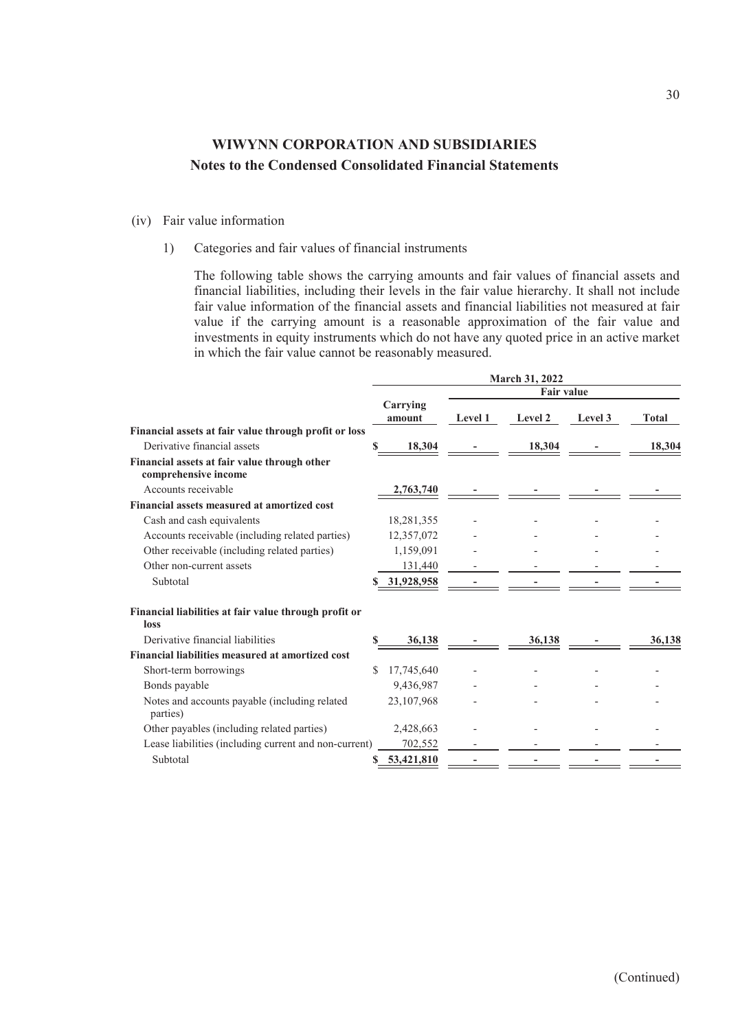## WIWYNN CORPORATION AND SUBSIDIARIES
### Notes to the Condensed Consolidated Financial Statements

(iv) Fair value information

1) Categories and fair values of financial instruments

The following table shows the carrying amounts and fair values of financial assets and financial liabilities, including their levels in the fair value hierarchy. It shall not include fair value information of the financial assets and financial liabilities not measured at fair value if the carrying amount is a reasonable approximation of the fair value and investments in equity instruments which do not have any quoted price in an active market in which the fair value cannot be reasonably measured.

| | March 31, 2022 | | | | |
|---|---|---|---|---|---|
| | | Fair value | | | |
| | Carrying amount | Level 1 | Level 2 | Level 3 | Total |
| **Financial assets at fair value through profit or loss** | | | | | |
| Derivative financial assets | $ 18,304 | - | 18,304 | - | 18,304 |
| **Financial assets at fair value through other comprehensive income** | | | | | |
| Accounts receivable | 2,763,740 | - | - | - | - |
| **Financial assets measured at amortized cost** | | | | | |
| Cash and cash equivalents | 18,281,355 | - | - | - | - |
| Accounts receivable (including related parties) | 12,357,072 | - | - | - | - |
| Other receivable (including related parties) | 1,159,091 | - | - | - | - |
| Other non-current assets | 131,440 | - | - | - | - |
| Subtotal | $ 31,928,958 | - | - | - | - |
| **Financial liabilities at fair value through profit or loss** | | | | | |
| Derivative financial liabilities | $ 36,138 | - | 36,138 | - | 36,138 |
| **Financial liabilities measured at amortized cost** | | | | | |
| Short-term borrowings | $ 17,745,640 | - | - | - | - |
| Bonds payable | 9,436,987 | - | - | - | - |
| Notes and accounts payable (including related parties) | 23,107,968 | - | - | - | - |
| Other payables (including related parties) | 2,428,663 | - | - | - | - |
| Lease liabilities (including current and non-current) | 702,552 | - | - | - | - |
| Subtotal | $ 53,421,810 | - | - | - | - |

(Continued)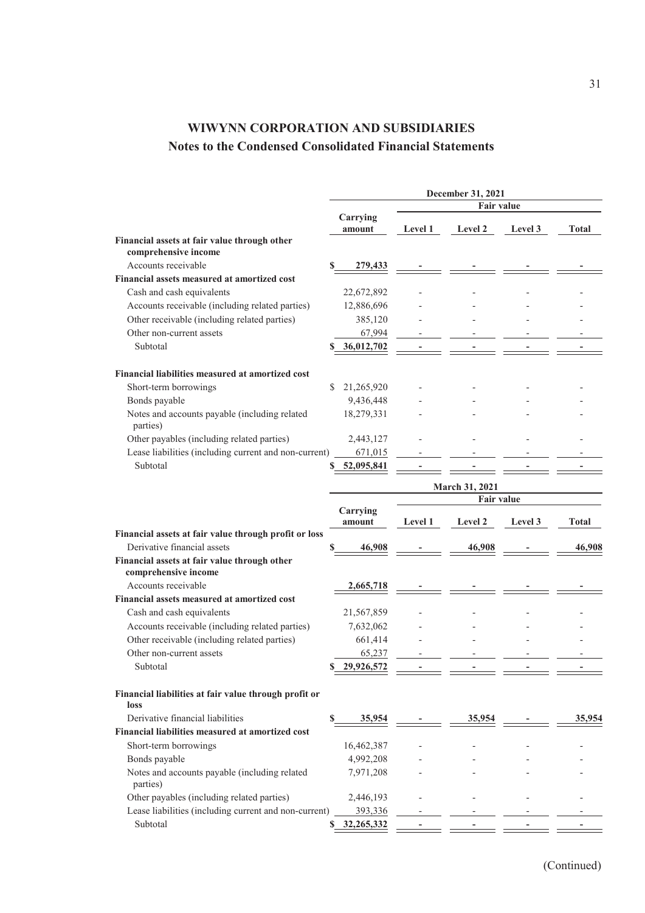# WIWYNN CORPORATION AND SUBSIDIARIES

## Notes to the Condensed Consolidated Financial Statements

| | December 31, 2021 | | | | |
|---|---|---|---|---|---|
| | | Fair value | | | |
| | Carrying amount | Level 1 | Level 2 | Level 3 | Total |
| **Financial assets at fair value through other comprehensive income** | | | | | |
| Accounts receivable | $ 279,433 | - | - | - | - |
| **Financial assets measured at amortized cost** | | | | | |
| Cash and cash equivalents | 22,672,892 | - | - | - | - |
| Accounts receivable (including related parties) | 12,886,696 | - | - | - | - |
| Other receivable (including related parties) | 385,120 | - | - | - | - |
| Other non-current assets | 67,994 | - | - | - | - |
| Subtotal | $ 36,012,702 | - | - | - | - |
| **Financial liabilities measured at amortized cost** | | | | | |
| Short-term borrowings | $ 21,265,920 | - | - | - | - |
| Bonds payable | 9,436,448 | - | - | - | - |
| Notes and accounts payable (including related parties) | 18,279,331 | - | - | - | - |
| Other payables (including related parties) | 2,443,127 | - | - | - | - |
| Lease liabilities (including current and non-current) | 671,015 | - | - | - | - |
| Subtotal | $ 52,095,841 | - | - | - | - |

| | March 31, 2021 | | | | |
|---|---|---|---|---|---|
| | | Fair value | | | |
| | Carrying amount | Level 1 | Level 2 | Level 3 | Total |
| **Financial assets at fair value through profit or loss** | | | | | |
| Derivative financial assets | $ 46,908 | - | 46,908 | - | 46,908 |
| **Financial assets at fair value through other comprehensive income** | | | | | |
| Accounts receivable | 2,665,718 | - | - | - | - |
| **Financial assets measured at amortized cost** | | | | | |
| Cash and cash equivalents | 21,567,859 | - | - | - | - |
| Accounts receivable (including related parties) | 7,632,062 | - | - | - | - |
| Other receivable (including related parties) | 661,414 | - | - | - | - |
| Other non-current assets | 65,237 | - | - | - | - |
| Subtotal | $ 29,926,572 | - | - | - | - |
| **Financial liabilities at fair value through profit or loss** | | | | | |
| Derivative financial liabilities | $ 35,954 | - | 35,954 | - | 35,954 |
| **Financial liabilities measured at amortized cost** | | | | | |
| Short-term borrowings | 16,462,387 | - | - | - | - |
| Bonds payable | 4,992,208 | - | - | - | - |
| Notes and accounts payable (including related parties) | 7,971,208 | - | - | - | - |
| Other payables (including related parties) | 2,446,193 | - | - | - | - |
| Lease liabilities (including current and non-current) | 393,336 | - | - | - | - |
| Subtotal | $ 32,265,332 | - | - | - | - |

(Continued)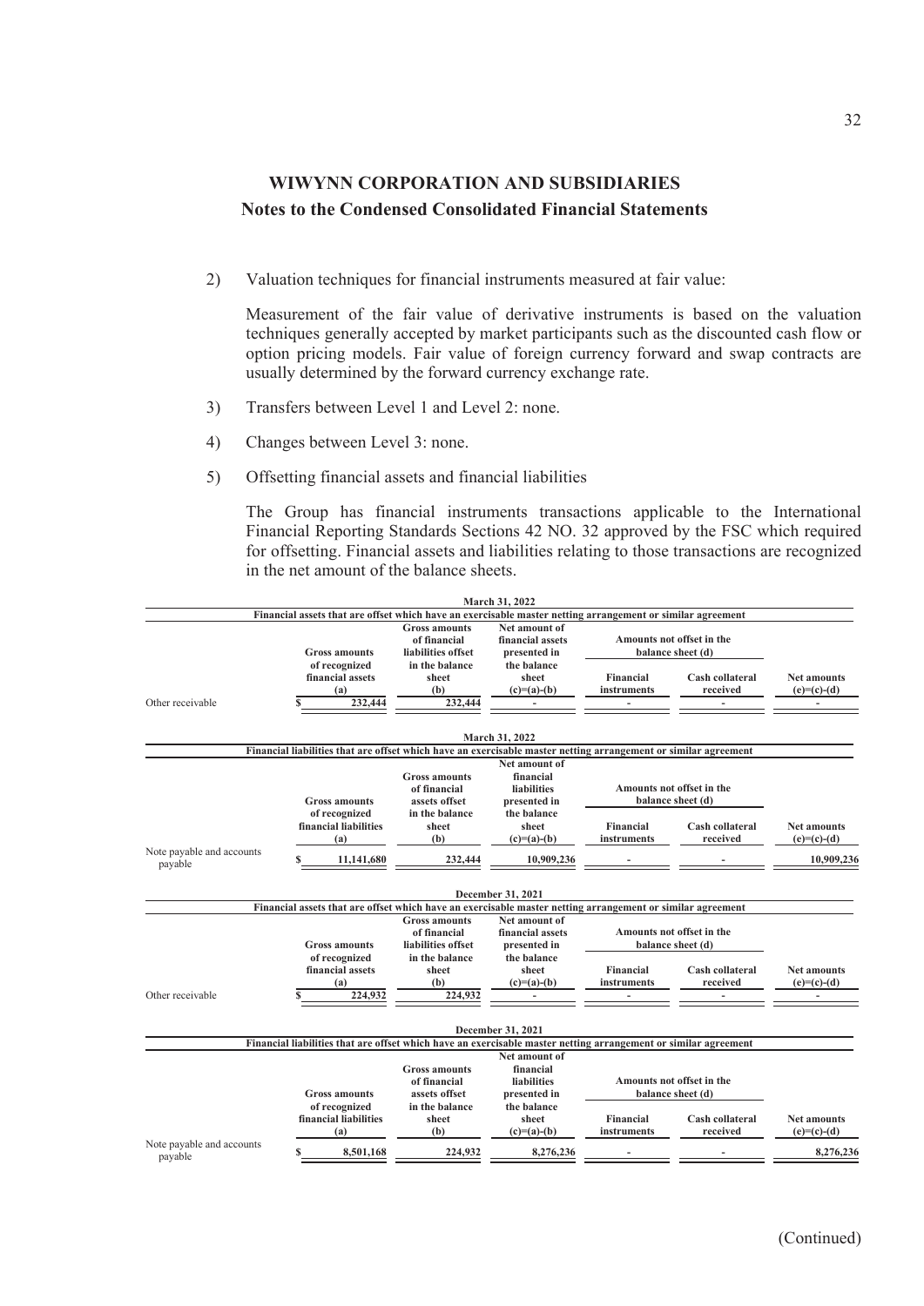## WIWYNN CORPORATION AND SUBSIDIARIES

### Notes to the Condensed Consolidated Financial Statements

2) Valuation techniques for financial instruments measured at fair value:

   Measurement of the fair value of derivative instruments is based on the valuation techniques generally accepted by market participants such as the discounted cash flow or option pricing models. Fair value of foreign currency forward and swap contracts are usually determined by the forward currency exchange rate.

3) Transfers between Level 1 and Level 2: none.

4) Changes between Level 3: none.

5) Offsetting financial assets and financial liabilities

   The Group has financial instruments transactions applicable to the International Financial Reporting Standards Sections 42 NO. 32 approved by the FSC which required for offsetting. Financial assets and liabilities relating to those transactions are recognized in the net amount of the balance sheets.

**March 31, 2022**

Financial assets that are offset which have an exercisable master netting arrangement or similar agreement

| | Gross amounts of recognized financial assets (a) | Gross amounts of financial liabilities offset in the balance sheet (b) | Net amount of financial assets presented in the balance sheet (c)=(a)-(b) | Amounts not offset in the balance sheet (d) | | Net amounts (e)=(c)-(d) |
|---|---|---|---|---|---|---|
| | | | | Financial instruments | Cash collateral received | |
| Other receivable | $ 232,444 | 232,444 | - | - | - | - |

**March 31, 2022**

Financial liabilities that are offset which have an exercisable master netting arrangement or similar agreement

| | Gross amounts of recognized financial liabilities (a) | Gross amounts of financial assets offset in the balance sheet (b) | Net amount of financial liabilities presented in the balance sheet (c)=(a)-(b) | Amounts not offset in the balance sheet (d) | | Net amounts (e)=(c)-(d) |
|---|---|---|---|---|---|---|
| | | | | Financial instruments | Cash collateral received | |
| Note payable and accounts payable | $ 11,141,680 | 232,444 | 10,909,236 | - | - | 10,909,236 |

**December 31, 2021**

Financial assets that are offset which have an exercisable master netting arrangement or similar agreement

| | Gross amounts of recognized financial assets (a) | Gross amounts of financial liabilities offset in the balance sheet (b) | Net amount of financial assets presented in the balance sheet (c)=(a)-(b) | Amounts not offset in the balance sheet (d) | | Net amounts (e)=(c)-(d) |
|---|---|---|---|---|---|---|
| | | | | Financial instruments | Cash collateral received | |
| Other receivable | $ 224,932 | 224,932 | - | - | - | - |

**December 31, 2021**

Financial liabilities that are offset which have an exercisable master netting arrangement or similar agreement

| | Gross amounts of recognized financial liabilities (a) | Gross amounts of financial assets offset in the balance sheet (b) | Net amount of financial liabilities presented in the balance sheet (c)=(a)-(b) | Amounts not offset in the balance sheet (d) | | Net amounts (e)=(c)-(d) |
|---|---|---|---|---|---|---|
| | | | | Financial instruments | Cash collateral received | |
| Note payable and accounts payable | $ 8,501,168 | 224,932 | 8,276,236 | - | - | 8,276,236 |

(Continued)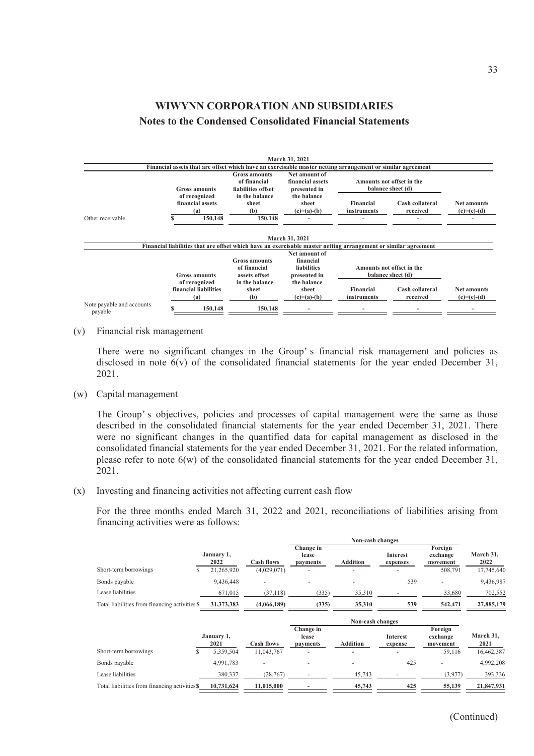## WIWYNN CORPORATION AND SUBSIDIARIES
### Notes to the Condensed Consolidated Financial Statements

| March 31, 2021 | | | | | | |
|---|---|---|---|---|---|---|
| Financial assets that are offset which have an exercisable master netting arrangement or similar agreement | | | | | | |
| | Gross amounts of recognized financial assets (a) | Gross amounts of financial liabilities offset in the balance sheet (b) | Net amount of financial assets presented in the balance sheet (c)=(a)-(b) | Amounts not offset in the balance sheet (d) | | Net amounts (e)=(c)-(d) |
| | | | | Financial instruments | Cash collateral received | |
| Other receivable | $ 150,148 | 150,148 | - | - | - | - |

| March 31, 2021 | | | | | | |
|---|---|---|---|---|---|---|
| Financial liabilities that are offset which have an exercisable master netting arrangement or similar agreement | | | | | | |
| | Gross amounts of recognized financial liabilities (a) | Gross amounts of financial assets offset in the balance sheet (b) | Net amount of financial liabilities presented in the balance sheet (c)=(a)-(b) | Amounts not offset in the balance sheet (d) | | Net amounts (e)=(c)-(d) |
| | | | | Financial instruments | Cash collateral received | |
| Note payable and accounts payable | $ 150,148 | 150,148 | - | - | - | - |

(v) Financial risk management

There were no significant changes in the Group's financial risk management and policies as disclosed in note 6(v) of the consolidated financial statements for the year ended December 31, 2021.

(w) Capital management

The Group's objectives, policies and processes of capital management were the same as those described in the consolidated financial statements for the year ended December 31, 2021. There were no significant changes in the quantified data for capital management as disclosed in the consolidated financial statements for the year ended December 31, 2021. For the related information, please refer to note 6(w) of the consolidated financial statements for the year ended December 31, 2021.

(x) Investing and financing activities not affecting current cash flow

For the three months ended March 31, 2022 and 2021, reconciliations of liabilities arising from financing activities were as follows:

| | January 1, 2022 | Cash flows | Non-cash changes | | | | March 31, 2022 |
|---|---|---|---|---|---|---|---|
| | | | Change in lease payments | Addition | Interest expenses | Foreign exchange movement | |
| Short-term borrowings | $ 21,265,920 | (4,029,071) | - | - | - | 508,791 | 17,745,640 |
| Bonds payable | 9,436,448 | - | - | - | 539 | - | 9,436,987 |
| Lease liabilities | 671,015 | (37,118) | (335) | 35,310 | - | 33,680 | 702,552 |
| Total liabilities from financing activities | $ 31,373,383 | (4,066,189) | (335) | 35,310 | 539 | 542,471 | 27,885,179 |

| | January 1, 2021 | Cash flows | Non-cash changes | | | | March 31, 2021 |
|---|---|---|---|---|---|---|---|
| | | | Change in lease payments | Addition | Interest expense | Foreign exchange movement | |
| Short-term borrowings | $ 5,359,504 | 11,043,767 | - | - | - | 59,116 | 16,462,387 |
| Bonds payable | 4,991,783 | - | - | - | 425 | - | 4,992,208 |
| Lease liabilities | 380,337 | (28,767) | - | 45,743 | - | (3,977) | 393,336 |
| Total liabilities from financing activities | $ 10,731,624 | 11,015,000 | - | 45,743 | 425 | 55,139 | 21,847,931 |

(Continued)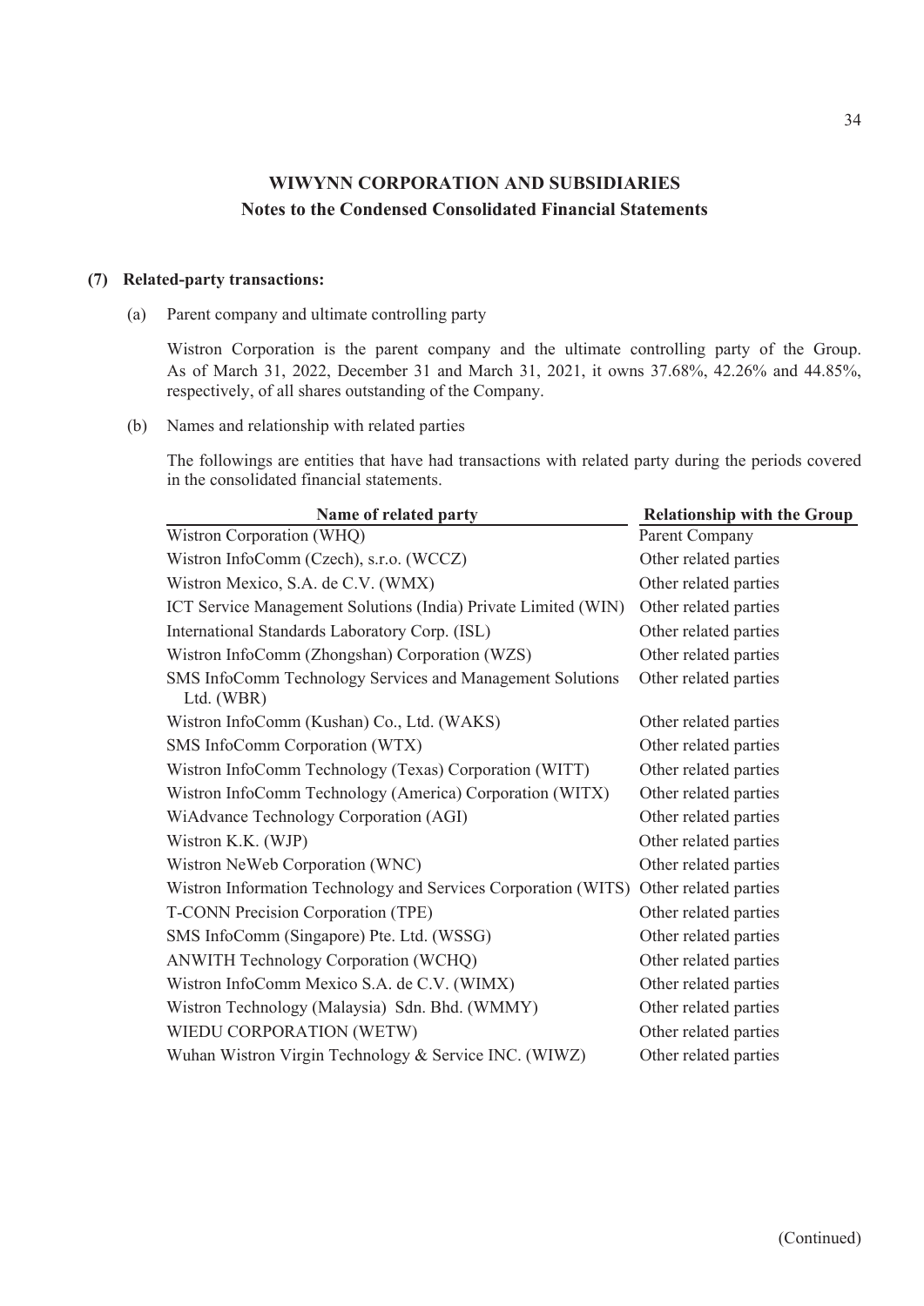## WIWYNN CORPORATION AND SUBSIDIARIES
### Notes to the Condensed Consolidated Financial Statements

**(7) Related-party transactions:**

(a) Parent company and ultimate controlling party

Wistron Corporation is the parent company and the ultimate controlling party of the Group. As of March 31, 2022, December 31 and March 31, 2021, it owns 37.68%, 42.26% and 44.85%, respectively, of all shares outstanding of the Company.

(b) Names and relationship with related parties

The followings are entities that have had transactions with related party during the periods covered in the consolidated financial statements.

| Name of related party | Relationship with the Group |
|---|---|
| Wistron Corporation (WHQ) | Parent Company |
| Wistron InfoComm (Czech), s.r.o. (WCCZ) | Other related parties |
| Wistron Mexico, S.A. de C.V. (WMX) | Other related parties |
| ICT Service Management Solutions (India) Private Limited (WIN) | Other related parties |
| International Standards Laboratory Corp. (ISL) | Other related parties |
| Wistron InfoComm (Zhongshan) Corporation (WZS) | Other related parties |
| SMS InfoComm Technology Services and Management Solutions Ltd. (WBR) | Other related parties |
| Wistron InfoComm (Kushan) Co., Ltd. (WAKS) | Other related parties |
| SMS InfoComm Corporation (WTX) | Other related parties |
| Wistron InfoComm Technology (Texas) Corporation (WITT) | Other related parties |
| Wistron InfoComm Technology (America) Corporation (WITX) | Other related parties |
| WiAdvance Technology Corporation (AGI) | Other related parties |
| Wistron K.K. (WJP) | Other related parties |
| Wistron NeWeb Corporation (WNC) | Other related parties |
| Wistron Information Technology and Services Corporation (WITS) | Other related parties |
| T-CONN Precision Corporation (TPE) | Other related parties |
| SMS InfoComm (Singapore) Pte. Ltd. (WSSG) | Other related parties |
| ANWITH Technology Corporation (WCHQ) | Other related parties |
| Wistron InfoComm Mexico S.A. de C.V. (WIMX) | Other related parties |
| Wistron Technology (Malaysia) Sdn. Bhd. (WMMY) | Other related parties |
| WIEDU CORPORATION (WETW) | Other related parties |
| Wuhan Wistron Virgin Technology & Service INC. (WIWZ) | Other related parties |

(Continued)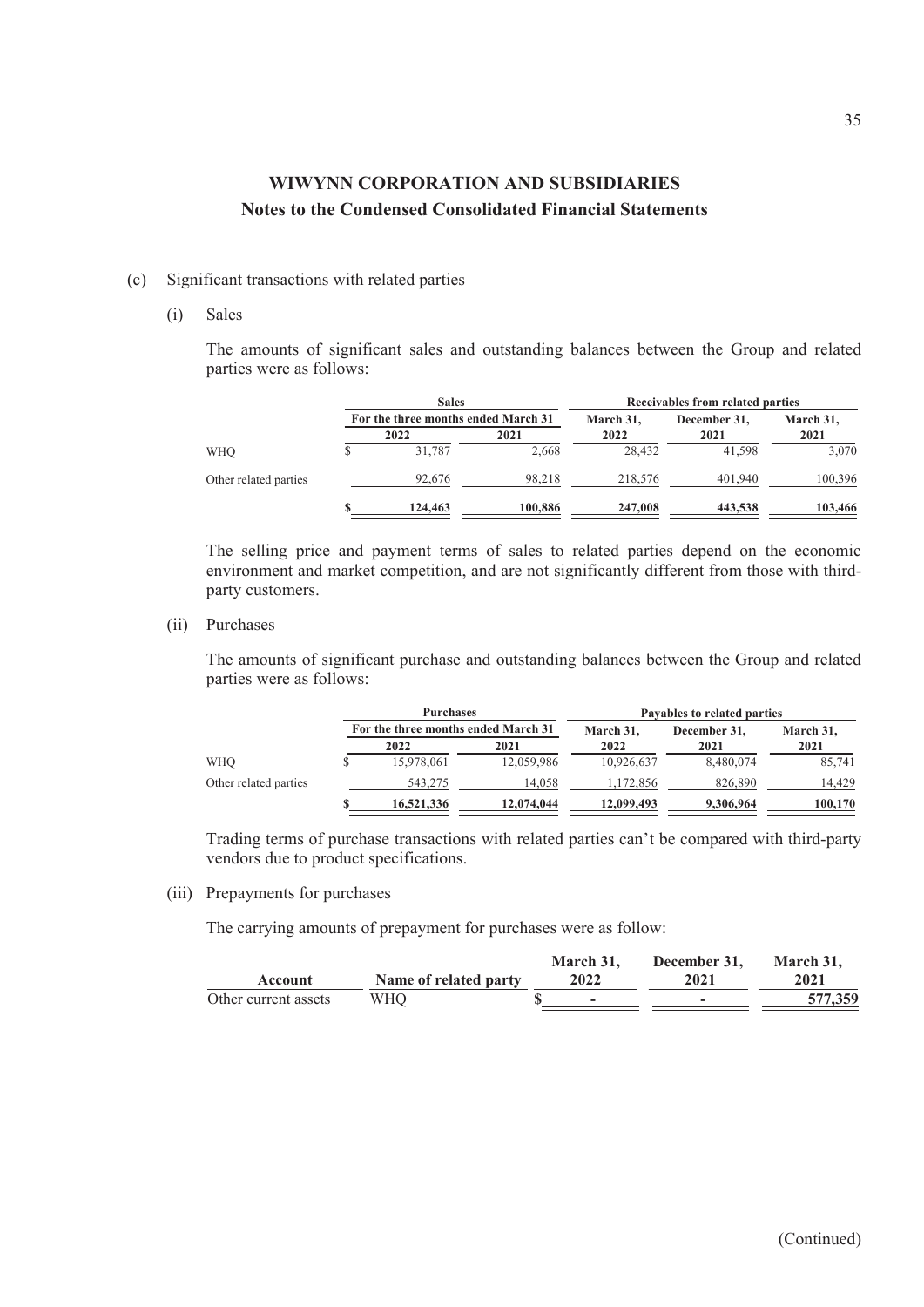# WIWYNN CORPORATION AND SUBSIDIARIES
## Notes to the Condensed Consolidated Financial Statements

(c) Significant transactions with related parties

(i) Sales

The amounts of significant sales and outstanding balances between the Group and related parties were as follows:

| | Sales | | Receivables from related parties | | |
|---|---|---|---|---|---|
| | For the three months ended March 31 | | March 31, | December 31, | March 31, |
| | 2022 | 2021 | 2022 | 2021 | 2021 |
| WHQ | $ 31,787 | 2,668 | 28,432 | 41,598 | 3,070 |
| Other related parties | 92,676 | 98,218 | 218,576 | 401,940 | 100,396 |
| | **$ 124,463** | **100,886** | **247,008** | **443,538** | **103,466** |

The selling price and payment terms of sales to related parties depend on the economic environment and market competition, and are not significantly different from those with third-party customers.

(ii) Purchases

The amounts of significant purchase and outstanding balances between the Group and related parties were as follows:

| | Purchases | | Payables to related parties | | |
|---|---|---|---|---|---|
| | For the three months ended March 31 | | March 31, | December 31, | March 31, |
| | 2022 | 2021 | 2022 | 2021 | 2021 |
| WHQ | $ 15,978,061 | 12,059,986 | 10,926,637 | 8,480,074 | 85,741 |
| Other related parties | 543,275 | 14,058 | 1,172,856 | 826,890 | 14,429 |
| | **$ 16,521,336** | **12,074,044** | **12,099,493** | **9,306,964** | **100,170** |

Trading terms of purchase transactions with related parties can't be compared with third-party vendors due to product specifications.

(iii) Prepayments for purchases

The carrying amounts of prepayment for purchases were as follow:

| Account | Name of related party | March 31, 2022 | December 31, 2021 | March 31, 2021 |
|---|---|---|---|---|
| Other current assets | WHQ | $ - | - | 577,359 |

(Continued)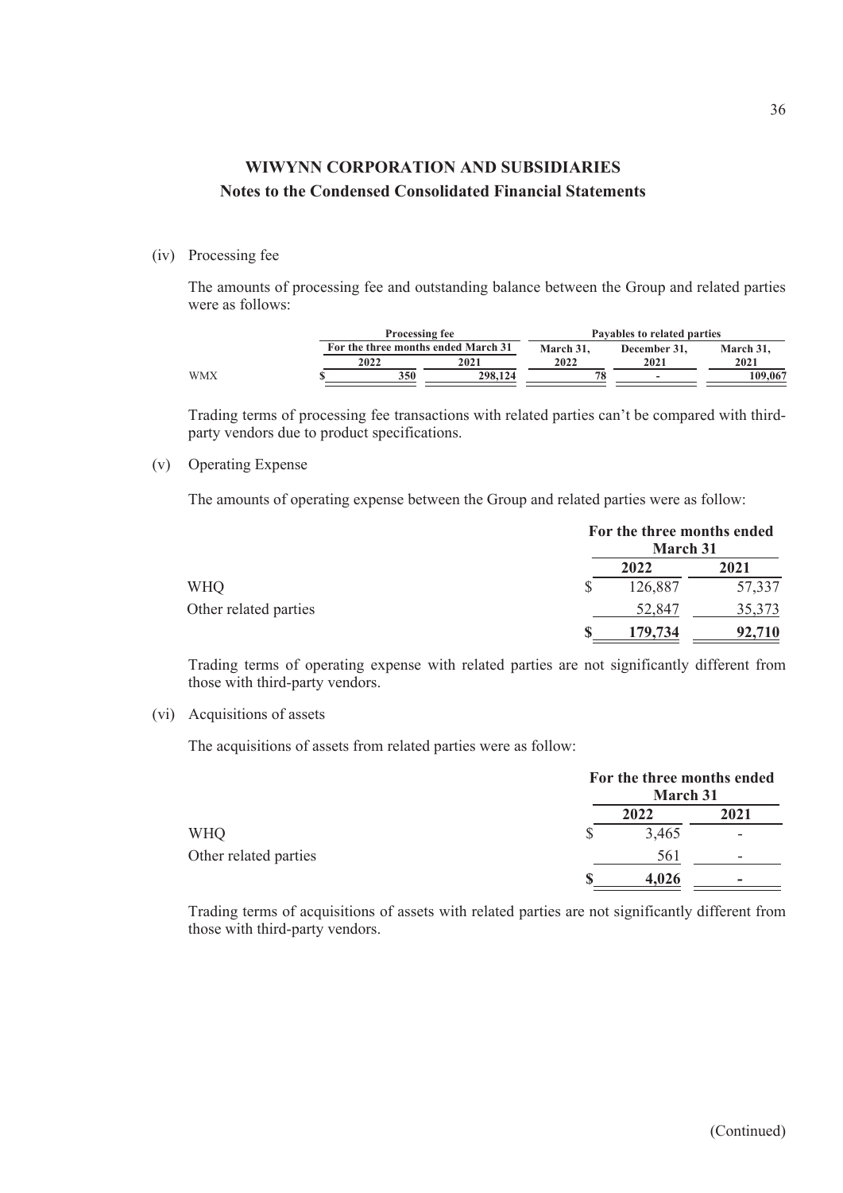# WIWYNN CORPORATION AND SUBSIDIARIES

## Notes to the Condensed Consolidated Financial Statements

(iv) Processing fee

The amounts of processing fee and outstanding balance between the Group and related parties were as follows:

| | Processing fee | | Payables to related parties | | |
|---|---|---|---|---|---|
| | For the three months ended March 31 | | March 31, | December 31, | March 31, |
| | 2022 | 2021 | 2022 | 2021 | 2021 |
| WMX | $ 350 | 298,124 | 78 | - | 109,067 |

Trading terms of processing fee transactions with related parties can't be compared with third-party vendors due to product specifications.

(v) Operating Expense

The amounts of operating expense between the Group and related parties were as follow:

| | For the three months ended March 31 | |
|---|---|---|
| | 2022 | 2021 |
| WHQ | $ 126,887 | 57,337 |
| Other related parties | 52,847 | 35,373 |
| | $ 179,734 | 92,710 |

Trading terms of operating expense with related parties are not significantly different from those with third-party vendors.

(vi) Acquisitions of assets

The acquisitions of assets from related parties were as follow:

| | For the three months ended March 31 | |
|---|---|---|
| | 2022 | 2021 |
| WHQ | $ 3,465 | - |
| Other related parties | 561 | - |
| | $ 4,026 | - |

Trading terms of acquisitions of assets with related parties are not significantly different from those with third-party vendors.

(Continued)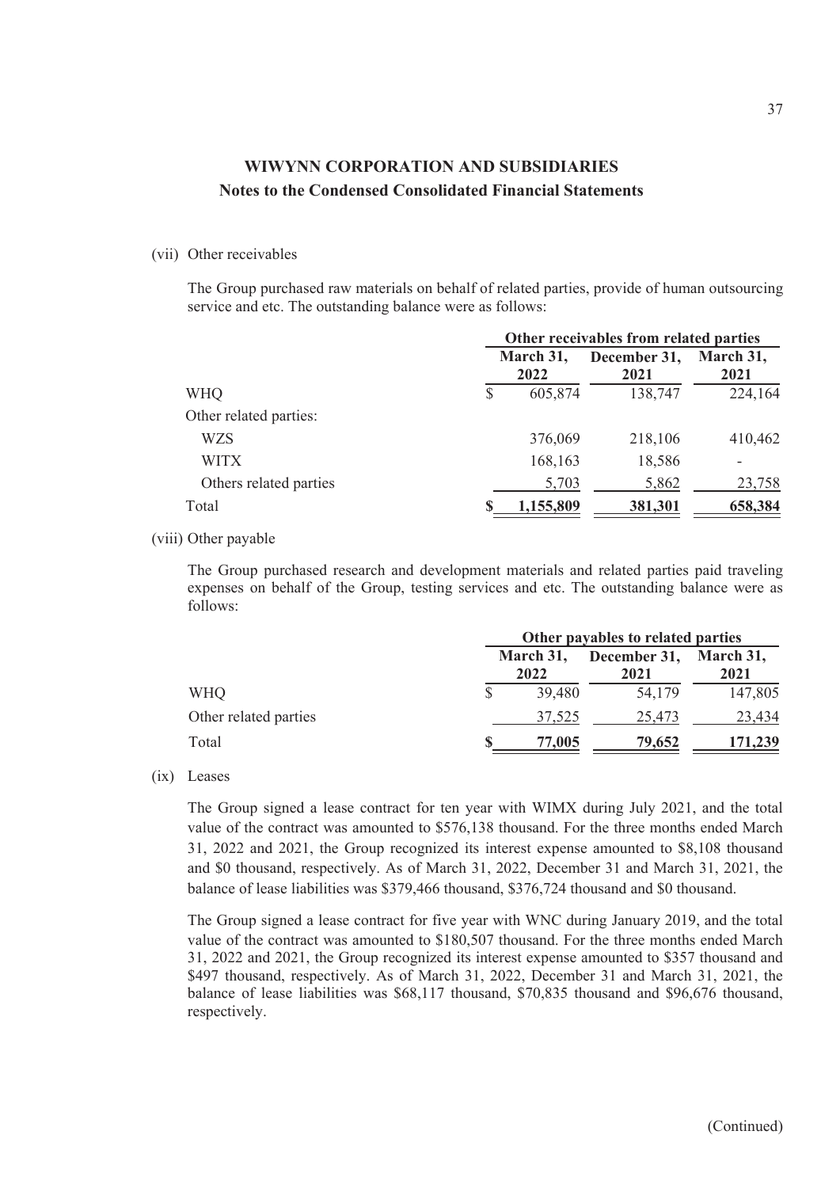**WIWYNN CORPORATION AND SUBSIDIARIES**
**Notes to the Condensed Consolidated Financial Statements**

(vii) Other receivables

The Group purchased raw materials on behalf of related parties, provide of human outsourcing service and etc. The outstanding balance were as follows:

| | Other receivables from related parties | | |
|---|---|---|---|
| | March 31, 2022 | December 31, 2021 | March 31, 2021 |
| WHQ | $ 605,874 | 138,747 | 224,164 |
| Other related parties: | | | |
| WZS | 376,069 | 218,106 | 410,462 |
| WITX | 168,163 | 18,586 | - |
| Others related parties | 5,703 | 5,862 | 23,758 |
| Total | **$ 1,155,809** | **381,301** | **658,384** |

(viii) Other payable

The Group purchased research and development materials and related parties paid traveling expenses on behalf of the Group, testing services and etc. The outstanding balance were as follows:

| | Other payables to related parties | | |
|---|---|---|---|
| | March 31, 2022 | December 31, 2021 | March 31, 2021 |
| WHQ | $ 39,480 | 54,179 | 147,805 |
| Other related parties | 37,525 | 25,473 | 23,434 |
| Total | **$ 77,005** | **79,652** | **171,239** |

(ix) Leases

The Group signed a lease contract for ten year with WIMX during July 2021, and the total value of the contract was amounted to $576,138 thousand. For the three months ended March 31, 2022 and 2021, the Group recognized its interest expense amounted to $8,108 thousand and $0 thousand, respectively. As of March 31, 2022, December 31 and March 31, 2021, the balance of lease liabilities was $379,466 thousand, $376,724 thousand and $0 thousand.

The Group signed a lease contract for five year with WNC during January 2019, and the total value of the contract was amounted to $180,507 thousand. For the three months ended March 31, 2022 and 2021, the Group recognized its interest expense amounted to $357 thousand and $497 thousand, respectively. As of March 31, 2022, December 31 and March 31, 2021, the balance of lease liabilities was $68,117 thousand, $70,835 thousand and $96,676 thousand, respectively.

(Continued)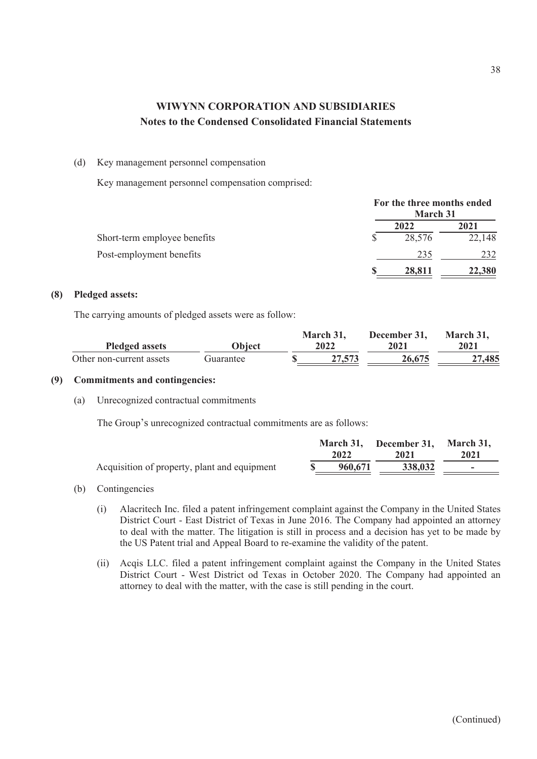## WIWYNN CORPORATION AND SUBSIDIARIES
## Notes to the Condensed Consolidated Financial Statements

(d) Key management personnel compensation

Key management personnel compensation comprised:

| | For the three months ended March 31 | |
|---|---|---|
| | 2022 | 2021 |
| Short-term employee benefits | $ 28,576 | 22,148 |
| Post-employment benefits | 235 | 232 |
| | **$ 28,811** | **22,380** |

**(8) Pledged assets:**

The carrying amounts of pledged assets were as follow:

| Pledged assets | Object | March 31, 2022 | December 31, 2021 | March 31, 2021 |
|---|---|---|---|---|
| Other non-current assets | Guarantee | **$ 27,573** | **26,675** | **27,485** |

**(9) Commitments and contingencies:**

(a) Unrecognized contractual commitments

The Group's unrecognized contractual commitments are as follows:

| | March 31, 2022 | December 31, 2021 | March 31, 2021 |
|---|---|---|---|
| Acquisition of property, plant and equipment | **$ 960,671** | **338,032** | **-** |

(b) Contingencies

(i) Alacritech Inc. filed a patent infringement complaint against the Company in the United States District Court - East District of Texas in June 2016. The Company had appointed an attorney to deal with the matter. The litigation is still in process and a decision has yet to be made by the US Patent trial and Appeal Board to re-examine the validity of the patent.

(ii) Acqis LLC. filed a patent infringement complaint against the Company in the United States District Court - West District od Texas in October 2020. The Company had appointed an attorney to deal with the matter, with the case is still pending in the court.

(Continued)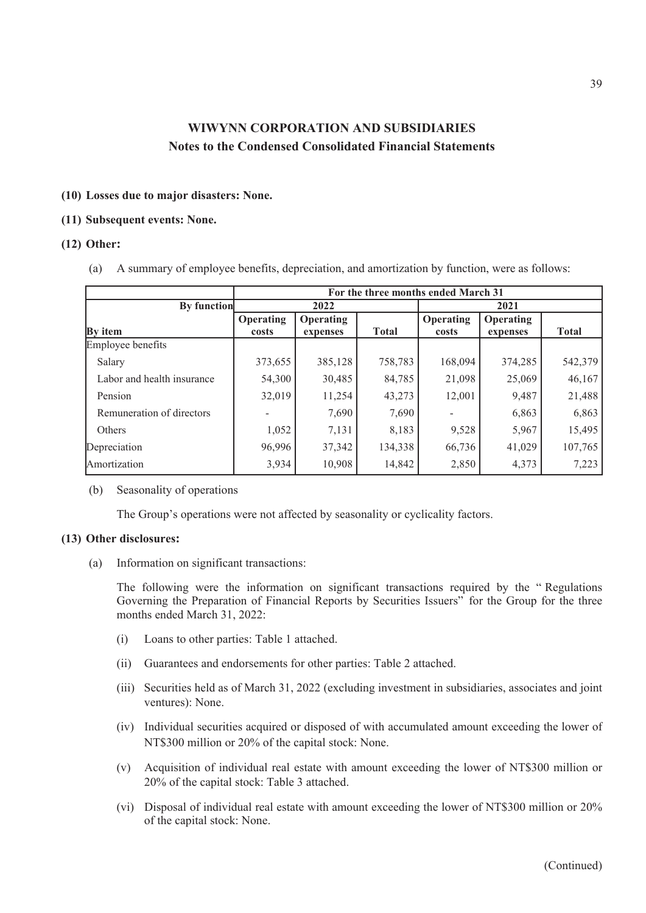# WIWYNN CORPORATION AND SUBSIDIARIES
## Notes to the Condensed Consolidated Financial Statements

**(10) Losses due to major disasters: None.**

**(11) Subsequent events: None.**

**(12) Other:**

(a) A summary of employee benefits, depreciation, and amortization by function, were as follows:

| | For the three months ended March 31 | | | | | |
|---|---|---|---|---|---|---|
| **By function** | **2022** | | | **2021** | | |
| **By item** | **Operating costs** | **Operating expenses** | **Total** | **Operating costs** | **Operating expenses** | **Total** |
| Employee benefits | | | | | | |
| Salary | 373,655 | 385,128 | 758,783 | 168,094 | 374,285 | 542,379 |
| Labor and health insurance | 54,300 | 30,485 | 84,785 | 21,098 | 25,069 | 46,167 |
| Pension | 32,019 | 11,254 | 43,273 | 12,001 | 9,487 | 21,488 |
| Remuneration of directors | - | 7,690 | 7,690 | - | 6,863 | 6,863 |
| Others | 1,052 | 7,131 | 8,183 | 9,528 | 5,967 | 15,495 |
| Depreciation | 96,996 | 37,342 | 134,338 | 66,736 | 41,029 | 107,765 |
| Amortization | 3,934 | 10,908 | 14,842 | 2,850 | 4,373 | 7,223 |

(b) Seasonality of operations

The Group's operations were not affected by seasonality or cyclicality factors.

**(13) Other disclosures:**

(a) Information on significant transactions:

The following were the information on significant transactions required by the "Regulations Governing the Preparation of Financial Reports by Securities Issuers" for the Group for the three months ended March 31, 2022:

(i) Loans to other parties: Table 1 attached.

(ii) Guarantees and endorsements for other parties: Table 2 attached.

(iii) Securities held as of March 31, 2022 (excluding investment in subsidiaries, associates and joint ventures): None.

(iv) Individual securities acquired or disposed of with accumulated amount exceeding the lower of NT$300 million or 20% of the capital stock: None.

(v) Acquisition of individual real estate with amount exceeding the lower of NT$300 million or 20% of the capital stock: Table 3 attached.

(vi) Disposal of individual real estate with amount exceeding the lower of NT$300 million or 20% of the capital stock: None.

(Continued)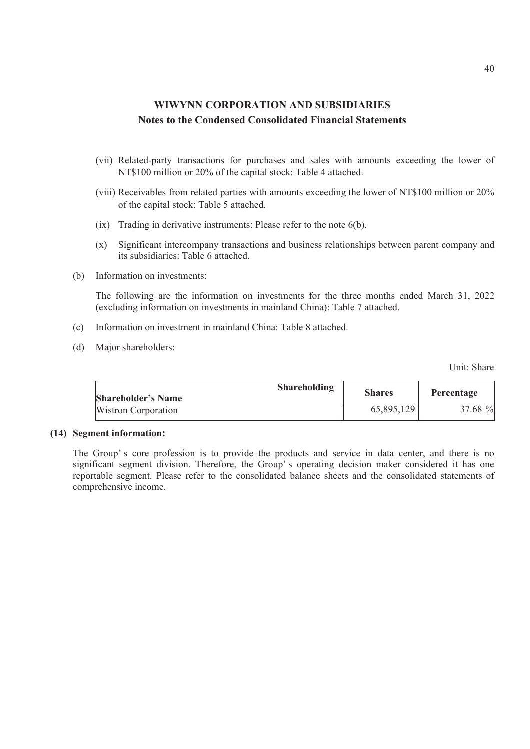# WIWYNN CORPORATION AND SUBSIDIARIES
## Notes to the Condensed Consolidated Financial Statements

(vii) Related-party transactions for purchases and sales with amounts exceeding the lower of NT$100 million or 20% of the capital stock: Table 4 attached.

(viii) Receivables from related parties with amounts exceeding the lower of NT$100 million or 20% of the capital stock: Table 5 attached.

(ix) Trading in derivative instruments: Please refer to the note 6(b).

(x) Significant intercompany transactions and business relationships between parent company and its subsidiaries: Table 6 attached.

(b) Information on investments:

The following are the information on investments for the three months ended March 31, 2022 (excluding information on investments in mainland China): Table 7 attached.

(c) Information on investment in mainland China: Table 8 attached.

(d) Major shareholders:

Unit: Share

| Shareholder's Name / Shareholding | Shares | Percentage |
|---|---|---|
| Wistron Corporation | 65,895,129 | 37.68 % |

**(14) Segment information:**

The Group's core profession is to provide the products and service in data center, and there is no significant segment division. Therefore, the Group's operating decision maker considered it has one reportable segment. Please refer to the consolidated balance sheets and the consolidated statements of comprehensive income.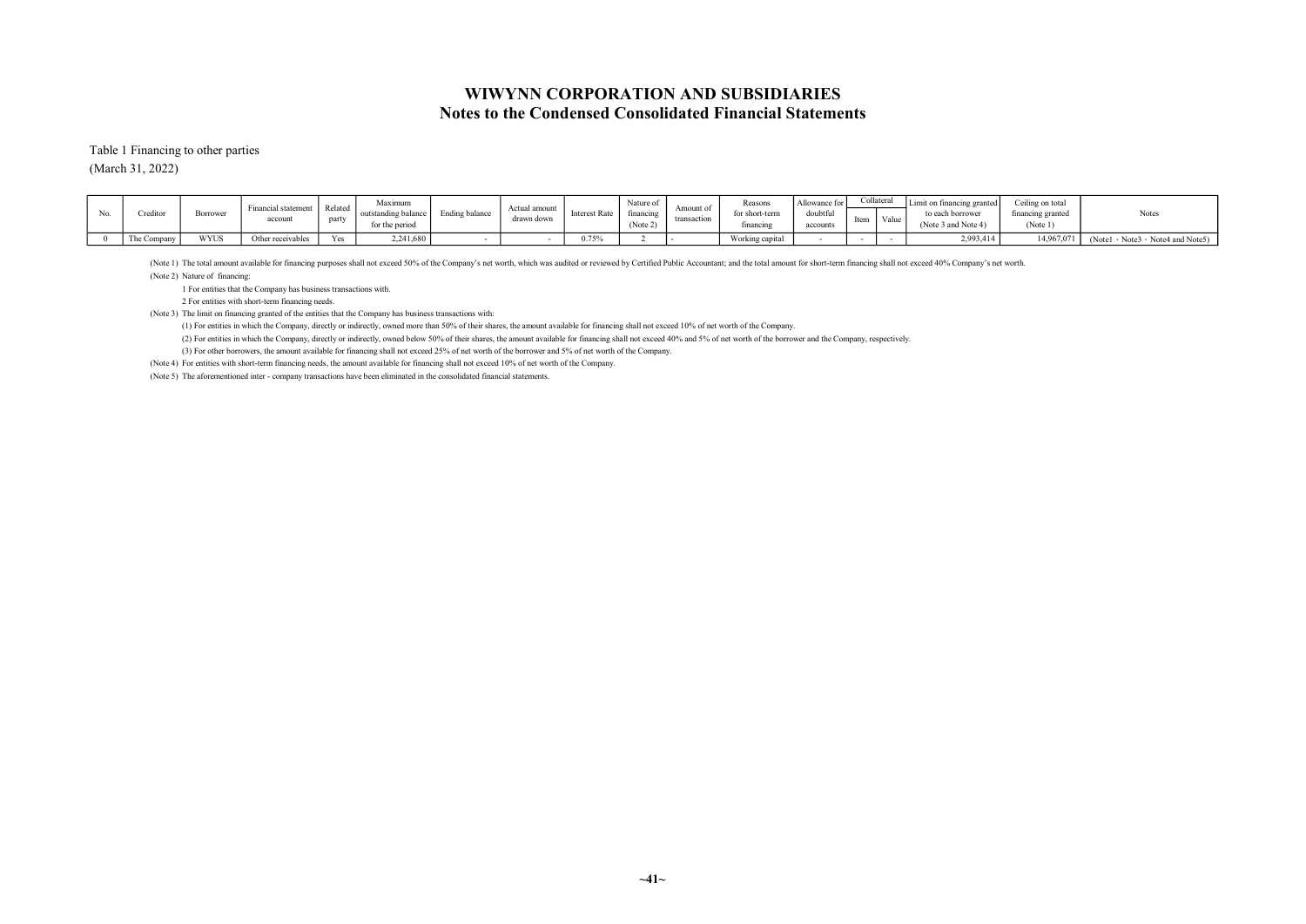# WIWYNN CORPORATION AND SUBSIDIARIES
## Notes to the Condensed Consolidated Financial Statements

Table 1 Financing to other parties

(March 31, 2022)

| No. | Creditor | Borrower | Financial statement account | Related party | Maximum outstanding balance for the period | Ending balance | Actual amount drawn down | Interest Rate | Nature of financing (Note 2) | Amount of transaction | Reasons for short-term financing | Allowance for doubtful accounts | Collateral | | Limit on financing granted to each borrower (Note 3 and Note 4) | Ceiling on total financing granted (Note 1) | Notes |
|---|---|---|---|---|---|---|---|---|---|---|---|---|---|---|---|---|---|
| | | | | | | | | | | | | | Item | Value | | | |
| 0 | The Company | WYUS | Other receivables | Yes | 2,241,680 | - | - | 0.75% | 2 | - | Working capital | - | - | - | 2,993,414 | 14,967,071 | (Note1、Note3、Note4 and Note5) |

(Note 1) The total amount available for financing purposes shall not exceed 50% of the Company's net worth, which was audited or reviewed by Certified Public Accountant; and the total amount for short-term financing shall not exceed 40% Company's net worth.

(Note 2) Nature of financing:

1 For entities that the Company has business transactions with.

2 For entities with short-term financing needs.

(Note 3) The limit on financing granted of the entities that the Company has business transactions with:

(1) For entities in which the Company, directly or indirectly, owned more than 50% of their shares, the amount available for financing shall not exceed 10% of net worth of the Company.

(2) For entities in which the Company, directly or indirectly, owned below 50% of their shares, the amount available for financing shall not exceed 40% and 5% of net worth of the borrower and the Company, respectively.

(3) For other borrowers, the amount available for financing shall not exceed 25% of net worth of the borrower and 5% of net worth of the Company.

(Note 4) For entities with short-term financing needs, the amount available for financing shall not exceed 10% of net worth of the Company.

(Note 5) The aforementioned inter - company transactions have been eliminated in the consolidated financial statements.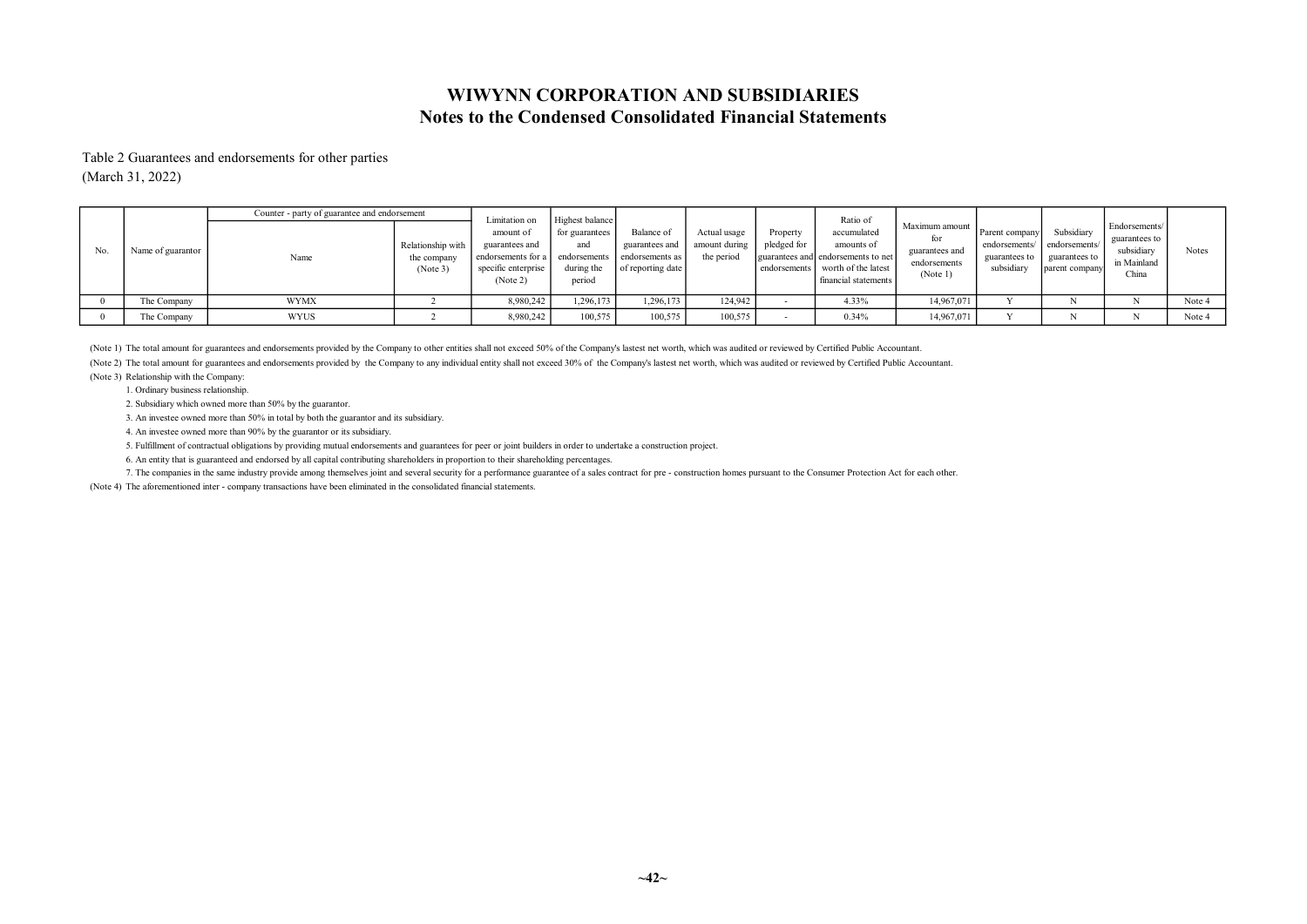# WIWYNN CORPORATION AND SUBSIDIARIES
## Notes to the Condensed Consolidated Financial Statements

Table 2 Guarantees and endorsements for other parties
(March 31, 2022)

| No. | Name of guarantor | Counter - party of guarantee and endorsement | | Limitation on amount of guarantees and endorsements for a specific enterprise (Note 2) | Highest balance for guarantees and endorsements during the period | Balance of guarantees and endorsements as of reporting date | Actual usage amount during the period | Property pledged for guarantees and endorsements | Ratio of accumulated amounts of guarantees and endorsements to net worth of the latest financial statements | Maximum amount for guarantees and endorsements (Note 1) | Parent company endorsements/ guarantees to subsidiary | Subsidiary endorsements/ guarantees to parent company | Endorsements/ guarantees to subsidiary in Mainland China | Notes |
|---|---|---|---|---|---|---|---|---|---|---|---|---|---|---|
| | | Name | Relationship with the company (Note 3) | | | | | | | | | | | |
| 0 | The Company | WYMX | 2 | 8,980,242 | 1,296,173 | 1,296,173 | 124,942 | - | 4.33% | 14,967,071 | Y | N | N | Note 4 |
| 0 | The Company | WYUS | 2 | 8,980,242 | 100,575 | 100,575 | 100,575 | - | 0.34% | 14,967,071 | Y | N | N | Note 4 |

(Note 1) The total amount for guarantees and endorsements provided by the Company to other entities shall not exceed 50% of the Company's lastest net worth, which was audited or reviewed by Certified Public Accountant.

(Note 2) The total amount for guarantees and endorsements provided by the Company to any individual entity shall not exceed 30% of the Company's lastest net worth, which was audited or reviewed by Certified Public Accountant.

(Note 3) Relationship with the Company:

1. Ordinary business relationship.
2. Subsidiary which owned more than 50% by the guarantor.
3. An investee owned more than 50% in total by both the guarantor and its subsidiary.
4. An investee owned more than 90% by the guarantor or its subsidiary.
5. Fulfillment of contractual obligations by providing mutual endorsements and guarantees for peer or joint builders in order to undertake a construction project.
6. An entity that is guaranteed and endorsed by all capital contributing shareholders in proportion to their shareholding percentages.
7. The companies in the same industry provide among themselves joint and several security for a performance guarantee of a sales contract for pre - construction homes pursuant to the Consumer Protection Act for each other.

(Note 4) The aforementioned inter - company transactions have been eliminated in the consolidated financial statements.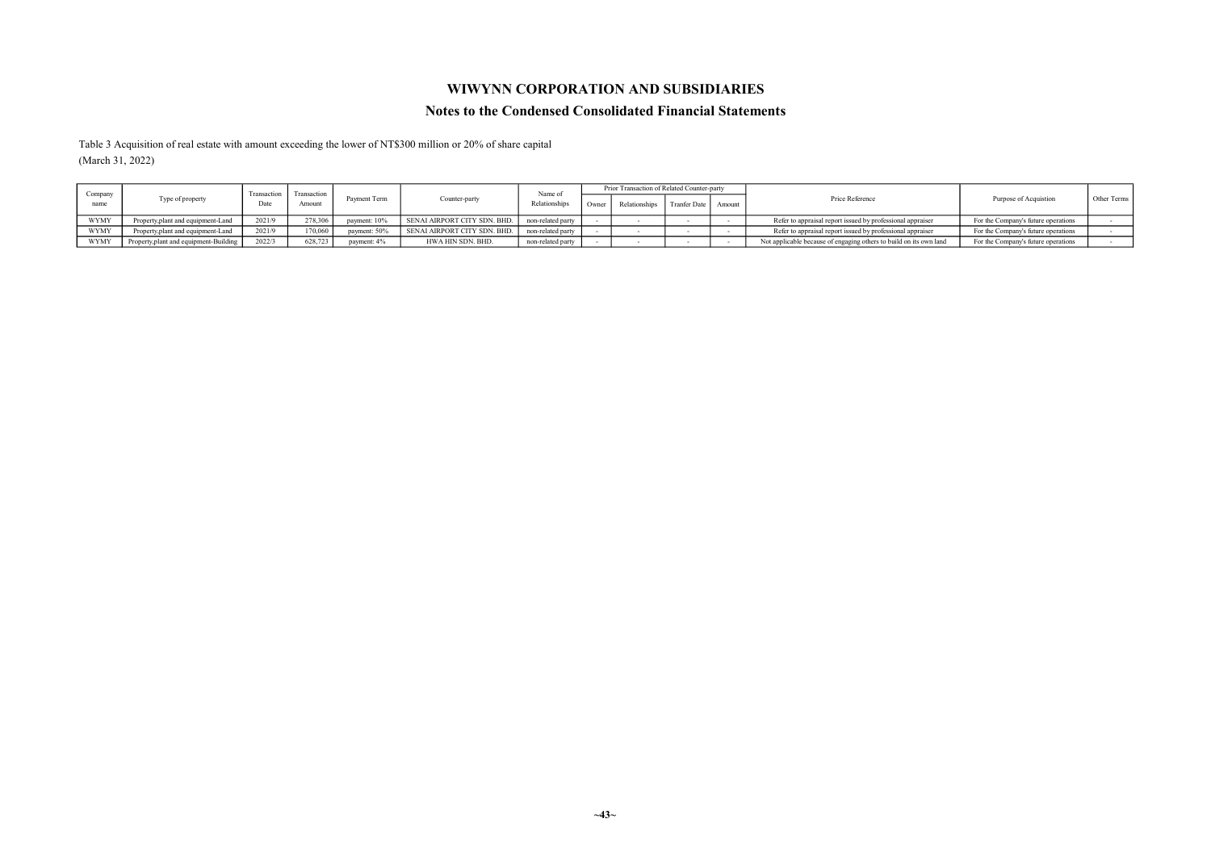# WIWYNN CORPORATION AND SUBSIDIARIES

## Notes to the Condensed Consolidated Financial Statements

Table 3 Acquisition of real estate with amount exceeding the lower of NT$300 million or 20% of share capital

(March 31, 2022)

| Company name | Type of property | Transaction Date | Transaction Amount | Payment Term | Counter-party | Name of Relationships | Prior Transaction of Related Counter-party | | | | Price Reference | Purpose of Acquistion | Other Terms |
|---|---|---|---|---|---|---|---|---|---|---|---|---|---|
| | | | | | | | Owner | Relationships | Tranfer Date | Amount | | | |
| WYMY | Property,plant and equipment-Land | 2021/9 | 278,306 | payment: 10% | SENAI AIRPORT CITY SDN. BHD. | non-related party | - | - | - | - | Refer to appraisal report issued by professional appraiser | For the Company's future operations | - |
| WYMY | Property,plant and equipment-Land | 2021/9 | 170,060 | payment: 50% | SENAI AIRPORT CITY SDN. BHD. | non-related party | - | - | - | - | Refer to appraisal report issued by professional appraiser | For the Company's future operations | - |
| WYMY | Property,plant and equipment-Building | 2022/3 | 628,723 | payment: 4% | HWA HIN SDN. BHD. | non-related party | - | - | - | - | Not applicable because of engaging others to build on its own land | For the Company's future operations | - |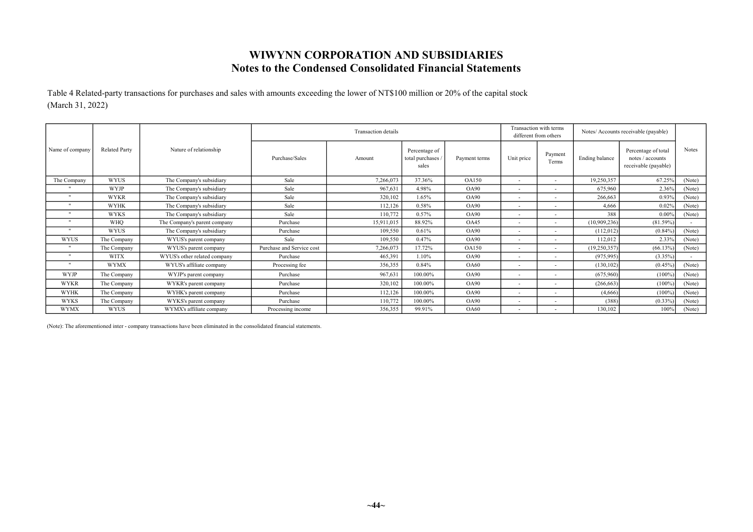# WIWYNN CORPORATION AND SUBSIDIARIES
## Notes to the Condensed Consolidated Financial Statements

Table 4 Related-party transactions for purchases and sales with amounts exceeding the lower of NT$100 million or 20% of the capital stock
(March 31, 2022)

| Name of company | Related Party | Nature of relationship | Transaction details | | | | Transaction with terms different from others | | Notes/ Accounts receivable (payable) | | Notes |
|---|---|---|---|---|---|---|---|---|---|---|---|
| | | | Purchase/Sales | Amount | Percentage of total purchases / sales | Payment terms | Unit price | Payment Terms | Ending balance | Percentage of total notes / accounts receivable (payable) | |
| The Company | WYUS | The Company's subsidiary | Sale | 7,266,073 | 37.36% | OA150 | - | - | 19,250,357 | 67.25% | (Note) |
| " | WYJP | The Company's subsidiary | Sale | 967,631 | 4.98% | OA90 | - | - | 675,960 | 2.36% | (Note) |
| " | WYKR | The Company's subsidiary | Sale | 320,102 | 1.65% | OA90 | - | - | 266,663 | 0.93% | (Note) |
| " | WYHK | The Company's subsidiary | Sale | 112,126 | 0.58% | OA90 | - | - | 4,666 | 0.02% | (Note) |
| " | WYKS | The Company's subsidiary | Sale | 110,772 | 0.57% | OA90 | - | - | 388 | 0.00% | (Note) |
| " | WHQ | The Company's parent company | Purchase | 15,911,015 | 88.92% | OA45 | - | - | (10,909,236) | (81.59%) | - |
| " | WYUS | The Company's subsidiary | Purchase | 109,550 | 0.61% | OA90 | - | - | (112,012) | (0.84%) | (Note) |
| WYUS | The Company | WYUS's parent company | Sale | 109,550 | 0.47% | OA90 | - | - | 112,012 | 2.33% | (Note) |
| " | The Company | WYUS's parent company | Purchase and Service cost | 7,266,073 | 17.72% | OA150 | - | - | (19,250,357) | (66.13%) | (Note) |
| " | WITX | WYUS's other related company | Purchase | 465,391 | 1.10% | OA90 | - | - | (975,995) | (3.35%) | - |
| " | WYMX | WYUS's affiliate company | Processing fee | 356,355 | 0.84% | OA60 | - | - | (130,102) | (0.45%) | (Note) |
| WYJP | The Company | WYJP's parent company | Purchase | 967,631 | 100.00% | OA90 | - | - | (675,960) | (100%) | (Note) |
| WYKR | The Company | WYKR's parent company | Purchase | 320,102 | 100.00% | OA90 | - | - | (266,663) | (100%) | (Note) |
| WYHK | The Company | WYHK's parent company | Purchase | 112,126 | 100.00% | OA90 | - | - | (4,666) | (100%) | (Note) |
| WYKS | The Company | WYKS's parent company | Purchase | 110,772 | 100.00% | OA90 | - | - | (388) | (0.33%) | (Note) |
| WYMX | WYUS | WYMX's affiliate company | Processing income | 356,355 | 99.91% | OA60 | - | - | 130,102 | 100% | (Note) |

(Note): The aforementioned inter - company transactions have been eliminated in the consolidated financial statements.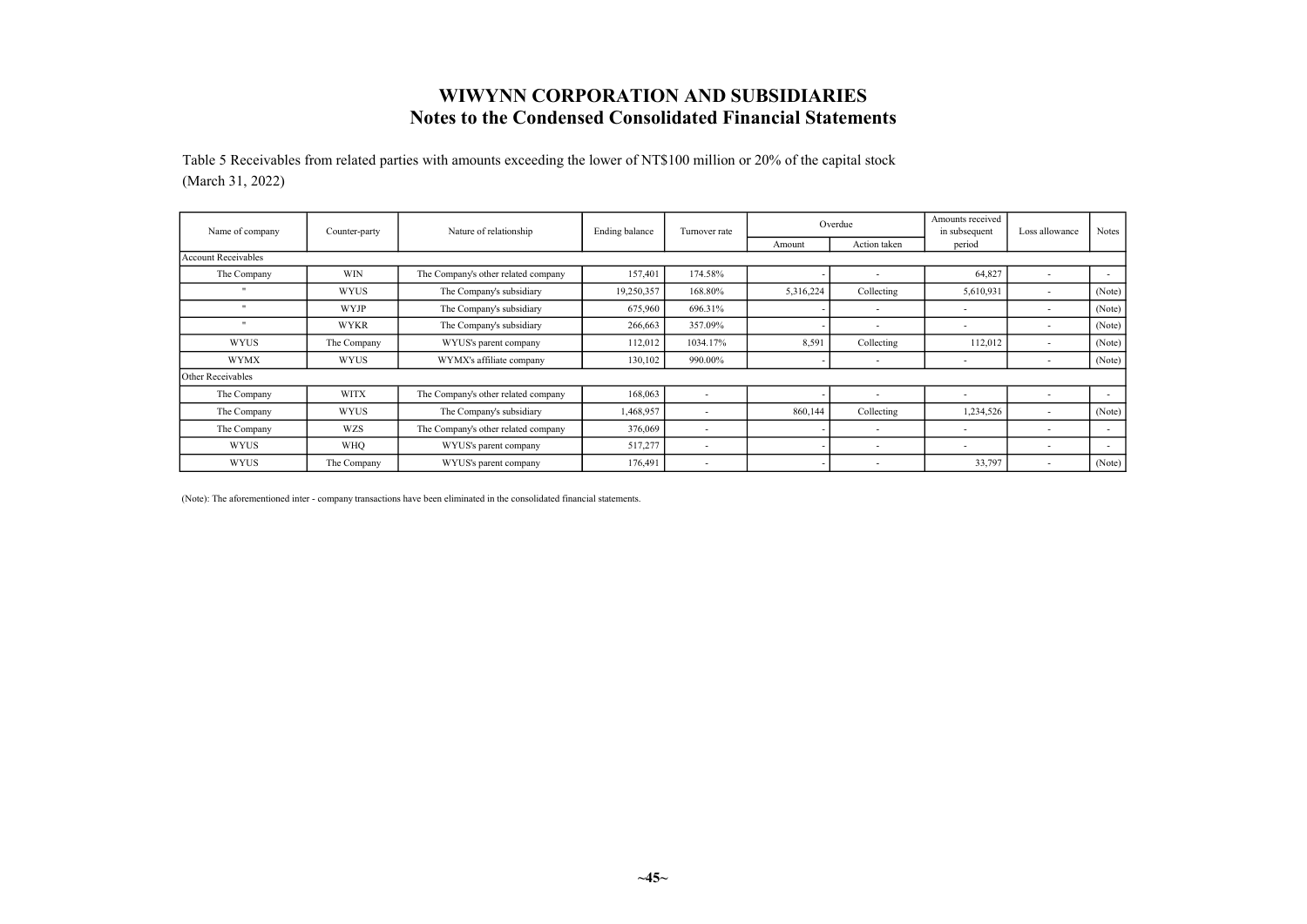# WIWYNN CORPORATION AND SUBSIDIARIES
## Notes to the Condensed Consolidated Financial Statements

Table 5 Receivables from related parties with amounts exceeding the lower of NT$100 million or 20% of the capital stock
(March 31, 2022)

| Name of company | Counter-party | Nature of relationship | Ending balance | Turnover rate | Overdue | | Amounts received in subsequent period | Loss allowance | Notes |
|---|---|---|---|---|---|---|---|---|---|
| | | | | | Amount | Action taken | | | |
| Account Receivables | | | | | | | | | |
| The Company | WIN | The Company's other related company | 157,401 | 174.58% | - | - | 64,827 | - | - |
| " | WYUS | The Company's subsidiary | 19,250,357 | 168.80% | 5,316,224 | Collecting | 5,610,931 | - | (Note) |
| " | WYJP | The Company's subsidiary | 675,960 | 696.31% | - | - | - | - | (Note) |
| " | WYKR | The Company's subsidiary | 266,663 | 357.09% | - | - | - | - | (Note) |
| WYUS | The Company | WYUS's parent company | 112,012 | 1034.17% | 8,591 | Collecting | 112,012 | - | (Note) |
| WYMX | WYUS | WYMX's affiliate company | 130,102 | 990.00% | - | - | - | - | (Note) |
| Other Receivables | | | | | | | | | |
| The Company | WITX | The Company's other related company | 168,063 | - | - | - | - | - | - |
| The Company | WYUS | The Company's subsidiary | 1,468,957 | - | 860,144 | Collecting | 1,234,526 | - | (Note) |
| The Company | WZS | The Company's other related company | 376,069 | - | - | - | - | - | - |
| WYUS | WHQ | WYUS's parent company | 517,277 | - | - | - | - | - | - |
| WYUS | The Company | WYUS's parent company | 176,491 | - | - | - | 33,797 | - | (Note) |

(Note): The aforementioned inter - company transactions have been eliminated in the consolidated financial statements.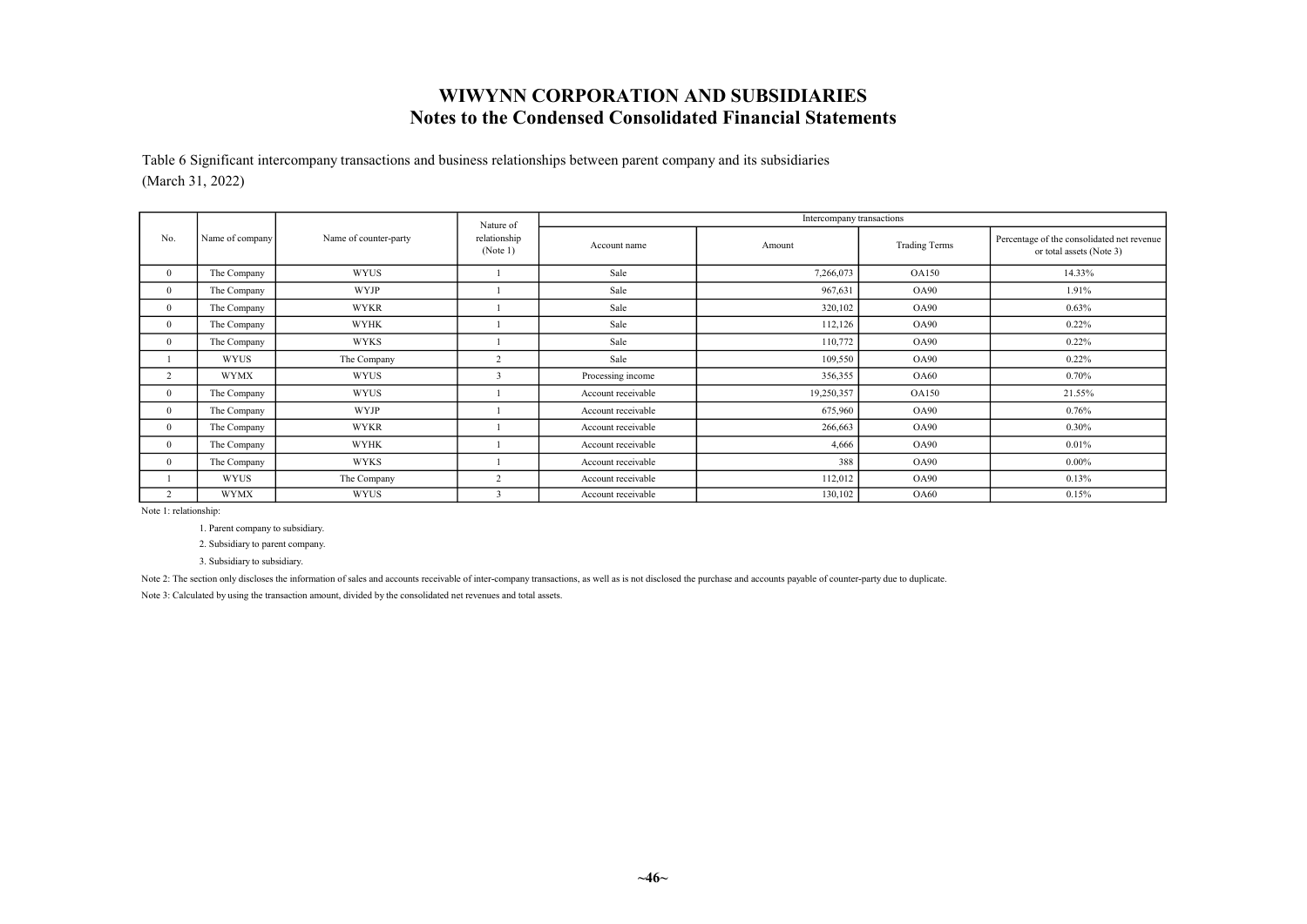# WIWYNN CORPORATION AND SUBSIDIARIES
## Notes to the Condensed Consolidated Financial Statements

Table 6 Significant intercompany transactions and business relationships between parent company and its subsidiaries
(March 31, 2022)

| No. | Name of company | Name of counter-party | Nature of relationship (Note 1) | Intercompany transactions | | | |
|---|---|---|---|---|---|---|---|
| | | | | Account name | Amount | Trading Terms | Percentage of the consolidated net revenue or total assets (Note 3) |
| 0 | The Company | WYUS | 1 | Sale | 7,266,073 | OA150 | 14.33% |
| 0 | The Company | WYJP | 1 | Sale | 967,631 | OA90 | 1.91% |
| 0 | The Company | WYKR | 1 | Sale | 320,102 | OA90 | 0.63% |
| 0 | The Company | WYHK | 1 | Sale | 112,126 | OA90 | 0.22% |
| 0 | The Company | WYKS | 1 | Sale | 110,772 | OA90 | 0.22% |
| 1 | WYUS | The Company | 2 | Sale | 109,550 | OA90 | 0.22% |
| 2 | WYMX | WYUS | 3 | Processing income | 356,355 | OA60 | 0.70% |
| 0 | The Company | WYUS | 1 | Account receivable | 19,250,357 | OA150 | 21.55% |
| 0 | The Company | WYJP | 1 | Account receivable | 675,960 | OA90 | 0.76% |
| 0 | The Company | WYKR | 1 | Account receivable | 266,663 | OA90 | 0.30% |
| 0 | The Company | WYHK | 1 | Account receivable | 4,666 | OA90 | 0.01% |
| 0 | The Company | WYKS | 1 | Account receivable | 388 | OA90 | 0.00% |
| 1 | WYUS | The Company | 2 | Account receivable | 112,012 | OA90 | 0.13% |
| 2 | WYMX | WYUS | 3 | Account receivable | 130,102 | OA60 | 0.15% |

Note 1: relationship:

1. Parent company to subsidiary.
2. Subsidiary to parent company.
3. Subsidiary to subsidiary.

Note 2: The section only discloses the information of sales and accounts receivable of inter-company transactions, as well as is not disclosed the purchase and accounts payable of counter-party due to duplicate.

Note 3: Calculated by using the transaction amount, divided by the consolidated net revenues and total assets.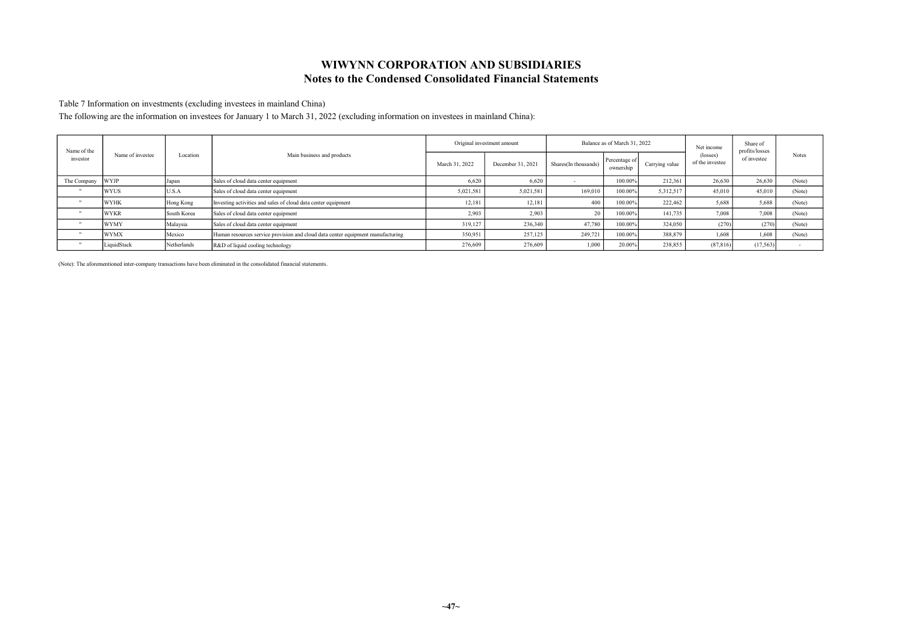# WIWYNN CORPORATION AND SUBSIDIARIES
## Notes to the Condensed Consolidated Financial Statements

Table 7 Information on investments (excluding investees in mainland China)

The following are the information on investees for January 1 to March 31, 2022 (excluding information on investees in mainland China):

| Name of the investor | Name of investee | Location | Main business and products | Original investment amount | | Balance as of March 31, 2022 | | | Net income (losses) of the investee | Share of profits/losses of investee | Notes |
|---|---|---|---|---|---|---|---|---|---|---|---|
| | | | | March 31, 2022 | December 31, 2021 | Shares(In thousands) | Percentage of ownership | Carrying value | | | |
| The Company | WYJP | Japan | Sales of cloud data center equipment | 6,620 | 6,620 | - | 100.00% | 212,361 | 26,630 | 26,630 | (Note) |
| " | WYUS | U.S.A | Sales of cloud data center equipment | 5,021,581 | 5,021,581 | 169,010 | 100.00% | 5,312,517 | 45,010 | 45,010 | (Note) |
| " | WYHK | Hong Kong | Investing activities and sales of cloud data center equipment | 12,181 | 12,181 | 400 | 100.00% | 222,462 | 5,688 | 5,688 | (Note) |
| " | WYKR | South Korea | Sales of cloud data center equipment | 2,903 | 2,903 | 20 | 100.00% | 141,735 | 7,008 | 7,008 | (Note) |
| " | WYMY | Malaysia | Sales of cloud data center equipment | 319,127 | 236,340 | 47,780 | 100.00% | 324,050 | (270) | (270) | (Note) |
| " | WYMX | Mexico | Human resources service provision and cloud data center equipment manufacturing | 350,951 | 257,125 | 249,721 | 100.00% | 388,879 | 1,608 | 1,608 | (Note) |
| " | LiquidStack | Netherlands | R&D of liquid cooling technology | 276,609 | 276,609 | 1,000 | 20.00% | 238,855 | (87,816) | (17,563) | - |

(Note): The aforementioned inter-company transactions have been eliminated in the consolidated financial statements.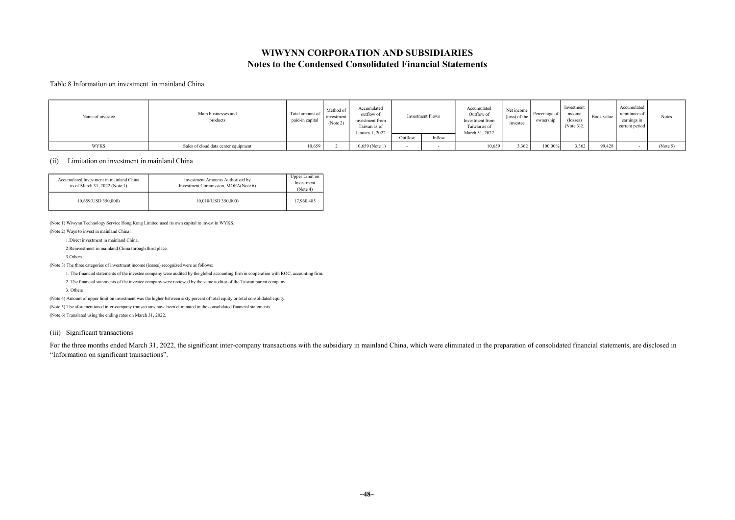# WIWYNN CORPORATION AND SUBSIDIARIES
## Notes to the Condensed Consolidated Financial Statements

Table 8 Information on investment in mainland China

| Name of investee | Main businesses and products | Total amount of paid-in capital | Method of investment (Note 2) | Accumulated outflow of investment from Taiwan as of January 1, 2022 | Investment Flows | | Accumulated Outflow of Investment from Taiwan as of March 31, 2022 | Net income (loss) of the investee | Percentage of ownership | Investment income (losses) (Note 3)2. | Book value | Accumulated remittance of earnings in current period | Notes |
|---|---|---|---|---|---|---|---|---|---|---|---|---|---|
| | | | | | Outflow | Inflow | | | | | | | |
| WYKS | Sales of cloud data center equipment | 10,659 | 2 | 10,659 (Note 1) | - | - | 10,659 | 3,362 | 100.00% | 3,362 | 99,428 | - | (Note 5) |

(ii) Limitation on investment in mainland China

| Accumulated Investment in mainland China as of March 31, 2022 (Note 1) | Investment Amounts Authorized by Investment Commission, MOEA(Note 6) | Upper Limit on Investment (Note 4) |
|---|---|---|
| 10,659(USD 350,000) | 10,018(USD 350,000) | 17,960,485 |

(Note 1) Wiwynn Technology Service Hong Kong Limited used its own capital to invest in WYKS.

(Note 2) Ways to invest in mainland China:

1.Direct investment in mainland China.

2.Reinvestment in mainland China through third place.

3.Others

(Note 3) The three categories of investment income (losses) recognized were as follows:

1. The financial statements of the investee company were audited by the global accounting firm in cooperation with ROC. accounting firm.

2. The financial statements of the investee company were reviewed by the same auditor of the Taiwan parent company.

3. Others

(Note 4) Amount of upper limit on investment was the higher between sixty percent of total equity or total consolidated equity.

(Note 5) The aforementioned inter-company transactions have been eliminated in the consolidated financial statements.

(Note 6) Translated using the ending rates on March 31, 2022.

(iii) Significant transactions

For the three months ended March 31, 2022, the significant inter-company transactions with the subsidiary in mainland China, which were eliminated in the preparation of consolidated financial statements, are disclosed in "Information on significant transactions".